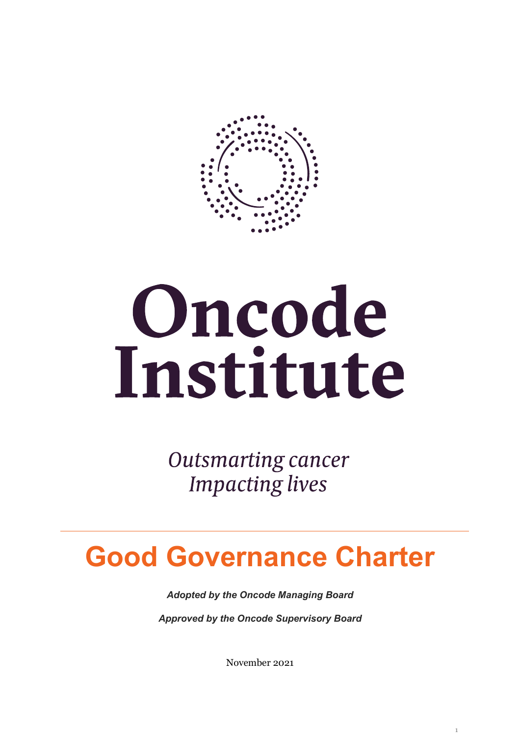# Oncode Institute

*Outsmarting cancer*
*Impacting lives*

---

# Good Governance Charter

***Adopted by the Oncode Managing Board***

***Approved by the Oncode Supervisory Board***

November 2021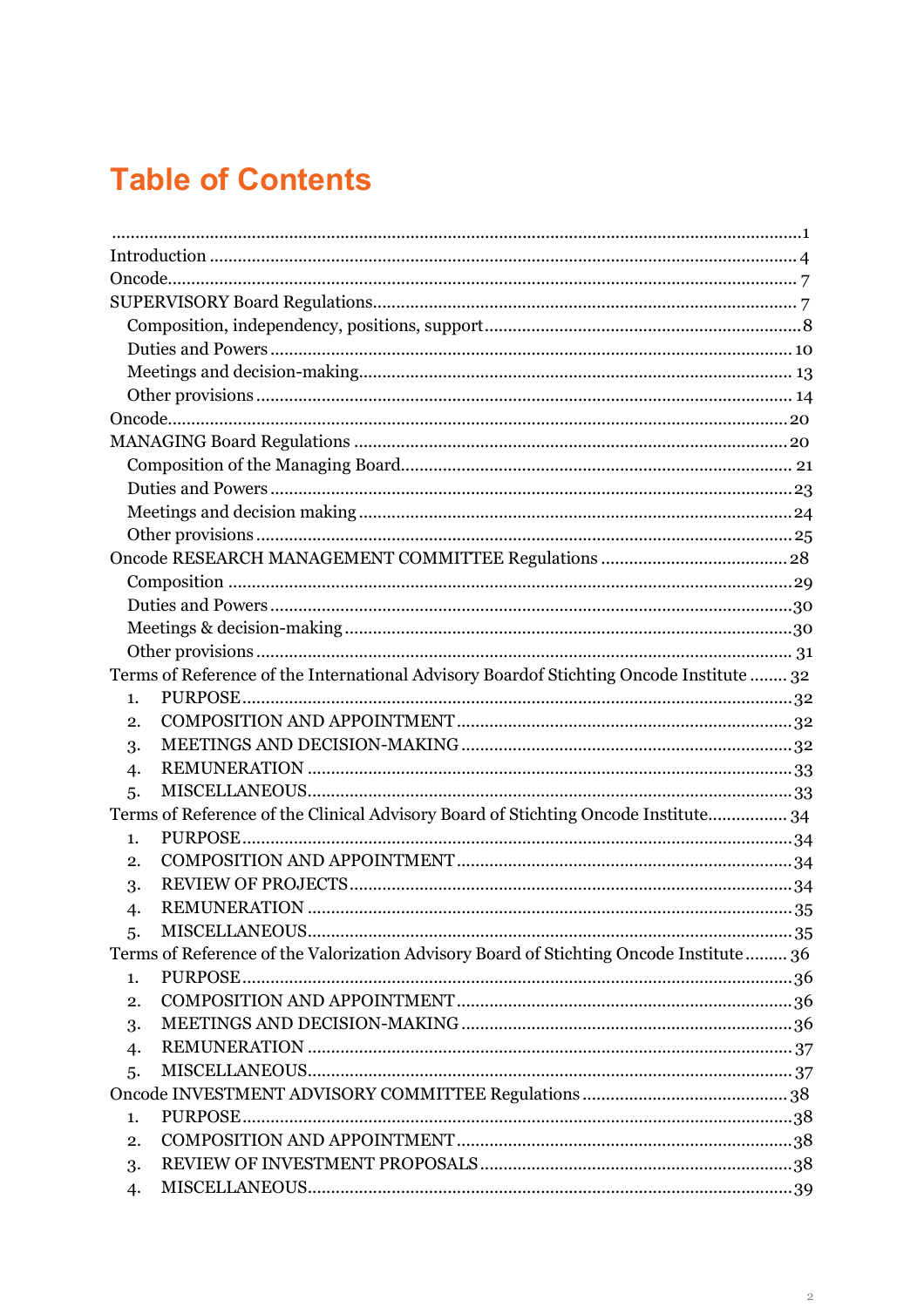# Table of Contents

- ........................................................................................................................................1
- Introduction ........................................................................................................................ 4
- Oncode.................................................................................................................................. 7
- SUPERVISORY Board Regulations...................................................................................... 7
  - Composition, independency, positions, support.................................................................8
  - Duties and Powers ........................................................................................................... 10
  - Meetings and decision-making......................................................................................... 13
  - Other provisions .............................................................................................................. 14
- Oncode................................................................................................................................. 20
- MANAGING Board Regulations ......................................................................................... 20
  - Composition of the Managing Board................................................................................ 21
  - Duties and Powers ...........................................................................................................23
  - Meetings and decision making .........................................................................................24
  - Other provisions ...............................................................................................................25
- Oncode RESEARCH MANAGEMENT COMMITTEE Regulations ...................................... 28
  - Composition .....................................................................................................................29
  - Duties and Powers ...........................................................................................................30
  - Meetings & decision-making.............................................................................................30
  - Other provisions ............................................................................................................... 31
- Terms of Reference of the International Advisory Boardof Stichting Oncode Institute ........ 32
  1. PURPOSE...................................................................................................................32
  2. COMPOSITION AND APPOINTMENT.....................................................................32
  3. MEETINGS AND DECISION-MAKING.....................................................................32
  4. REMUNERATION .....................................................................................................33
  5. MISCELLANEOUS.....................................................................................................33
- Terms of Reference of the Clinical Advisory Board of Stichting Oncode Institute................. 34
  1. PURPOSE...................................................................................................................34
  2. COMPOSITION AND APPOINTMENT.....................................................................34
  3. REVIEW OF PROJECTS............................................................................................34
  4. REMUNERATION .....................................................................................................35
  5. MISCELLANEOUS.....................................................................................................35
- Terms of Reference of the Valorization Advisory Board of Stichting Oncode Institute ......... 36
  1. PURPOSE...................................................................................................................36
  2. COMPOSITION AND APPOINTMENT.....................................................................36
  3. MEETINGS AND DECISION-MAKING.....................................................................36
  4. REMUNERATION .....................................................................................................37
  5. MISCELLANEOUS.....................................................................................................37
- Oncode INVESTMENT ADVISORY COMMITTEE Regulations .......................................... 38
  1. PURPOSE...................................................................................................................38
  2. COMPOSITION AND APPOINTMENT.....................................................................38
  3. REVIEW OF INVESTMENT PROPOSALS.................................................................38
  4. MISCELLANEOUS.....................................................................................................39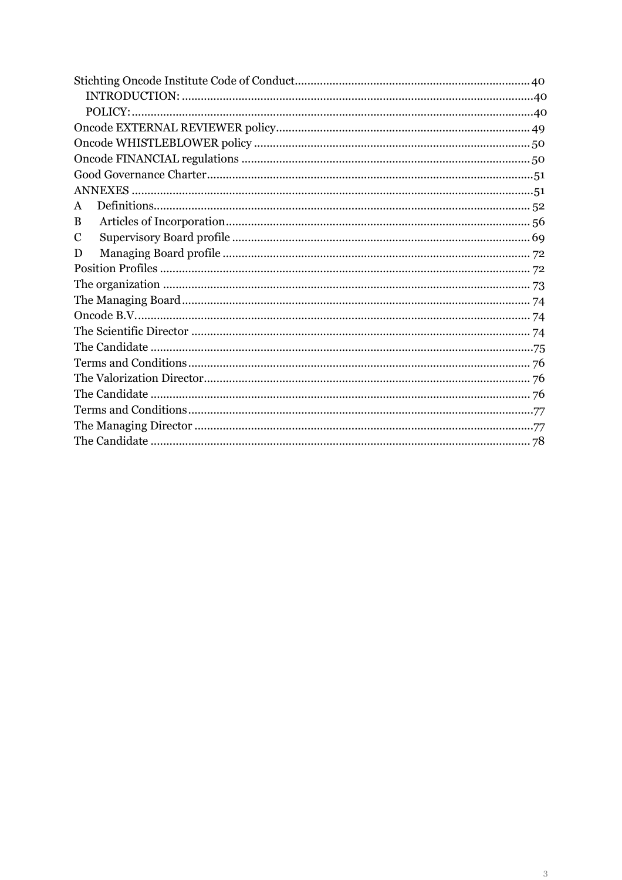- Stichting Oncode Institute Code of Conduct .......... 40
  - INTRODUCTION: .......... 40
  - POLICY: .......... 40
- Oncode EXTERNAL REVIEWER policy .......... 49
- Oncode WHISTLEBLOWER policy .......... 50
- Oncode FINANCIAL regulations .......... 50
- Good Governance Charter .......... 51
- ANNEXES .......... 51
- A Definitions .......... 52
- B Articles of Incorporation .......... 56
- C Supervisory Board profile .......... 69
- D Managing Board profile .......... 72
- Position Profiles .......... 72
- The organization .......... 73
- The Managing Board .......... 74
- Oncode B.V. .......... 74
- The Scientific Director .......... 74
- The Candidate .......... 75
- Terms and Conditions .......... 76
- The Valorization Director .......... 76
- The Candidate .......... 76
- Terms and Conditions .......... 77
- The Managing Director .......... 77
- The Candidate .......... 78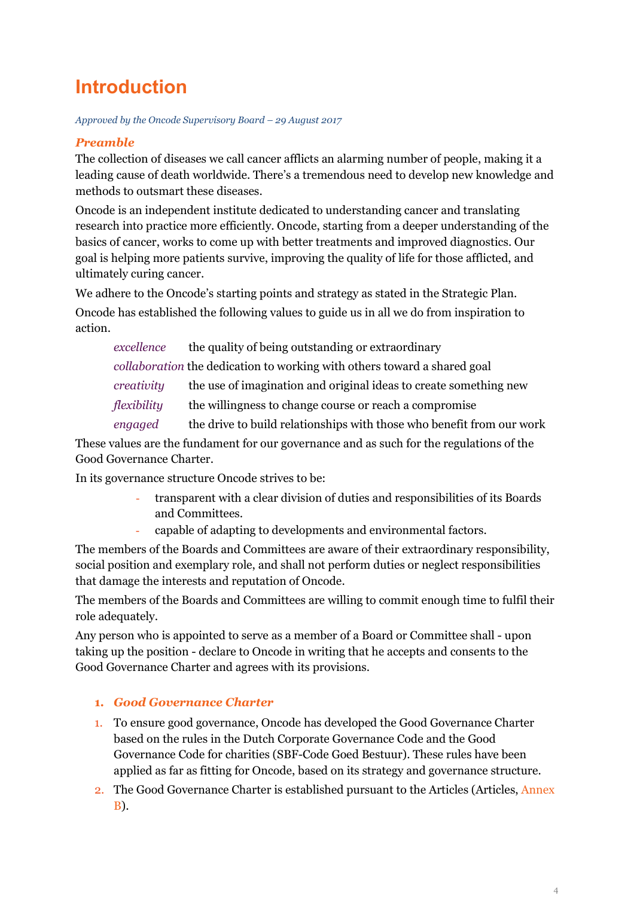# Introduction

*Approved by the Oncode Supervisory Board – 29 August 2017*

### *Preamble*

The collection of diseases we call cancer afflicts an alarming number of people, making it a leading cause of death worldwide. There's a tremendous need to develop new knowledge and methods to outsmart these diseases.

Oncode is an independent institute dedicated to understanding cancer and translating research into practice more efficiently. Oncode, starting from a deeper understanding of the basics of cancer, works to come up with better treatments and improved diagnostics. Our goal is helping more patients survive, improving the quality of life for those afflicted, and ultimately curing cancer.

We adhere to the Oncode's starting points and strategy as stated in the Strategic Plan.

Oncode has established the following values to guide us in all we do from inspiration to action.

| | |
|---|---|
| *excellence* | the quality of being outstanding or extraordinary |
| *collaboration* | the dedication to working with others toward a shared goal |
| *creativity* | the use of imagination and original ideas to create something new |
| *flexibility* | the willingness to change course or reach a compromise |
| *engaged* | the drive to build relationships with those who benefit from our work |

These values are the fundament for our governance and as such for the regulations of the Good Governance Charter.

In its governance structure Oncode strives to be:

- transparent with a clear division of duties and responsibilities of its Boards and Committees.
- capable of adapting to developments and environmental factors.

The members of the Boards and Committees are aware of their extraordinary responsibility, social position and exemplary role, and shall not perform duties or neglect responsibilities that damage the interests and reputation of Oncode.

The members of the Boards and Committees are willing to commit enough time to fulfil their role adequately.

Any person who is appointed to serve as a member of a Board or Committee shall - upon taking up the position - declare to Oncode in writing that he accepts and consents to the Good Governance Charter and agrees with its provisions.

### 1. *Good Governance Charter*

1. To ensure good governance, Oncode has developed the Good Governance Charter based on the rules in the Dutch Corporate Governance Code and the Good Governance Code for charities (SBF-Code Goed Bestuur). These rules have been applied as far as fitting for Oncode, based on its strategy and governance structure.
2. The Good Governance Charter is established pursuant to the Articles (Articles, Annex B).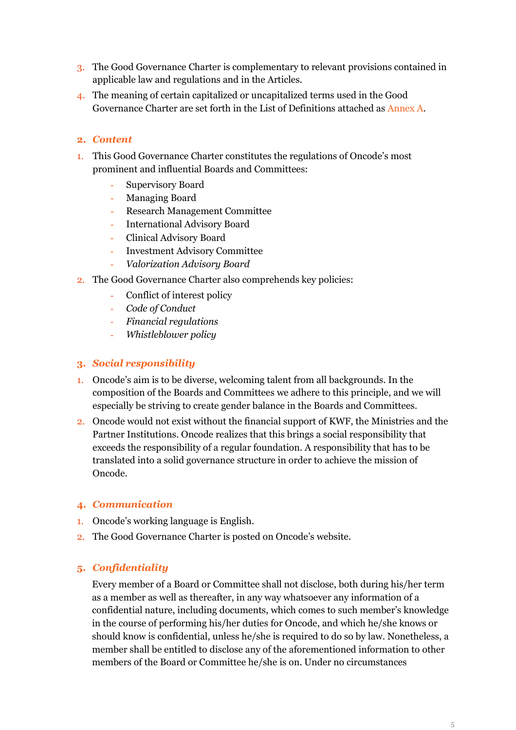3. The Good Governance Charter is complementary to relevant provisions contained in applicable law and regulations and in the Articles.
4. The meaning of certain capitalized or uncapitalized terms used in the Good Governance Charter are set forth in the List of Definitions attached as Annex A.

## 2. *Content*

1. This Good Governance Charter constitutes the regulations of Oncode's most prominent and influential Boards and Committees:
   - Supervisory Board
   - Managing Board
   - Research Management Committee
   - International Advisory Board
   - Clinical Advisory Board
   - Investment Advisory Committee
   - *Valorization Advisory Board*
2. The Good Governance Charter also comprehends key policies:
   - Conflict of interest policy
   - *Code of Conduct*
   - *Financial regulations*
   - *Whistleblower policy*

## 3. *Social responsibility*

1. Oncode's aim is to be diverse, welcoming talent from all backgrounds. In the composition of the Boards and Committees we adhere to this principle, and we will especially be striving to create gender balance in the Boards and Committees.
2. Oncode would not exist without the financial support of KWF, the Ministries and the Partner Institutions. Oncode realizes that this brings a social responsibility that exceeds the responsibility of a regular foundation. A responsibility that has to be translated into a solid governance structure in order to achieve the mission of Oncode.

## 4. *Communication*

1. Oncode's working language is English.
2. The Good Governance Charter is posted on Oncode's website.

## 5. *Confidentiality*

Every member of a Board or Committee shall not disclose, both during his/her term as a member as well as thereafter, in any way whatsoever any information of a confidential nature, including documents, which comes to such member's knowledge in the course of performing his/her duties for Oncode, and which he/she knows or should know is confidential, unless he/she is required to do so by law. Nonetheless, a member shall be entitled to disclose any of the aforementioned information to other members of the Board or Committee he/she is on. Under no circumstances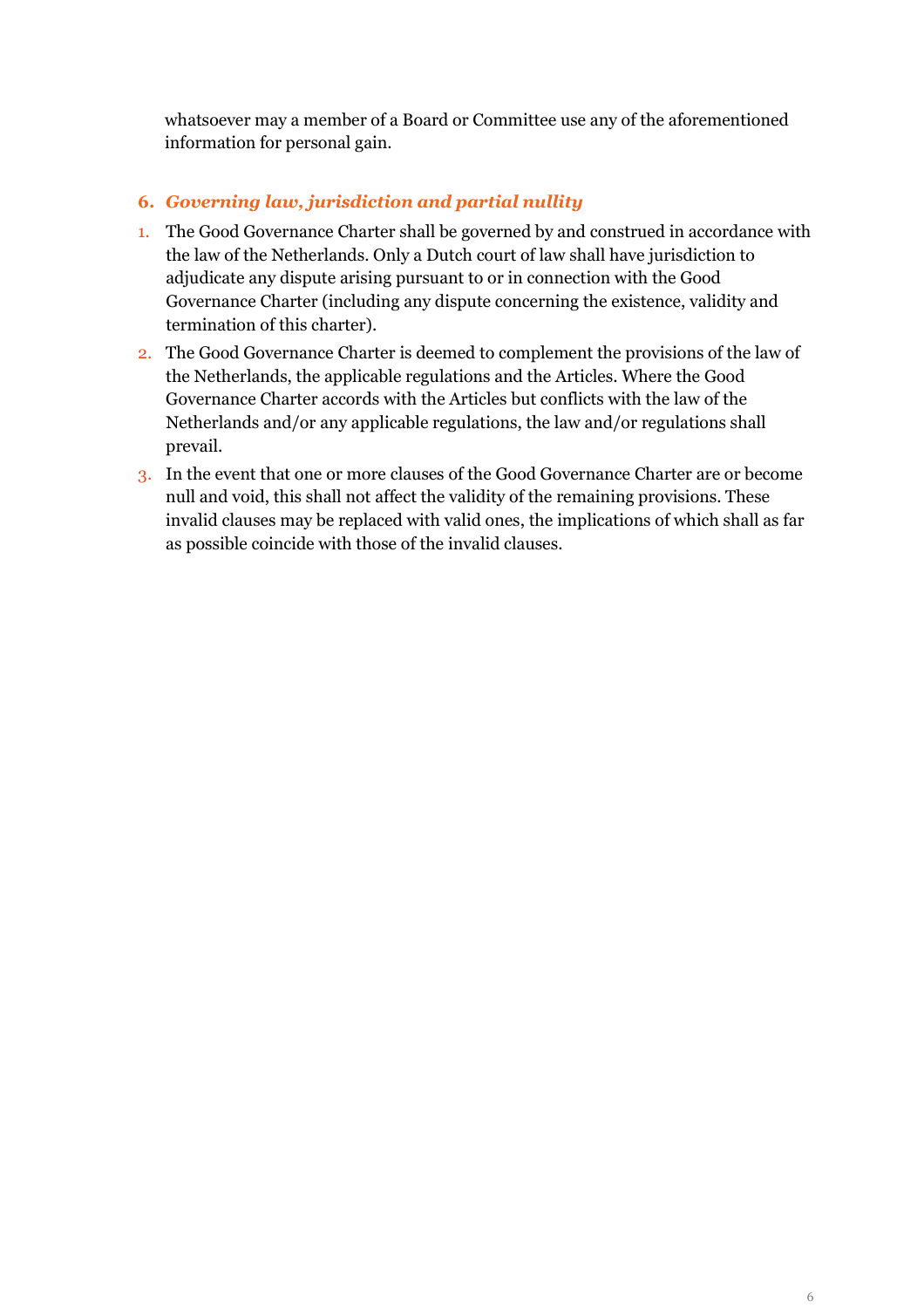whatsoever may a member of a Board or Committee use any of the aforementioned information for personal gain.

## 6. *Governing law, jurisdiction and partial nullity*

1. The Good Governance Charter shall be governed by and construed in accordance with the law of the Netherlands. Only a Dutch court of law shall have jurisdiction to adjudicate any dispute arising pursuant to or in connection with the Good Governance Charter (including any dispute concerning the existence, validity and termination of this charter).
2. The Good Governance Charter is deemed to complement the provisions of the law of the Netherlands, the applicable regulations and the Articles. Where the Good Governance Charter accords with the Articles but conflicts with the law of the Netherlands and/or any applicable regulations, the law and/or regulations shall prevail.
3. In the event that one or more clauses of the Good Governance Charter are or become null and void, this shall not affect the validity of the remaining provisions. These invalid clauses may be replaced with valid ones, the implications of which shall as far as possible coincide with those of the invalid clauses.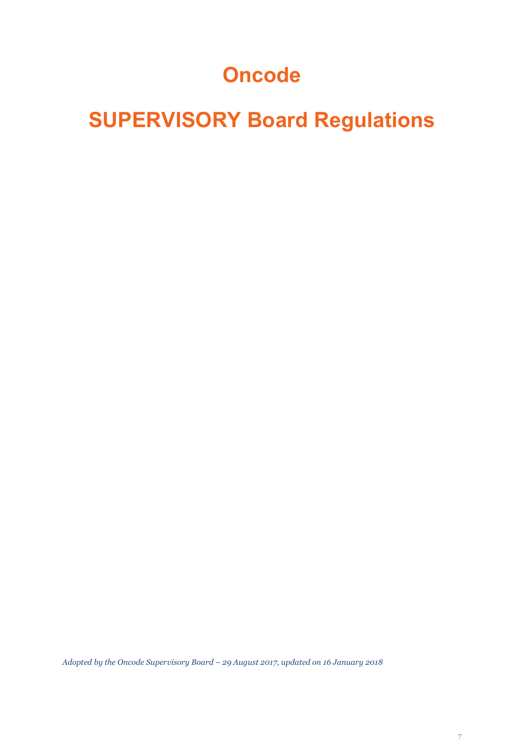# Oncode

# SUPERVISORY Board Regulations

*Adopted by the Oncode Supervisory Board – 29 August 2017, updated on 16 January 2018*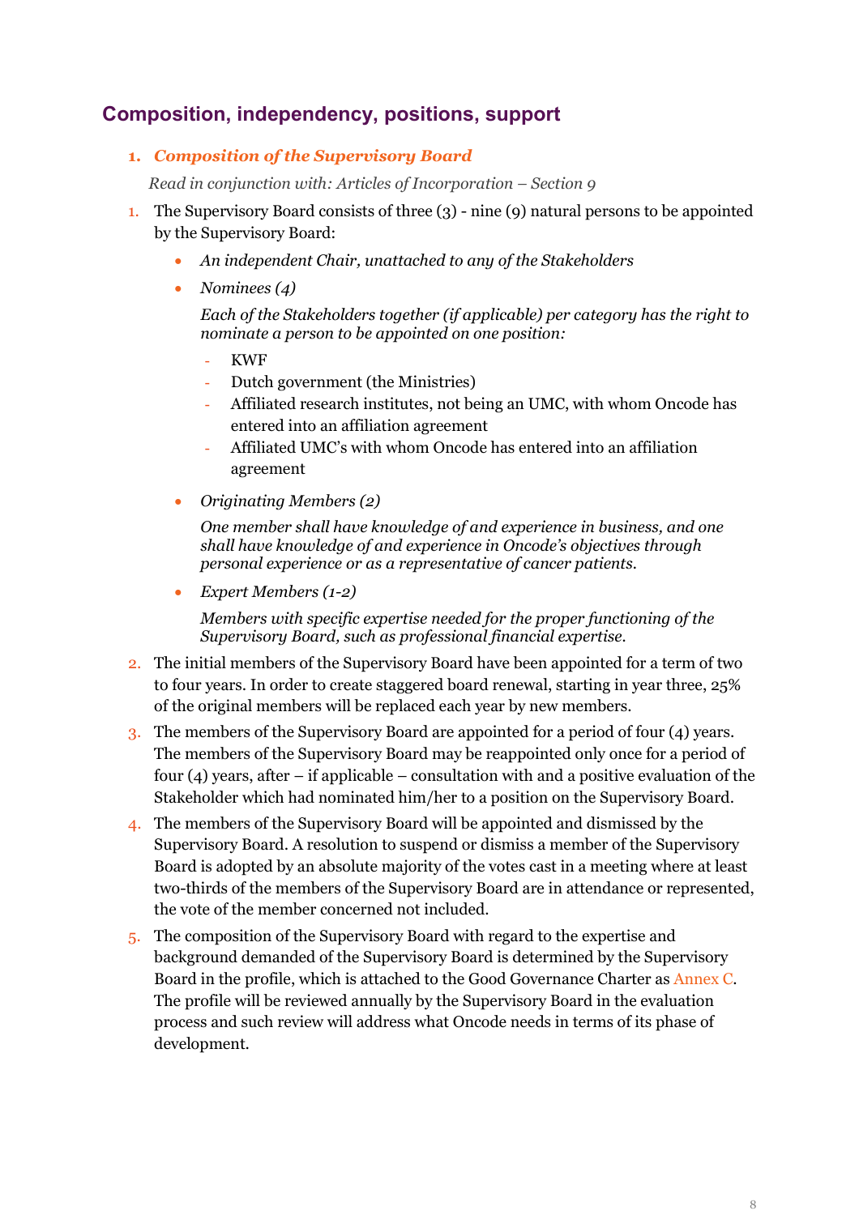## Composition, independency, positions, support

### 1. *Composition of the Supervisory Board*

*Read in conjunction with: Articles of Incorporation – Section 9*

1. The Supervisory Board consists of three (3) - nine (9) natural persons to be appointed by the Supervisory Board:
   - *An independent Chair, unattached to any of the Stakeholders*
   - *Nominees (4)*

     *Each of the Stakeholders together (if applicable) per category has the right to nominate a person to be appointed on one position:*
     - KWF
     - Dutch government (the Ministries)
     - Affiliated research institutes, not being an UMC, with whom Oncode has entered into an affiliation agreement
     - Affiliated UMC's with whom Oncode has entered into an affiliation agreement
   - *Originating Members (2)*

     *One member shall have knowledge of and experience in business, and one shall have knowledge of and experience in Oncode's objectives through personal experience or as a representative of cancer patients.*
   - *Expert Members (1-2)*

     *Members with specific expertise needed for the proper functioning of the Supervisory Board, such as professional financial expertise.*
2. The initial members of the Supervisory Board have been appointed for a term of two to four years. In order to create staggered board renewal, starting in year three, 25% of the original members will be replaced each year by new members.
3. The members of the Supervisory Board are appointed for a period of four (4) years. The members of the Supervisory Board may be reappointed only once for a period of four (4) years, after – if applicable – consultation with and a positive evaluation of the Stakeholder which had nominated him/her to a position on the Supervisory Board.
4. The members of the Supervisory Board will be appointed and dismissed by the Supervisory Board. A resolution to suspend or dismiss a member of the Supervisory Board is adopted by an absolute majority of the votes cast in a meeting where at least two-thirds of the members of the Supervisory Board are in attendance or represented, the vote of the member concerned not included.
5. The composition of the Supervisory Board with regard to the expertise and background demanded of the Supervisory Board is determined by the Supervisory Board in the profile, which is attached to the Good Governance Charter as Annex C. The profile will be reviewed annually by the Supervisory Board in the evaluation process and such review will address what Oncode needs in terms of its phase of development.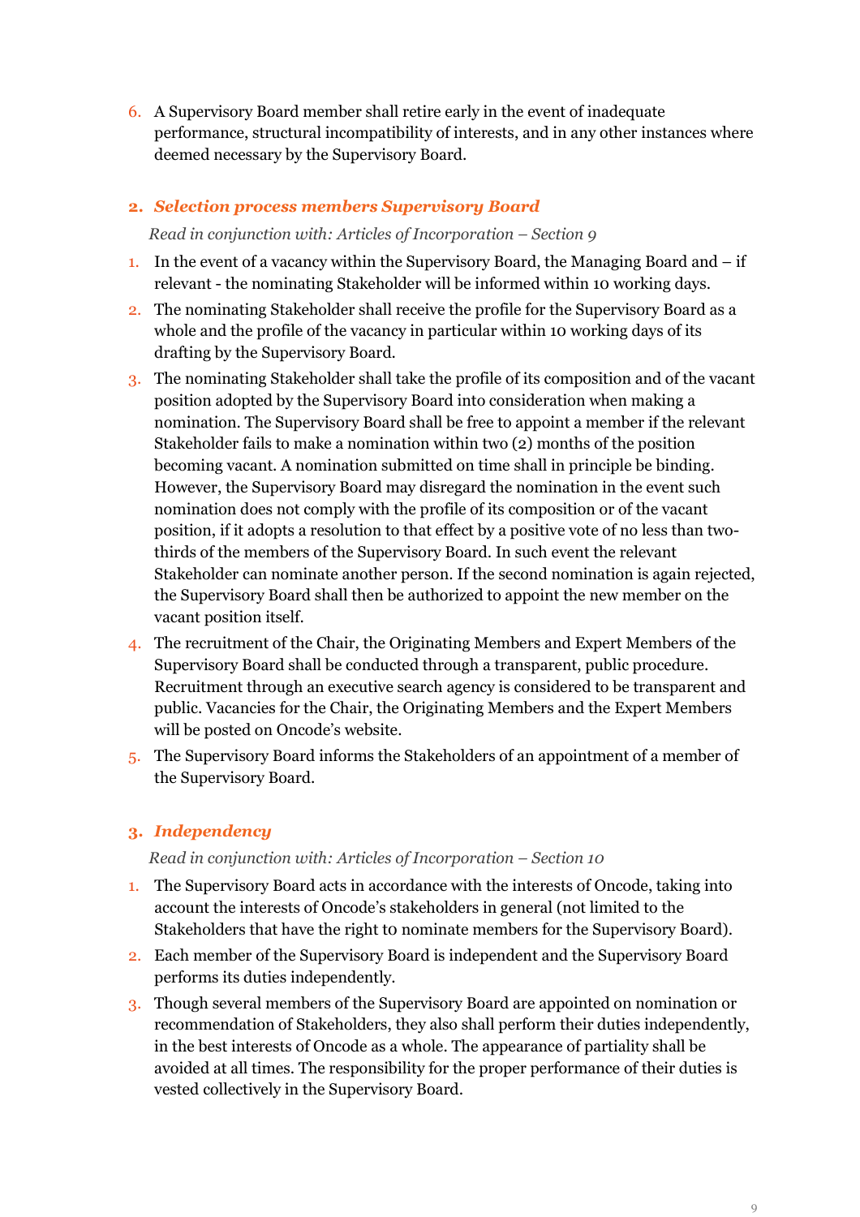6. A Supervisory Board member shall retire early in the event of inadequate performance, structural incompatibility of interests, and in any other instances where deemed necessary by the Supervisory Board.

## 2. *Selection process members Supervisory Board*

*Read in conjunction with: Articles of Incorporation – Section 9*

1. In the event of a vacancy within the Supervisory Board, the Managing Board and – if relevant - the nominating Stakeholder will be informed within 10 working days.
2. The nominating Stakeholder shall receive the profile for the Supervisory Board as a whole and the profile of the vacancy in particular within 10 working days of its drafting by the Supervisory Board.
3. The nominating Stakeholder shall take the profile of its composition and of the vacant position adopted by the Supervisory Board into consideration when making a nomination. The Supervisory Board shall be free to appoint a member if the relevant Stakeholder fails to make a nomination within two (2) months of the position becoming vacant. A nomination submitted on time shall in principle be binding. However, the Supervisory Board may disregard the nomination in the event such nomination does not comply with the profile of its composition or of the vacant position, if it adopts a resolution to that effect by a positive vote of no less than two-thirds of the members of the Supervisory Board. In such event the relevant Stakeholder can nominate another person. If the second nomination is again rejected, the Supervisory Board shall then be authorized to appoint the new member on the vacant position itself.
4. The recruitment of the Chair, the Originating Members and Expert Members of the Supervisory Board shall be conducted through a transparent, public procedure. Recruitment through an executive search agency is considered to be transparent and public. Vacancies for the Chair, the Originating Members and the Expert Members will be posted on Oncode's website.
5. The Supervisory Board informs the Stakeholders of an appointment of a member of the Supervisory Board.

## 3. *Independency*

*Read in conjunction with: Articles of Incorporation – Section 10*

1. The Supervisory Board acts in accordance with the interests of Oncode, taking into account the interests of Oncode's stakeholders in general (not limited to the Stakeholders that have the right to nominate members for the Supervisory Board).
2. Each member of the Supervisory Board is independent and the Supervisory Board performs its duties independently.
3. Though several members of the Supervisory Board are appointed on nomination or recommendation of Stakeholders, they also shall perform their duties independently, in the best interests of Oncode as a whole. The appearance of partiality shall be avoided at all times. The responsibility for the proper performance of their duties is vested collectively in the Supervisory Board.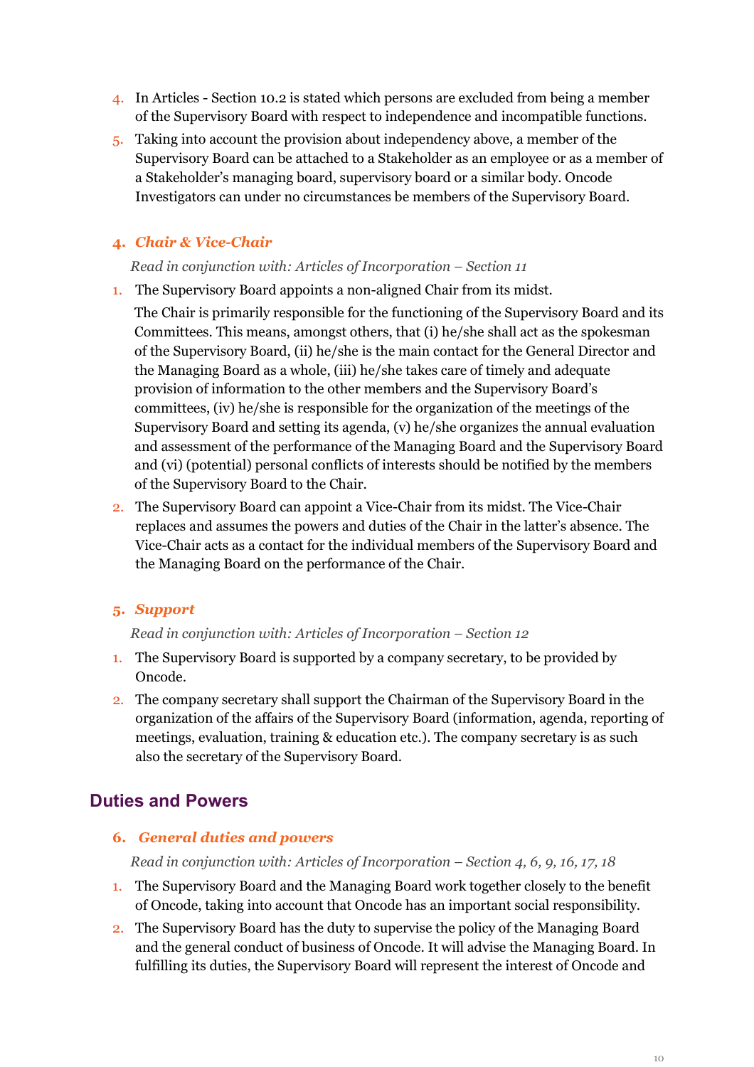4. In Articles - Section 10.2 is stated which persons are excluded from being a member of the Supervisory Board with respect to independence and incompatible functions.
5. Taking into account the provision about independency above, a member of the Supervisory Board can be attached to a Stakeholder as an employee or as a member of a Stakeholder's managing board, supervisory board or a similar body. Oncode Investigators can under no circumstances be members of the Supervisory Board.

### 4. *Chair & Vice-Chair*

*Read in conjunction with: Articles of Incorporation – Section 11*

1. The Supervisory Board appoints a non-aligned Chair from its midst.

   The Chair is primarily responsible for the functioning of the Supervisory Board and its Committees. This means, amongst others, that (i) he/she shall act as the spokesman of the Supervisory Board, (ii) he/she is the main contact for the General Director and the Managing Board as a whole, (iii) he/she takes care of timely and adequate provision of information to the other members and the Supervisory Board's committees, (iv) he/she is responsible for the organization of the meetings of the Supervisory Board and setting its agenda, (v) he/she organizes the annual evaluation and assessment of the performance of the Managing Board and the Supervisory Board and (vi) (potential) personal conflicts of interests should be notified by the members of the Supervisory Board to the Chair.
2. The Supervisory Board can appoint a Vice-Chair from its midst. The Vice-Chair replaces and assumes the powers and duties of the Chair in the latter's absence. The Vice-Chair acts as a contact for the individual members of the Supervisory Board and the Managing Board on the performance of the Chair.

### 5. *Support*

*Read in conjunction with: Articles of Incorporation – Section 12*

1. The Supervisory Board is supported by a company secretary, to be provided by Oncode.
2. The company secretary shall support the Chairman of the Supervisory Board in the organization of the affairs of the Supervisory Board (information, agenda, reporting of meetings, evaluation, training & education etc.). The company secretary is as such also the secretary of the Supervisory Board.

## Duties and Powers

### 6. *General duties and powers*

*Read in conjunction with: Articles of Incorporation – Section 4, 6, 9, 16, 17, 18*

1. The Supervisory Board and the Managing Board work together closely to the benefit of Oncode, taking into account that Oncode has an important social responsibility.
2. The Supervisory Board has the duty to supervise the policy of the Managing Board and the general conduct of business of Oncode. It will advise the Managing Board. In fulfilling its duties, the Supervisory Board will represent the interest of Oncode and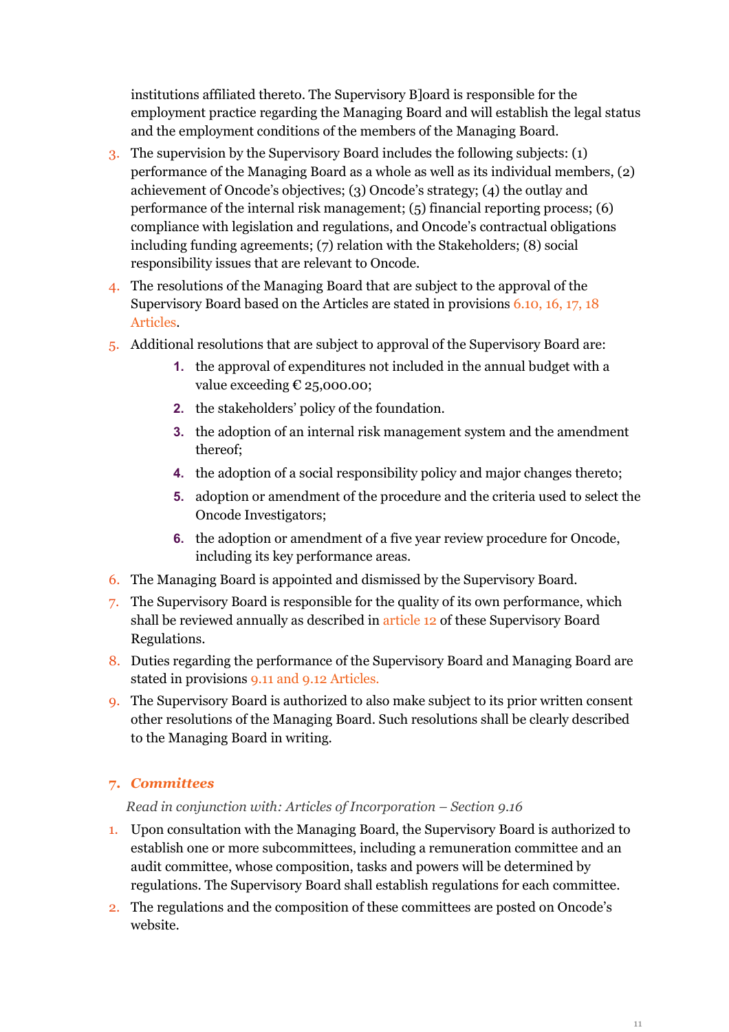institutions affiliated thereto. The Supervisory B]oard is responsible for the employment practice regarding the Managing Board and will establish the legal status and the employment conditions of the members of the Managing Board.

3. The supervision by the Supervisory Board includes the following subjects: (1) performance of the Managing Board as a whole as well as its individual members, (2) achievement of Oncode's objectives; (3) Oncode's strategy; (4) the outlay and performance of the internal risk management; (5) financial reporting process; (6) compliance with legislation and regulations, and Oncode's contractual obligations including funding agreements; (7) relation with the Stakeholders; (8) social responsibility issues that are relevant to Oncode.
4. The resolutions of the Managing Board that are subject to the approval of the Supervisory Board based on the Articles are stated in provisions 6.10, 16, 17, 18 Articles.
5. Additional resolutions that are subject to approval of the Supervisory Board are:
    1. the approval of expenditures not included in the annual budget with a value exceeding € 25,000.00;
    2. the stakeholders' policy of the foundation.
    3. the adoption of an internal risk management system and the amendment thereof;
    4. the adoption of a social responsibility policy and major changes thereto;
    5. adoption or amendment of the procedure and the criteria used to select the Oncode Investigators;
    6. the adoption or amendment of a five year review procedure for Oncode, including its key performance areas.
6. The Managing Board is appointed and dismissed by the Supervisory Board.
7. The Supervisory Board is responsible for the quality of its own performance, which shall be reviewed annually as described in article 12 of these Supervisory Board Regulations.
8. Duties regarding the performance of the Supervisory Board and Managing Board are stated in provisions 9.11 and 9.12 Articles.
9. The Supervisory Board is authorized to also make subject to its prior written consent other resolutions of the Managing Board. Such resolutions shall be clearly described to the Managing Board in writing.

## 7. *Committees*

*Read in conjunction with: Articles of Incorporation – Section 9.16*

1. Upon consultation with the Managing Board, the Supervisory Board is authorized to establish one or more subcommittees, including a remuneration committee and an audit committee, whose composition, tasks and powers will be determined by regulations. The Supervisory Board shall establish regulations for each committee.
2. The regulations and the composition of these committees are posted on Oncode's website.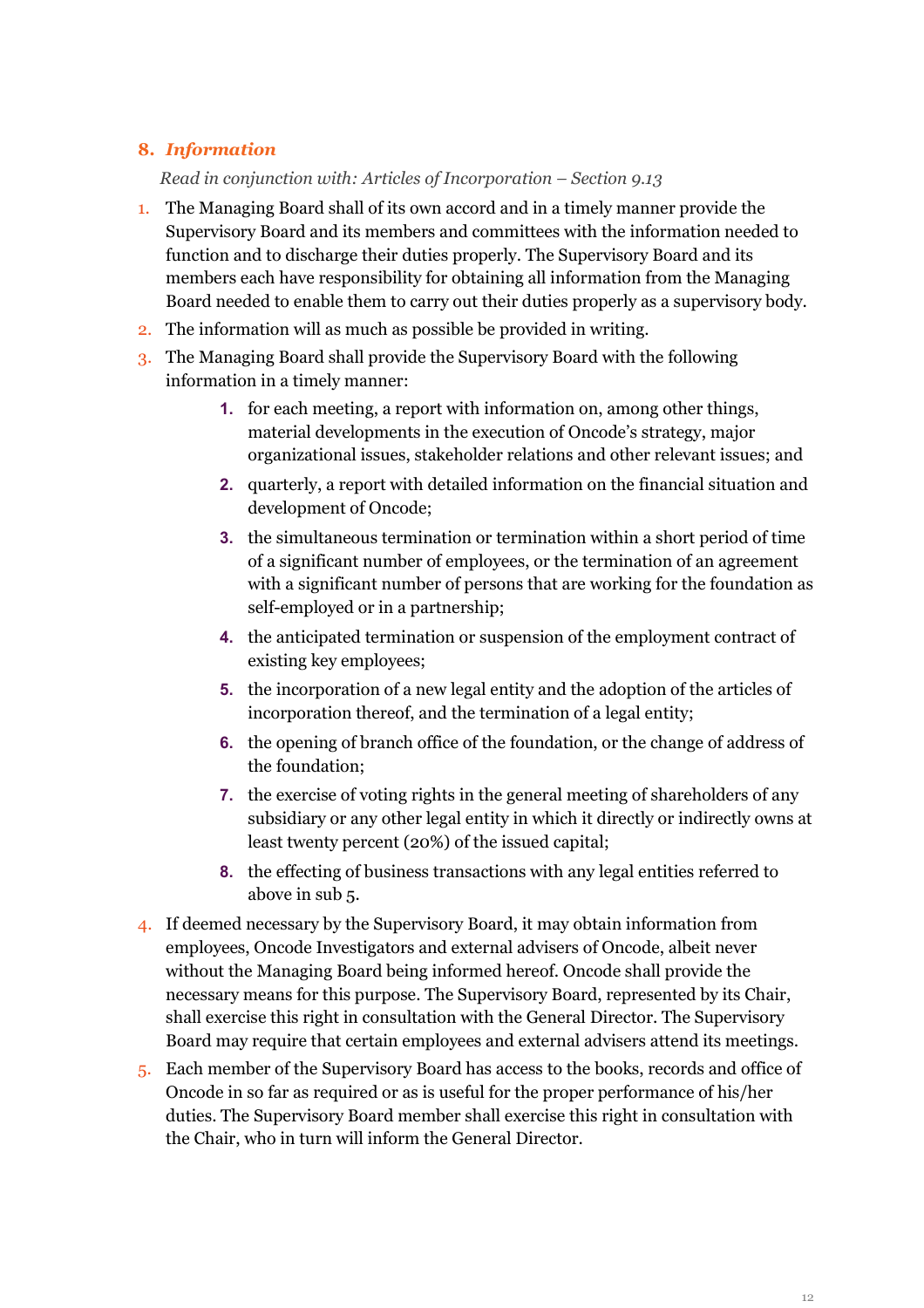## 8. *Information*

*Read in conjunction with: Articles of Incorporation – Section 9.13*

1. The Managing Board shall of its own accord and in a timely manner provide the Supervisory Board and its members and committees with the information needed to function and to discharge their duties properly. The Supervisory Board and its members each have responsibility for obtaining all information from the Managing Board needed to enable them to carry out their duties properly as a supervisory body.
2. The information will as much as possible be provided in writing.
3. The Managing Board shall provide the Supervisory Board with the following information in a timely manner:
    1. for each meeting, a report with information on, among other things, material developments in the execution of Oncode's strategy, major organizational issues, stakeholder relations and other relevant issues; and
    2. quarterly, a report with detailed information on the financial situation and development of Oncode;
    3. the simultaneous termination or termination within a short period of time of a significant number of employees, or the termination of an agreement with a significant number of persons that are working for the foundation as self-employed or in a partnership;
    4. the anticipated termination or suspension of the employment contract of existing key employees;
    5. the incorporation of a new legal entity and the adoption of the articles of incorporation thereof, and the termination of a legal entity;
    6. the opening of branch office of the foundation, or the change of address of the foundation;
    7. the exercise of voting rights in the general meeting of shareholders of any subsidiary or any other legal entity in which it directly or indirectly owns at least twenty percent (20%) of the issued capital;
    8. the effecting of business transactions with any legal entities referred to above in sub 5.
4. If deemed necessary by the Supervisory Board, it may obtain information from employees, Oncode Investigators and external advisers of Oncode, albeit never without the Managing Board being informed hereof. Oncode shall provide the necessary means for this purpose. The Supervisory Board, represented by its Chair, shall exercise this right in consultation with the General Director. The Supervisory Board may require that certain employees and external advisers attend its meetings.
5. Each member of the Supervisory Board has access to the books, records and office of Oncode in so far as required or as is useful for the proper performance of his/her duties. The Supervisory Board member shall exercise this right in consultation with the Chair, who in turn will inform the General Director.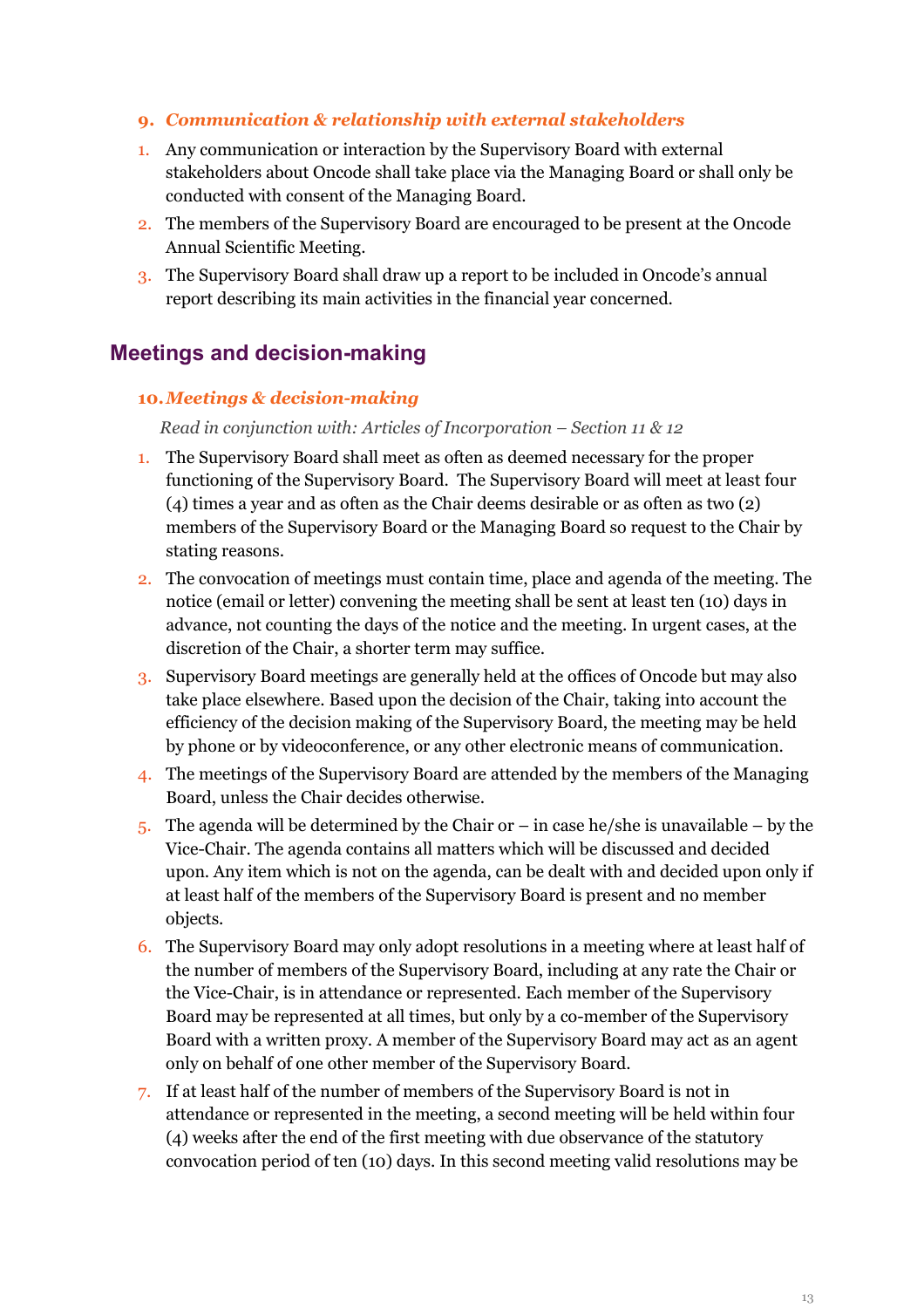### 9. *Communication & relationship with external stakeholders*

1. Any communication or interaction by the Supervisory Board with external stakeholders about Oncode shall take place via the Managing Board or shall only be conducted with consent of the Managing Board.
2. The members of the Supervisory Board are encouraged to be present at the Oncode Annual Scientific Meeting.
3. The Supervisory Board shall draw up a report to be included in Oncode's annual report describing its main activities in the financial year concerned.

## Meetings and decision-making

### 10. *Meetings & decision-making*

*Read in conjunction with: Articles of Incorporation – Section 11 & 12*

1. The Supervisory Board shall meet as often as deemed necessary for the proper functioning of the Supervisory Board. The Supervisory Board will meet at least four (4) times a year and as often as the Chair deems desirable or as often as two (2) members of the Supervisory Board or the Managing Board so request to the Chair by stating reasons.
2. The convocation of meetings must contain time, place and agenda of the meeting. The notice (email or letter) convening the meeting shall be sent at least ten (10) days in advance, not counting the days of the notice and the meeting. In urgent cases, at the discretion of the Chair, a shorter term may suffice.
3. Supervisory Board meetings are generally held at the offices of Oncode but may also take place elsewhere. Based upon the decision of the Chair, taking into account the efficiency of the decision making of the Supervisory Board, the meeting may be held by phone or by videoconference, or any other electronic means of communication.
4. The meetings of the Supervisory Board are attended by the members of the Managing Board, unless the Chair decides otherwise.
5. The agenda will be determined by the Chair or – in case he/she is unavailable – by the Vice-Chair. The agenda contains all matters which will be discussed and decided upon. Any item which is not on the agenda, can be dealt with and decided upon only if at least half of the members of the Supervisory Board is present and no member objects.
6. The Supervisory Board may only adopt resolutions in a meeting where at least half of the number of members of the Supervisory Board, including at any rate the Chair or the Vice-Chair, is in attendance or represented. Each member of the Supervisory Board may be represented at all times, but only by a co-member of the Supervisory Board with a written proxy. A member of the Supervisory Board may act as an agent only on behalf of one other member of the Supervisory Board.
7. If at least half of the number of members of the Supervisory Board is not in attendance or represented in the meeting, a second meeting will be held within four (4) weeks after the end of the first meeting with due observance of the statutory convocation period of ten (10) days. In this second meeting valid resolutions may be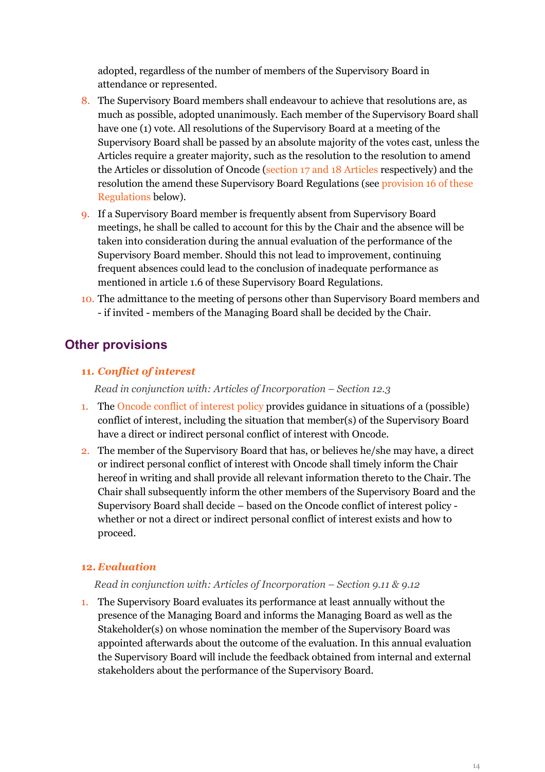adopted, regardless of the number of members of the Supervisory Board in attendance or represented.

8. The Supervisory Board members shall endeavour to achieve that resolutions are, as much as possible, adopted unanimously. Each member of the Supervisory Board shall have one (1) vote. All resolutions of the Supervisory Board at a meeting of the Supervisory Board shall be passed by an absolute majority of the votes cast, unless the Articles require a greater majority, such as the resolution to the resolution to amend the Articles or dissolution of Oncode (section 17 and 18 Articles respectively) and the resolution the amend these Supervisory Board Regulations (see provision 16 of these Regulations below).
9. If a Supervisory Board member is frequently absent from Supervisory Board meetings, he shall be called to account for this by the Chair and the absence will be taken into consideration during the annual evaluation of the performance of the Supervisory Board member. Should this not lead to improvement, continuing frequent absences could lead to the conclusion of inadequate performance as mentioned in article 1.6 of these Supervisory Board Regulations.
10. The admittance to the meeting of persons other than Supervisory Board members and - if invited - members of the Managing Board shall be decided by the Chair.

## Other provisions

### 11. *Conflict of interest*

*Read in conjunction with: Articles of Incorporation – Section 12.3*

1. The Oncode conflict of interest policy provides guidance in situations of a (possible) conflict of interest, including the situation that member(s) of the Supervisory Board have a direct or indirect personal conflict of interest with Oncode.
2. The member of the Supervisory Board that has, or believes he/she may have, a direct or indirect personal conflict of interest with Oncode shall timely inform the Chair hereof in writing and shall provide all relevant information thereto to the Chair. The Chair shall subsequently inform the other members of the Supervisory Board and the Supervisory Board shall decide – based on the Oncode conflict of interest policy - whether or not a direct or indirect personal conflict of interest exists and how to proceed.

### 12. *Evaluation*

*Read in conjunction with: Articles of Incorporation – Section 9.11 & 9.12*

1. The Supervisory Board evaluates its performance at least annually without the presence of the Managing Board and informs the Managing Board as well as the Stakeholder(s) on whose nomination the member of the Supervisory Board was appointed afterwards about the outcome of the evaluation. In this annual evaluation the Supervisory Board will include the feedback obtained from internal and external stakeholders about the performance of the Supervisory Board.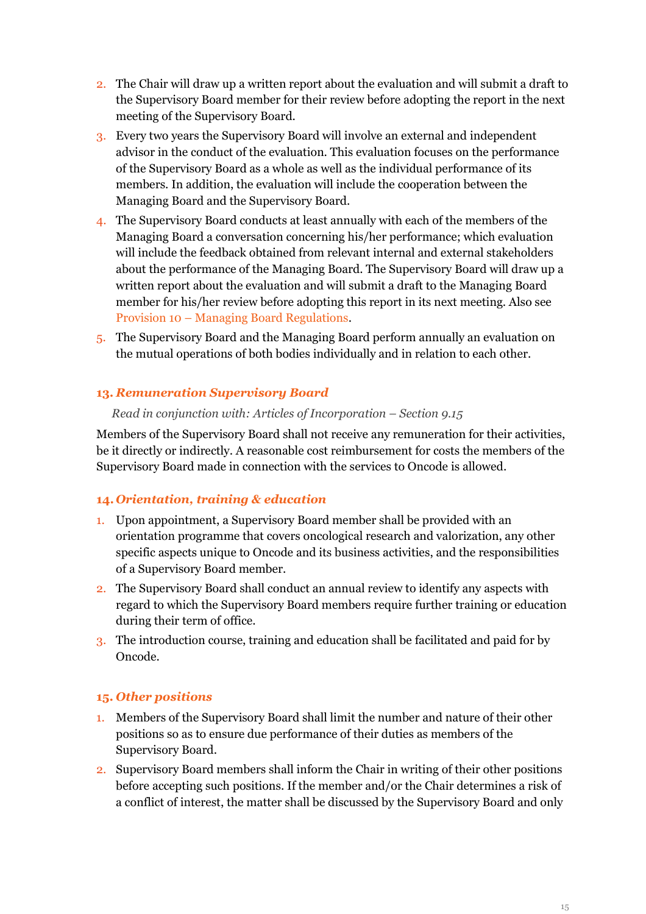2. The Chair will draw up a written report about the evaluation and will submit a draft to the Supervisory Board member for their review before adopting the report in the next meeting of the Supervisory Board.
3. Every two years the Supervisory Board will involve an external and independent advisor in the conduct of the evaluation. This evaluation focuses on the performance of the Supervisory Board as a whole as well as the individual performance of its members. In addition, the evaluation will include the cooperation between the Managing Board and the Supervisory Board.
4. The Supervisory Board conducts at least annually with each of the members of the Managing Board a conversation concerning his/her performance; which evaluation will include the feedback obtained from relevant internal and external stakeholders about the performance of the Managing Board. The Supervisory Board will draw up a written report about the evaluation and will submit a draft to the Managing Board member for his/her review before adopting this report in its next meeting. Also see Provision 10 – Managing Board Regulations.
5. The Supervisory Board and the Managing Board perform annually an evaluation on the mutual operations of both bodies individually and in relation to each other.

### 13. *Remuneration Supervisory Board*

*Read in conjunction with: Articles of Incorporation – Section 9.15*

Members of the Supervisory Board shall not receive any remuneration for their activities, be it directly or indirectly. A reasonable cost reimbursement for costs the members of the Supervisory Board made in connection with the services to Oncode is allowed.

### 14. *Orientation, training & education*

1. Upon appointment, a Supervisory Board member shall be provided with an orientation programme that covers oncological research and valorization, any other specific aspects unique to Oncode and its business activities, and the responsibilities of a Supervisory Board member.
2. The Supervisory Board shall conduct an annual review to identify any aspects with regard to which the Supervisory Board members require further training or education during their term of office.
3. The introduction course, training and education shall be facilitated and paid for by Oncode.

### 15. *Other positions*

1. Members of the Supervisory Board shall limit the number and nature of their other positions so as to ensure due performance of their duties as members of the Supervisory Board.
2. Supervisory Board members shall inform the Chair in writing of their other positions before accepting such positions. If the member and/or the Chair determines a risk of a conflict of interest, the matter shall be discussed by the Supervisory Board and only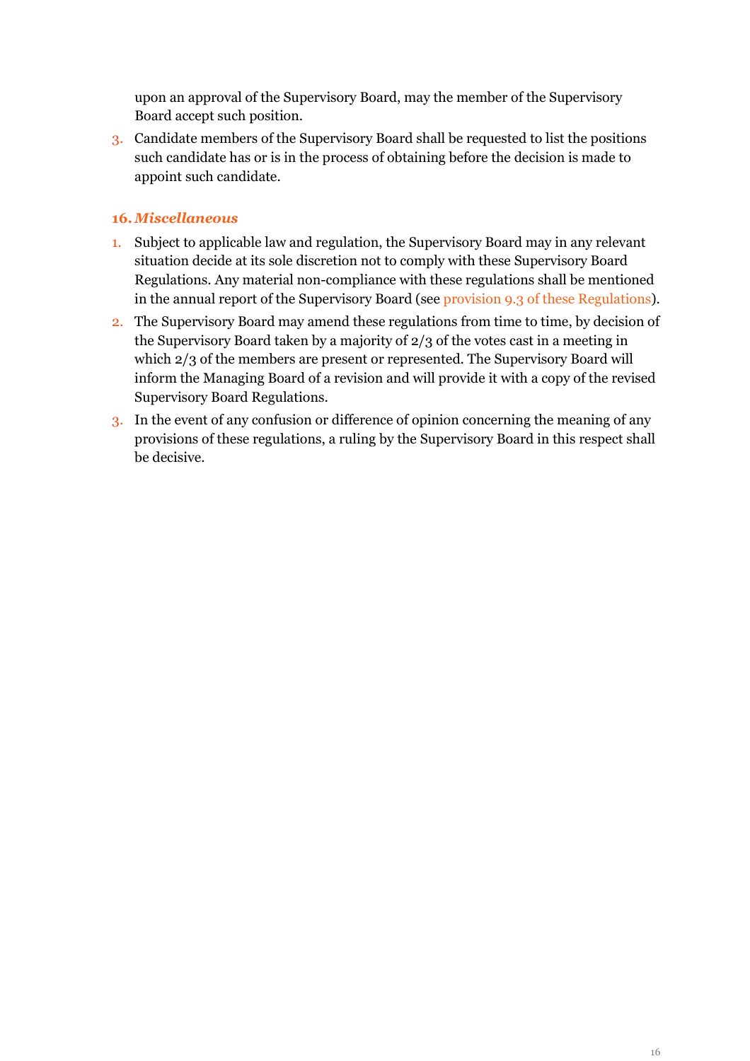upon an approval of the Supervisory Board, may the member of the Supervisory Board accept such position.

3. Candidate members of the Supervisory Board shall be requested to list the positions such candidate has or is in the process of obtaining before the decision is made to appoint such candidate.

## 16. *Miscellaneous*

1. Subject to applicable law and regulation, the Supervisory Board may in any relevant situation decide at its sole discretion not to comply with these Supervisory Board Regulations. Any material non-compliance with these regulations shall be mentioned in the annual report of the Supervisory Board (see provision 9.3 of these Regulations).
2. The Supervisory Board may amend these regulations from time to time, by decision of the Supervisory Board taken by a majority of 2/3 of the votes cast in a meeting in which 2/3 of the members are present or represented. The Supervisory Board will inform the Managing Board of a revision and will provide it with a copy of the revised Supervisory Board Regulations.
3. In the event of any confusion or difference of opinion concerning the meaning of any provisions of these regulations, a ruling by the Supervisory Board in this respect shall be decisive.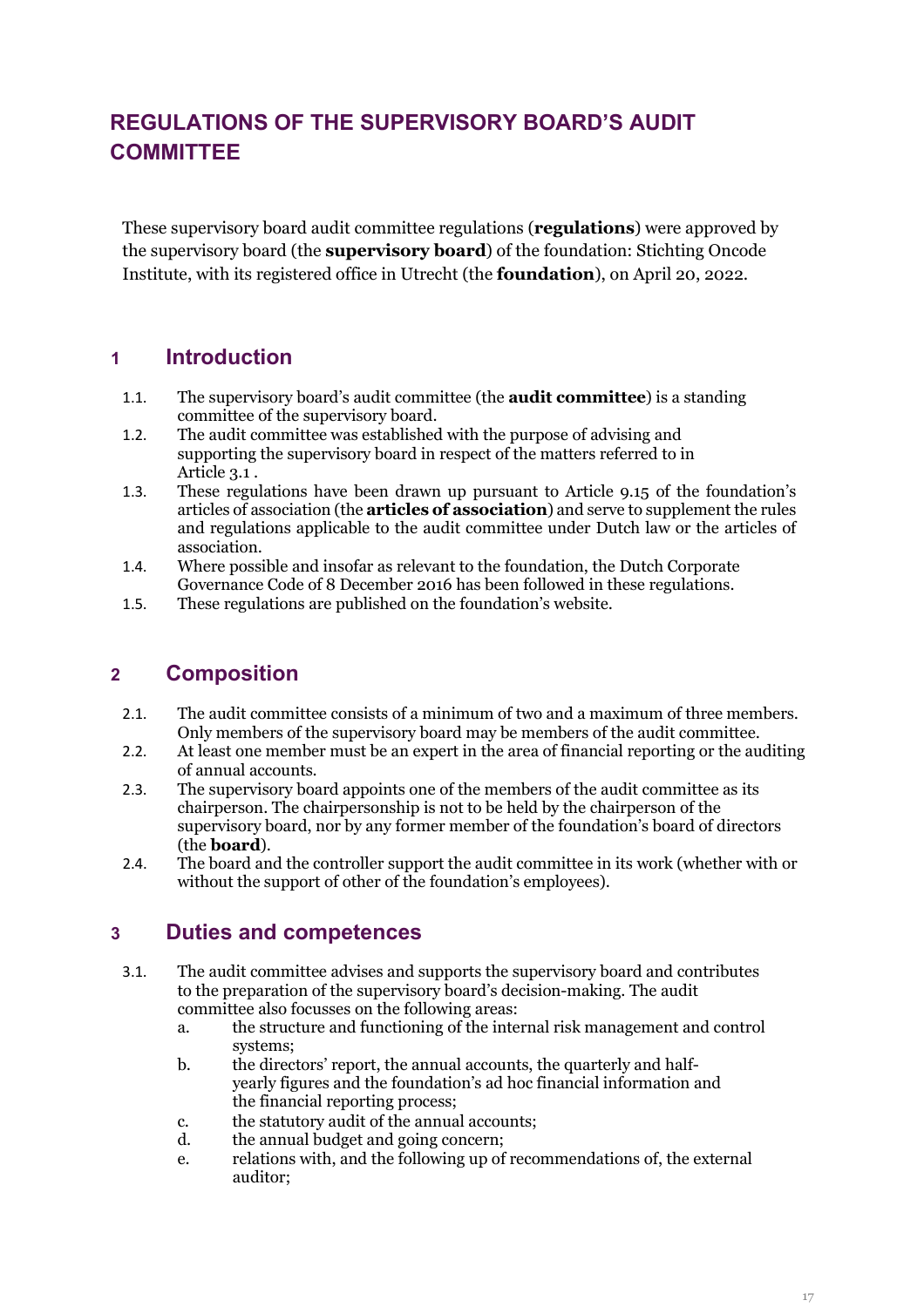# REGULATIONS OF THE SUPERVISORY BOARD'S AUDIT COMMITTEE

These supervisory board audit committee regulations (**regulations**) were approved by the supervisory board (the **supervisory board**) of the foundation: Stichting Oncode Institute, with its registered office in Utrecht (the **foundation**), on April 20, 2022.

## 1 Introduction

1.1. The supervisory board's audit committee (the **audit committee**) is a standing committee of the supervisory board.

1.2. The audit committee was established with the purpose of advising and supporting the supervisory board in respect of the matters referred to in Article 3.1 .

1.3. These regulations have been drawn up pursuant to Article 9.15 of the foundation's articles of association (the **articles of association**) and serve to supplement the rules and regulations applicable to the audit committee under Dutch law or the articles of association.

1.4. Where possible and insofar as relevant to the foundation, the Dutch Corporate Governance Code of 8 December 2016 has been followed in these regulations.

1.5. These regulations are published on the foundation's website.

## 2 Composition

2.1. The audit committee consists of a minimum of two and a maximum of three members. Only members of the supervisory board may be members of the audit committee.

2.2. At least one member must be an expert in the area of financial reporting or the auditing of annual accounts.

2.3. The supervisory board appoints one of the members of the audit committee as its chairperson. The chairpersonship is not to be held by the chairperson of the supervisory board, nor by any former member of the foundation's board of directors (the **board**).

2.4. The board and the controller support the audit committee in its work (whether with or without the support of other of the foundation's employees).

## 3 Duties and competences

3.1. The audit committee advises and supports the supervisory board and contributes to the preparation of the supervisory board's decision-making. The audit committee also focusses on the following areas:

   a. the structure and functioning of the internal risk management and control systems;

   b. the directors' report, the annual accounts, the quarterly and half-yearly figures and the foundation's ad hoc financial information and the financial reporting process;

   c. the statutory audit of the annual accounts;

   d. the annual budget and going concern;

   e. relations with, and the following up of recommendations of, the external auditor;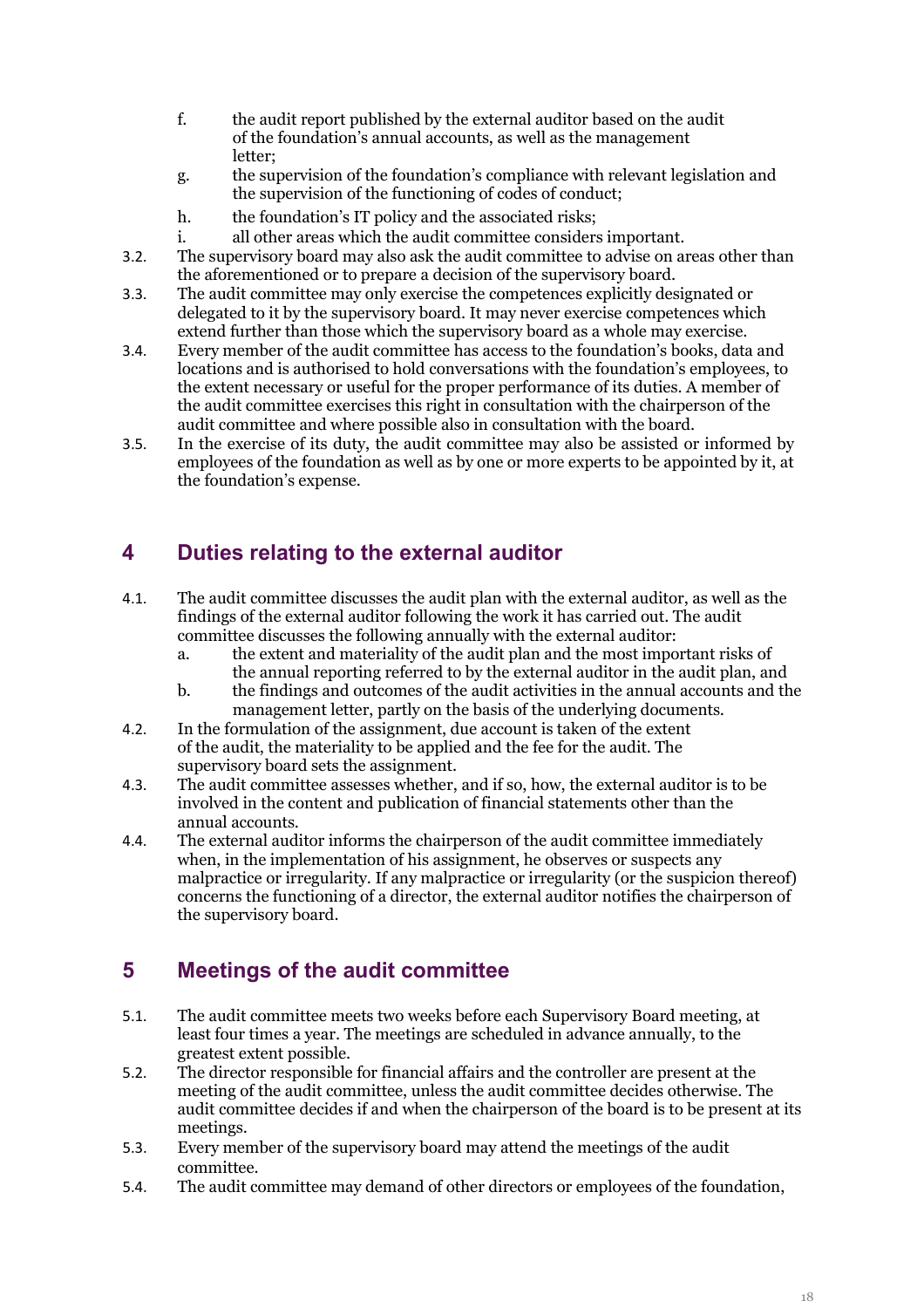f. the audit report published by the external auditor based on the audit of the foundation's annual accounts, as well as the management letter;

g. the supervision of the foundation's compliance with relevant legislation and the supervision of the functioning of codes of conduct;

h. the foundation's IT policy and the associated risks;

i. all other areas which the audit committee considers important.

3.2. The supervisory board may also ask the audit committee to advise on areas other than the aforementioned or to prepare a decision of the supervisory board.

3.3. The audit committee may only exercise the competences explicitly designated or delegated to it by the supervisory board. It may never exercise competences which extend further than those which the supervisory board as a whole may exercise.

3.4. Every member of the audit committee has access to the foundation's books, data and locations and is authorised to hold conversations with the foundation's employees, to the extent necessary or useful for the proper performance of its duties. A member of the audit committee exercises this right in consultation with the chairperson of the audit committee and where possible also in consultation with the board.

3.5. In the exercise of its duty, the audit committee may also be assisted or informed by employees of the foundation as well as by one or more experts to be appointed by it, at the foundation's expense.

## 4 Duties relating to the external auditor

4.1. The audit committee discusses the audit plan with the external auditor, as well as the findings of the external auditor following the work it has carried out. The audit committee discusses the following annually with the external auditor:

a. the extent and materiality of the audit plan and the most important risks of the annual reporting referred to by the external auditor in the audit plan, and

b. the findings and outcomes of the audit activities in the annual accounts and the management letter, partly on the basis of the underlying documents.

4.2. In the formulation of the assignment, due account is taken of the extent of the audit, the materiality to be applied and the fee for the audit. The supervisory board sets the assignment.

4.3. The audit committee assesses whether, and if so, how, the external auditor is to be involved in the content and publication of financial statements other than the annual accounts.

4.4. The external auditor informs the chairperson of the audit committee immediately when, in the implementation of his assignment, he observes or suspects any malpractice or irregularity. If any malpractice or irregularity (or the suspicion thereof) concerns the functioning of a director, the external auditor notifies the chairperson of the supervisory board.

## 5 Meetings of the audit committee

5.1. The audit committee meets two weeks before each Supervisory Board meeting, at least four times a year. The meetings are scheduled in advance annually, to the greatest extent possible.

5.2. The director responsible for financial affairs and the controller are present at the meeting of the audit committee, unless the audit committee decides otherwise. The audit committee decides if and when the chairperson of the board is to be present at its meetings.

5.3. Every member of the supervisory board may attend the meetings of the audit committee.

5.4. The audit committee may demand of other directors or employees of the foundation,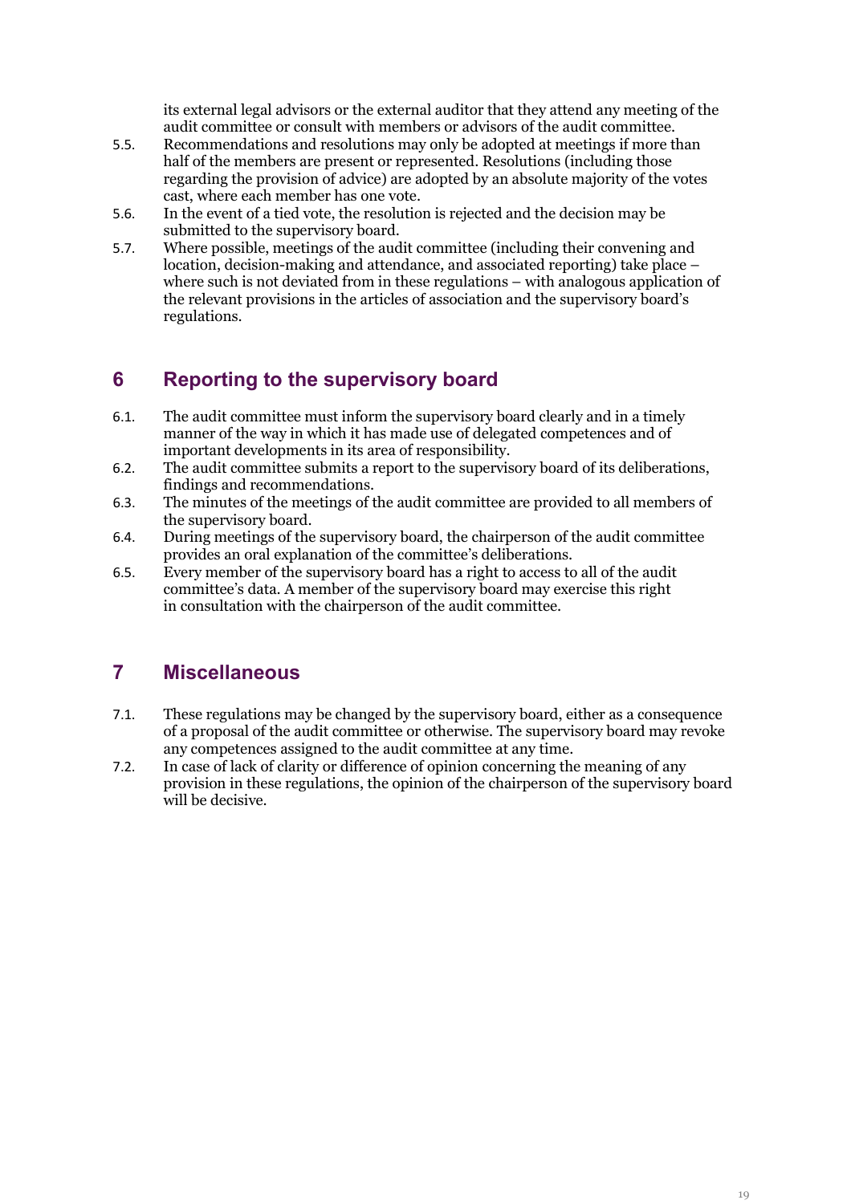its external legal advisors or the external auditor that they attend any meeting of the audit committee or consult with members or advisors of the audit committee.

5.5. Recommendations and resolutions may only be adopted at meetings if more than half of the members are present or represented. Resolutions (including those regarding the provision of advice) are adopted by an absolute majority of the votes cast, where each member has one vote.

5.6. In the event of a tied vote, the resolution is rejected and the decision may be submitted to the supervisory board.

5.7. Where possible, meetings of the audit committee (including their convening and location, decision-making and attendance, and associated reporting) take place – where such is not deviated from in these regulations – with analogous application of the relevant provisions in the articles of association and the supervisory board's regulations.

## 6 Reporting to the supervisory board

6.1. The audit committee must inform the supervisory board clearly and in a timely manner of the way in which it has made use of delegated competences and of important developments in its area of responsibility.

6.2. The audit committee submits a report to the supervisory board of its deliberations, findings and recommendations.

6.3. The minutes of the meetings of the audit committee are provided to all members of the supervisory board.

6.4. During meetings of the supervisory board, the chairperson of the audit committee provides an oral explanation of the committee's deliberations.

6.5. Every member of the supervisory board has a right to access to all of the audit committee's data. A member of the supervisory board may exercise this right in consultation with the chairperson of the audit committee.

## 7 Miscellaneous

7.1. These regulations may be changed by the supervisory board, either as a consequence of a proposal of the audit committee or otherwise. The supervisory board may revoke any competences assigned to the audit committee at any time.

7.2. In case of lack of clarity or difference of opinion concerning the meaning of any provision in these regulations, the opinion of the chairperson of the supervisory board will be decisive.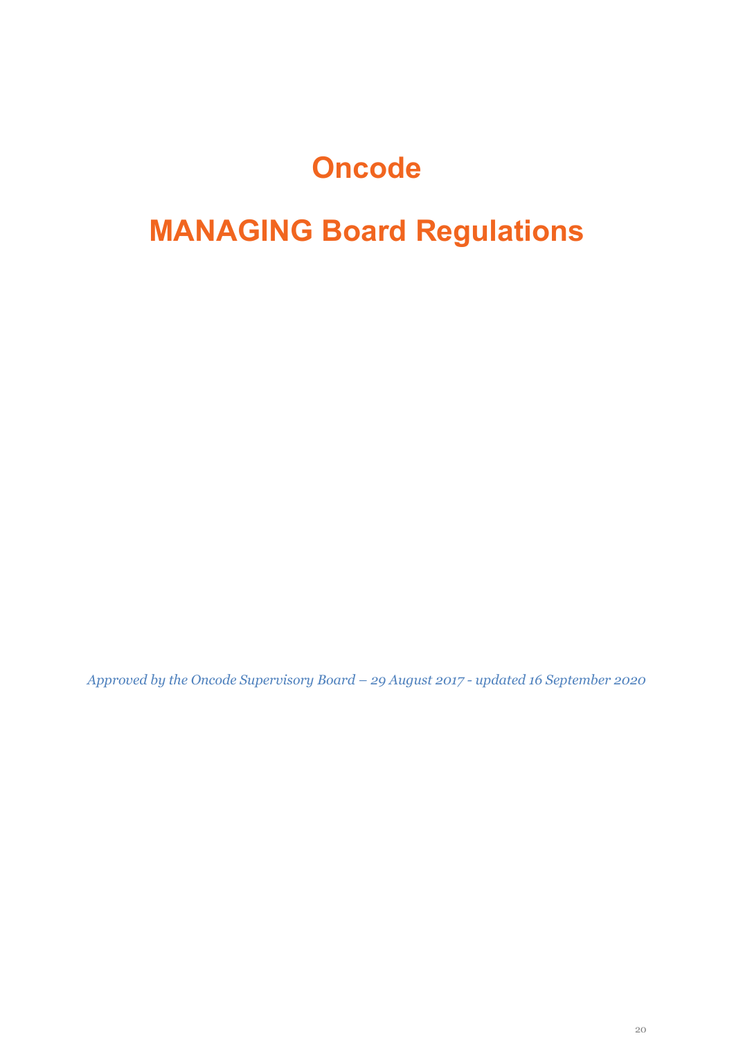# Oncode

# MANAGING Board Regulations

*Approved by the Oncode Supervisory Board – 29 August 2017 - updated 16 September 2020*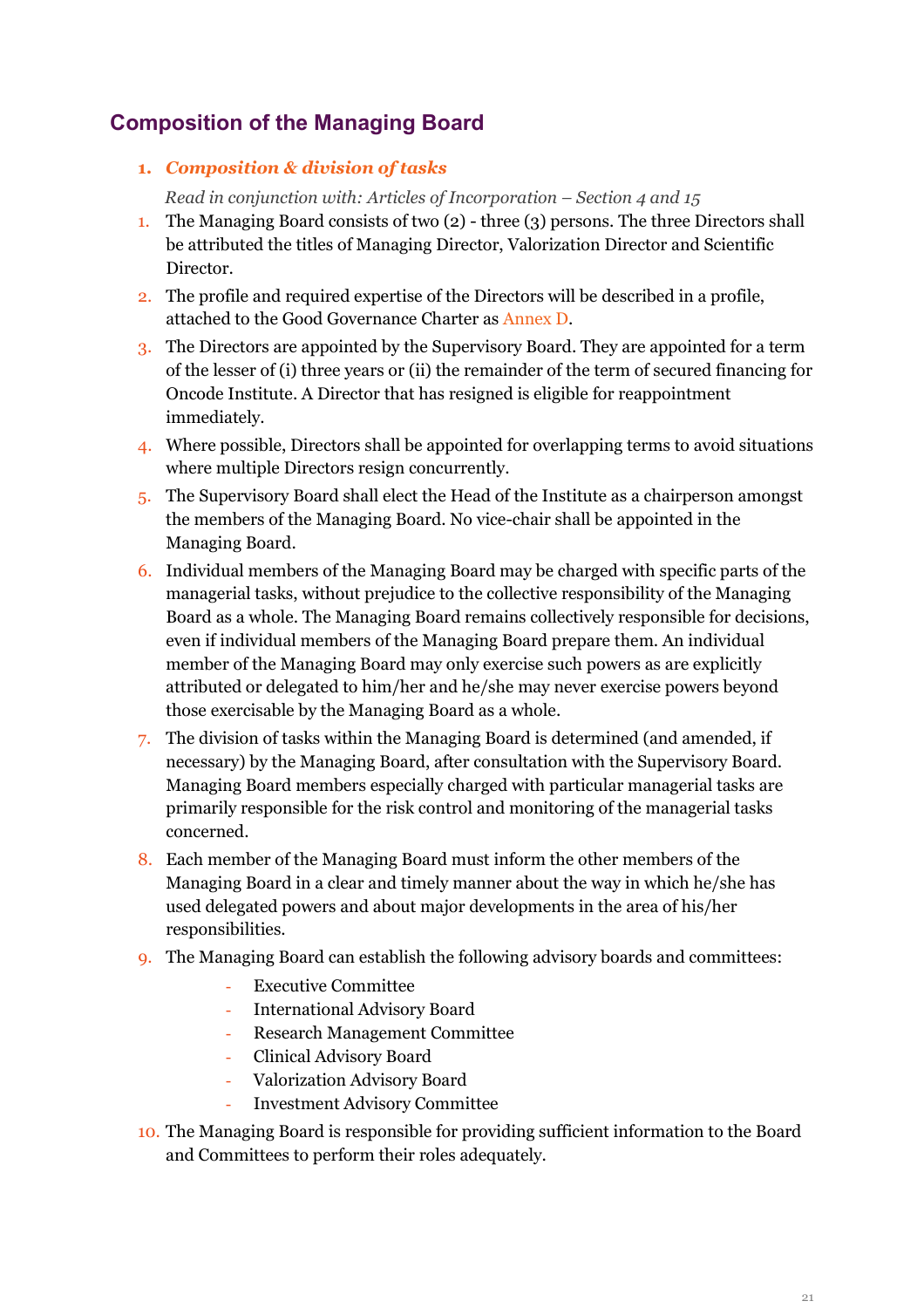## Composition of the Managing Board

### 1. *Composition & division of tasks*

*Read in conjunction with: Articles of Incorporation – Section 4 and 15*

1. The Managing Board consists of two (2) - three (3) persons. The three Directors shall be attributed the titles of Managing Director, Valorization Director and Scientific Director.
2. The profile and required expertise of the Directors will be described in a profile, attached to the Good Governance Charter as Annex D.
3. The Directors are appointed by the Supervisory Board. They are appointed for a term of the lesser of (i) three years or (ii) the remainder of the term of secured financing for Oncode Institute. A Director that has resigned is eligible for reappointment immediately.
4. Where possible, Directors shall be appointed for overlapping terms to avoid situations where multiple Directors resign concurrently.
5. The Supervisory Board shall elect the Head of the Institute as a chairperson amongst the members of the Managing Board. No vice-chair shall be appointed in the Managing Board.
6. Individual members of the Managing Board may be charged with specific parts of the managerial tasks, without prejudice to the collective responsibility of the Managing Board as a whole. The Managing Board remains collectively responsible for decisions, even if individual members of the Managing Board prepare them. An individual member of the Managing Board may only exercise such powers as are explicitly attributed or delegated to him/her and he/she may never exercise powers beyond those exercisable by the Managing Board as a whole.
7. The division of tasks within the Managing Board is determined (and amended, if necessary) by the Managing Board, after consultation with the Supervisory Board. Managing Board members especially charged with particular managerial tasks are primarily responsible for the risk control and monitoring of the managerial tasks concerned.
8. Each member of the Managing Board must inform the other members of the Managing Board in a clear and timely manner about the way in which he/she has used delegated powers and about major developments in the area of his/her responsibilities.
9. The Managing Board can establish the following advisory boards and committees:
   - Executive Committee
   - International Advisory Board
   - Research Management Committee
   - Clinical Advisory Board
   - Valorization Advisory Board
   - Investment Advisory Committee
10. The Managing Board is responsible for providing sufficient information to the Board and Committees to perform their roles adequately.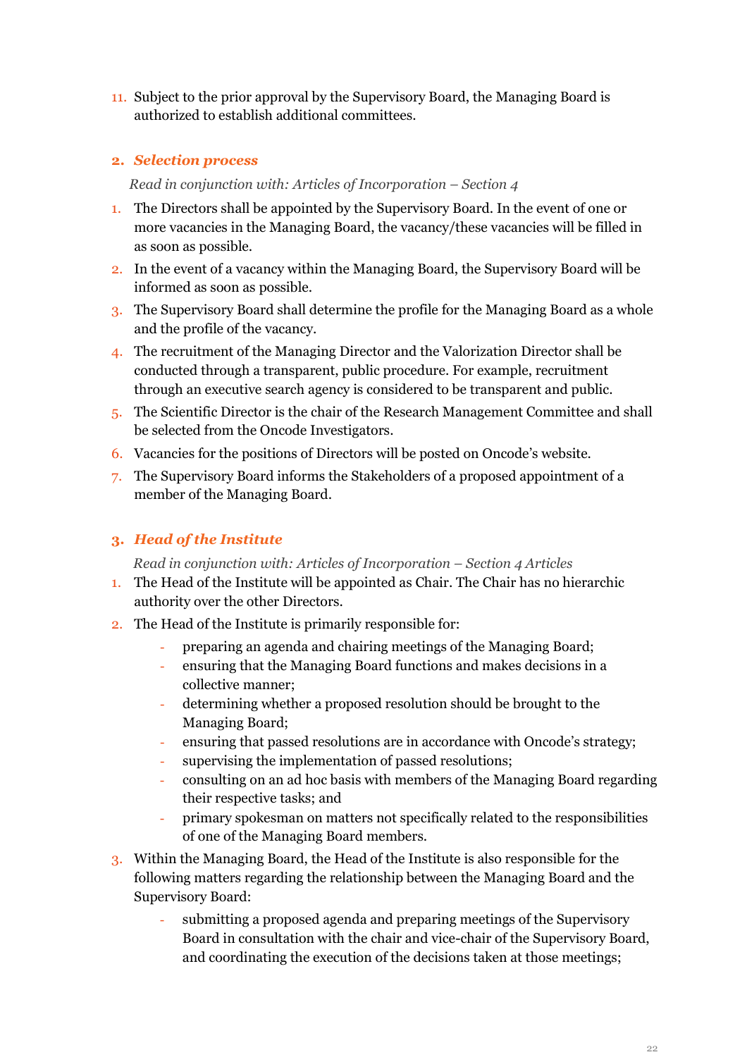11. Subject to the prior approval by the Supervisory Board, the Managing Board is authorized to establish additional committees.

## 2. *Selection process*

*Read in conjunction with: Articles of Incorporation – Section 4*

1. The Directors shall be appointed by the Supervisory Board. In the event of one or more vacancies in the Managing Board, the vacancy/these vacancies will be filled in as soon as possible.
2. In the event of a vacancy within the Managing Board, the Supervisory Board will be informed as soon as possible.
3. The Supervisory Board shall determine the profile for the Managing Board as a whole and the profile of the vacancy.
4. The recruitment of the Managing Director and the Valorization Director shall be conducted through a transparent, public procedure. For example, recruitment through an executive search agency is considered to be transparent and public.
5. The Scientific Director is the chair of the Research Management Committee and shall be selected from the Oncode Investigators.
6. Vacancies for the positions of Directors will be posted on Oncode's website.
7. The Supervisory Board informs the Stakeholders of a proposed appointment of a member of the Managing Board.

## 3. *Head of the Institute*

*Read in conjunction with: Articles of Incorporation – Section 4 Articles*

1. The Head of the Institute will be appointed as Chair. The Chair has no hierarchic authority over the other Directors.
2. The Head of the Institute is primarily responsible for:
    - preparing an agenda and chairing meetings of the Managing Board;
    - ensuring that the Managing Board functions and makes decisions in a collective manner;
    - determining whether a proposed resolution should be brought to the Managing Board;
    - ensuring that passed resolutions are in accordance with Oncode's strategy;
    - supervising the implementation of passed resolutions;
    - consulting on an ad hoc basis with members of the Managing Board regarding their respective tasks; and
    - primary spokesman on matters not specifically related to the responsibilities of one of the Managing Board members.
3. Within the Managing Board, the Head of the Institute is also responsible for the following matters regarding the relationship between the Managing Board and the Supervisory Board:
    - submitting a proposed agenda and preparing meetings of the Supervisory Board in consultation with the chair and vice-chair of the Supervisory Board, and coordinating the execution of the decisions taken at those meetings;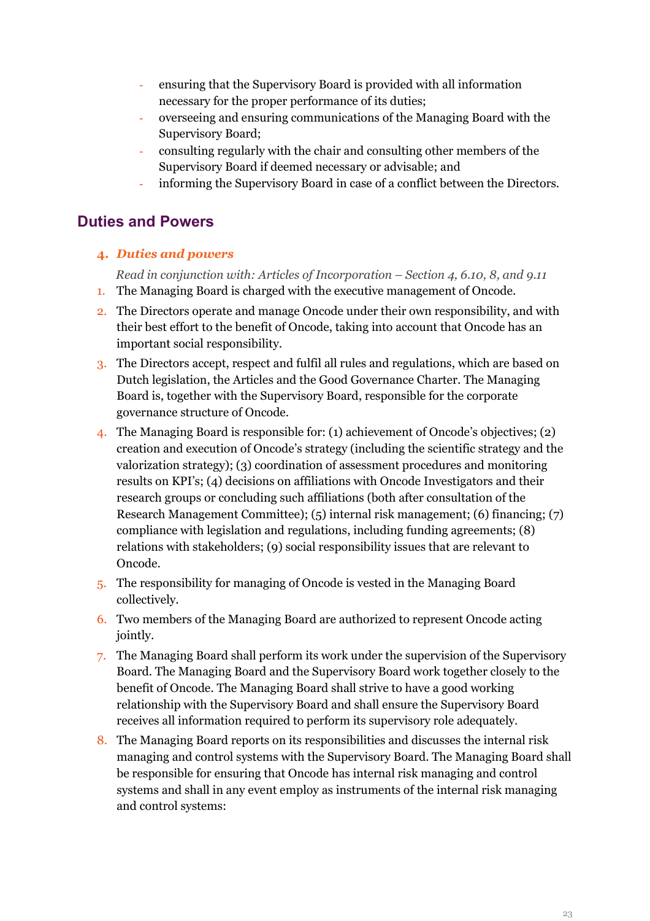- ensuring that the Supervisory Board is provided with all information necessary for the proper performance of its duties;
- overseeing and ensuring communications of the Managing Board with the Supervisory Board;
- consulting regularly with the chair and consulting other members of the Supervisory Board if deemed necessary or advisable; and
- informing the Supervisory Board in case of a conflict between the Directors.

## Duties and Powers

### 4. *Duties and powers*

*Read in conjunction with: Articles of Incorporation – Section 4, 6.10, 8, and 9.11*

1. The Managing Board is charged with the executive management of Oncode.
2. The Directors operate and manage Oncode under their own responsibility, and with their best effort to the benefit of Oncode, taking into account that Oncode has an important social responsibility.
3. The Directors accept, respect and fulfil all rules and regulations, which are based on Dutch legislation, the Articles and the Good Governance Charter. The Managing Board is, together with the Supervisory Board, responsible for the corporate governance structure of Oncode.
4. The Managing Board is responsible for: (1) achievement of Oncode's objectives; (2) creation and execution of Oncode's strategy (including the scientific strategy and the valorization strategy); (3) coordination of assessment procedures and monitoring results on KPI's; (4) decisions on affiliations with Oncode Investigators and their research groups or concluding such affiliations (both after consultation of the Research Management Committee); (5) internal risk management; (6) financing; (7) compliance with legislation and regulations, including funding agreements; (8) relations with stakeholders; (9) social responsibility issues that are relevant to Oncode.
5. The responsibility for managing of Oncode is vested in the Managing Board collectively.
6. Two members of the Managing Board are authorized to represent Oncode acting jointly.
7. The Managing Board shall perform its work under the supervision of the Supervisory Board. The Managing Board and the Supervisory Board work together closely to the benefit of Oncode. The Managing Board shall strive to have a good working relationship with the Supervisory Board and shall ensure the Supervisory Board receives all information required to perform its supervisory role adequately.
8. The Managing Board reports on its responsibilities and discusses the internal risk managing and control systems with the Supervisory Board. The Managing Board shall be responsible for ensuring that Oncode has internal risk managing and control systems and shall in any event employ as instruments of the internal risk managing and control systems: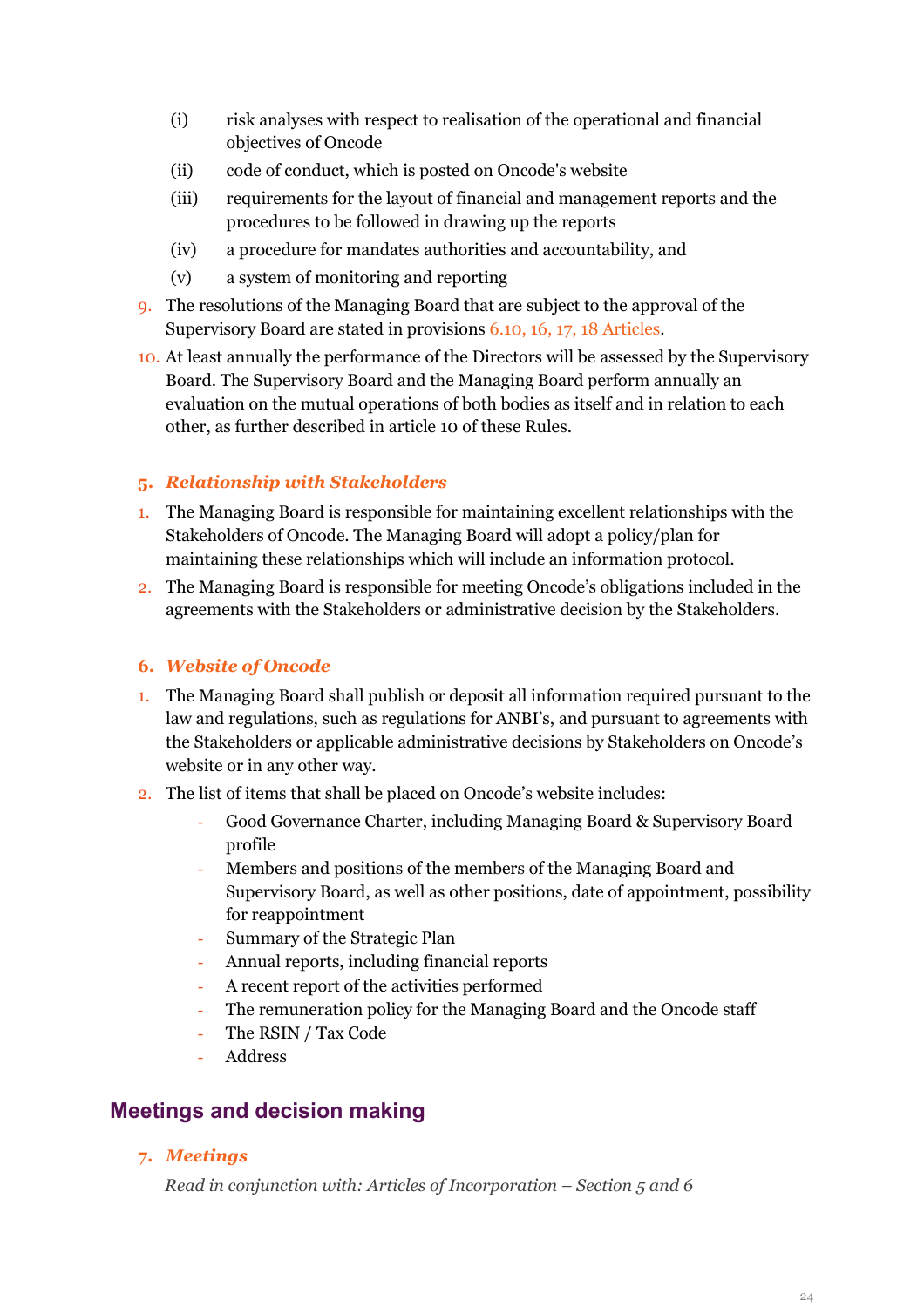- (i) risk analyses with respect to realisation of the operational and financial objectives of Oncode
- (ii) code of conduct, which is posted on Oncode's website
- (iii) requirements for the layout of financial and management reports and the procedures to be followed in drawing up the reports
- (iv) a procedure for mandates authorities and accountability, and
- (v) a system of monitoring and reporting

9. The resolutions of the Managing Board that are subject to the approval of the Supervisory Board are stated in provisions 6.10, 16, 17, 18 Articles.
10. At least annually the performance of the Directors will be assessed by the Supervisory Board. The Supervisory Board and the Managing Board perform annually an evaluation on the mutual operations of both bodies as itself and in relation to each other, as further described in article 10 of these Rules.

### 5. *Relationship with Stakeholders*

1. The Managing Board is responsible for maintaining excellent relationships with the Stakeholders of Oncode. The Managing Board will adopt a policy/plan for maintaining these relationships which will include an information protocol.
2. The Managing Board is responsible for meeting Oncode's obligations included in the agreements with the Stakeholders or administrative decision by the Stakeholders.

### 6. *Website of Oncode*

1. The Managing Board shall publish or deposit all information required pursuant to the law and regulations, such as regulations for ANBI's, and pursuant to agreements with the Stakeholders or applicable administrative decisions by Stakeholders on Oncode's website or in any other way.
2. The list of items that shall be placed on Oncode's website includes:
   - Good Governance Charter, including Managing Board & Supervisory Board profile
   - Members and positions of the members of the Managing Board and Supervisory Board, as well as other positions, date of appointment, possibility for reappointment
   - Summary of the Strategic Plan
   - Annual reports, including financial reports
   - A recent report of the activities performed
   - The remuneration policy for the Managing Board and the Oncode staff
   - The RSIN / Tax Code
   - Address

## Meetings and decision making

### 7. *Meetings*

*Read in conjunction with: Articles of Incorporation – Section 5 and 6*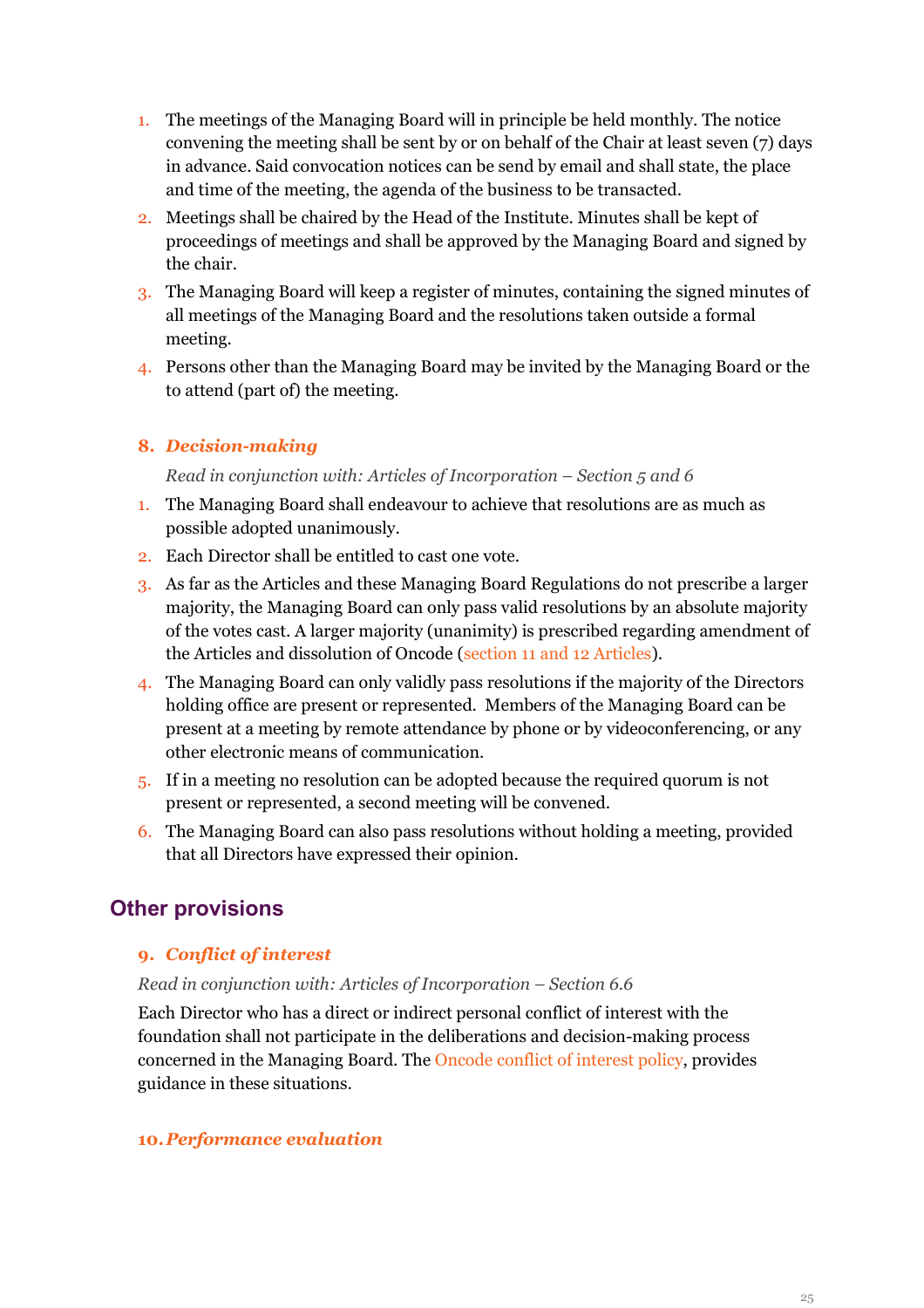1. The meetings of the Managing Board will in principle be held monthly. The notice convening the meeting shall be sent by or on behalf of the Chair at least seven (7) days in advance. Said convocation notices can be send by email and shall state, the place and time of the meeting, the agenda of the business to be transacted.
2. Meetings shall be chaired by the Head of the Institute. Minutes shall be kept of proceedings of meetings and shall be approved by the Managing Board and signed by the chair.
3. The Managing Board will keep a register of minutes, containing the signed minutes of all meetings of the Managing Board and the resolutions taken outside a formal meeting.
4. Persons other than the Managing Board may be invited by the Managing Board or the to attend (part of) the meeting.

### 8. *Decision-making*

*Read in conjunction with: Articles of Incorporation – Section 5 and 6*

1. The Managing Board shall endeavour to achieve that resolutions are as much as possible adopted unanimously.
2. Each Director shall be entitled to cast one vote.
3. As far as the Articles and these Managing Board Regulations do not prescribe a larger majority, the Managing Board can only pass valid resolutions by an absolute majority of the votes cast. A larger majority (unanimity) is prescribed regarding amendment of the Articles and dissolution of Oncode (section 11 and 12 Articles).
4. The Managing Board can only validly pass resolutions if the majority of the Directors holding office are present or represented. Members of the Managing Board can be present at a meeting by remote attendance by phone or by videoconferencing, or any other electronic means of communication.
5. If in a meeting no resolution can be adopted because the required quorum is not present or represented, a second meeting will be convened.
6. The Managing Board can also pass resolutions without holding a meeting, provided that all Directors have expressed their opinion.

## Other provisions

### 9. *Conflict of interest*

*Read in conjunction with: Articles of Incorporation – Section 6.6*

Each Director who has a direct or indirect personal conflict of interest with the foundation shall not participate in the deliberations and decision-making process concerned in the Managing Board. The Oncode conflict of interest policy, provides guidance in these situations.

### 10. *Performance evaluation*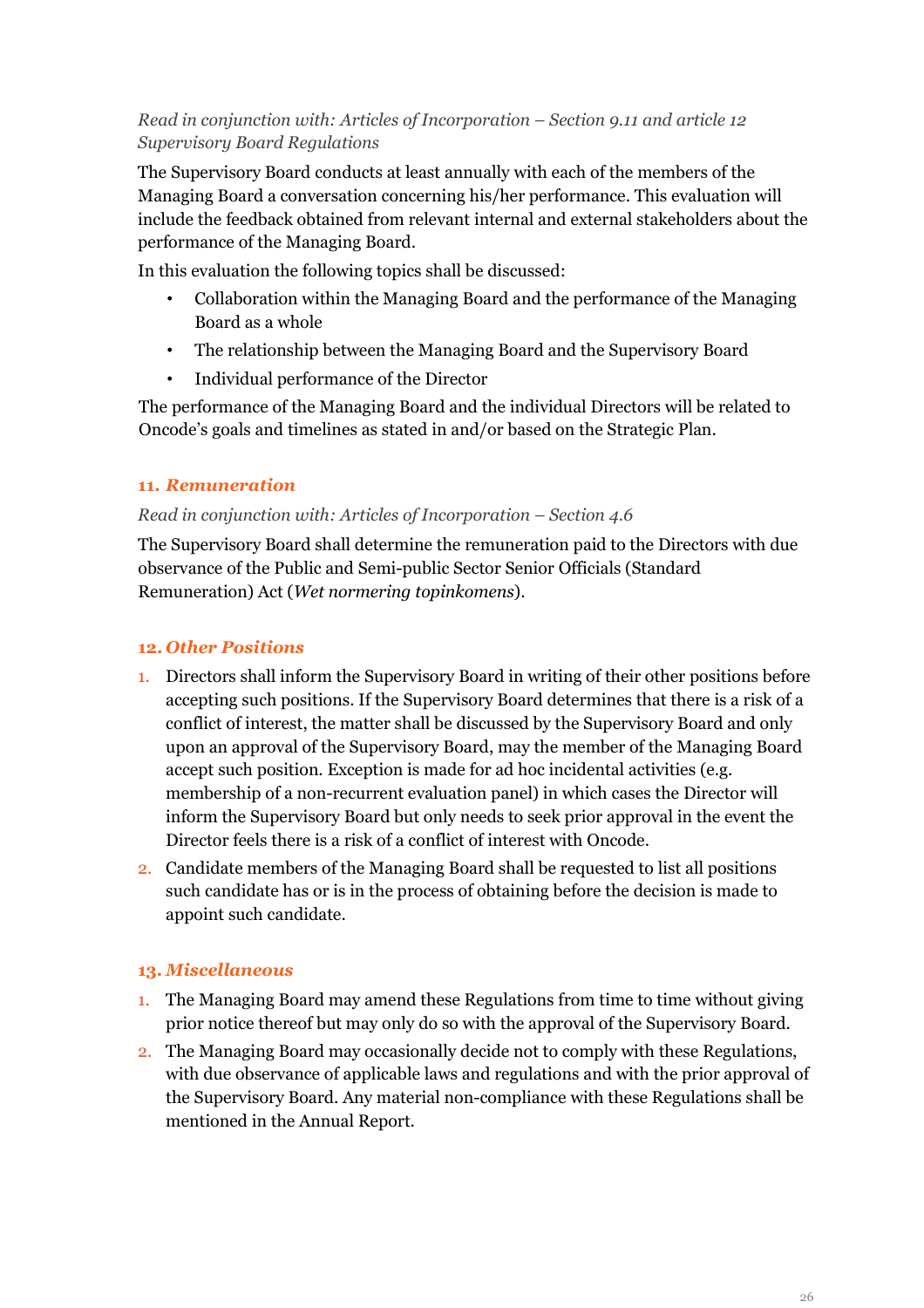*Read in conjunction with: Articles of Incorporation – Section 9.11 and article 12 Supervisory Board Regulations*

The Supervisory Board conducts at least annually with each of the members of the Managing Board a conversation concerning his/her performance. This evaluation will include the feedback obtained from relevant internal and external stakeholders about the performance of the Managing Board.

In this evaluation the following topics shall be discussed:

- Collaboration within the Managing Board and the performance of the Managing Board as a whole
- The relationship between the Managing Board and the Supervisory Board
- Individual performance of the Director

The performance of the Managing Board and the individual Directors will be related to Oncode's goals and timelines as stated in and/or based on the Strategic Plan.

## 11. *Remuneration*

*Read in conjunction with: Articles of Incorporation – Section 4.6*

The Supervisory Board shall determine the remuneration paid to the Directors with due observance of the Public and Semi-public Sector Senior Officials (Standard Remuneration) Act (*Wet normering topinkomens*).

## 12. *Other Positions*

1. Directors shall inform the Supervisory Board in writing of their other positions before accepting such positions. If the Supervisory Board determines that there is a risk of a conflict of interest, the matter shall be discussed by the Supervisory Board and only upon an approval of the Supervisory Board, may the member of the Managing Board accept such position. Exception is made for ad hoc incidental activities (e.g. membership of a non-recurrent evaluation panel) in which cases the Director will inform the Supervisory Board but only needs to seek prior approval in the event the Director feels there is a risk of a conflict of interest with Oncode.
2. Candidate members of the Managing Board shall be requested to list all positions such candidate has or is in the process of obtaining before the decision is made to appoint such candidate.

## 13. *Miscellaneous*

1. The Managing Board may amend these Regulations from time to time without giving prior notice thereof but may only do so with the approval of the Supervisory Board.
2. The Managing Board may occasionally decide not to comply with these Regulations, with due observance of applicable laws and regulations and with the prior approval of the Supervisory Board. Any material non-compliance with these Regulations shall be mentioned in the Annual Report.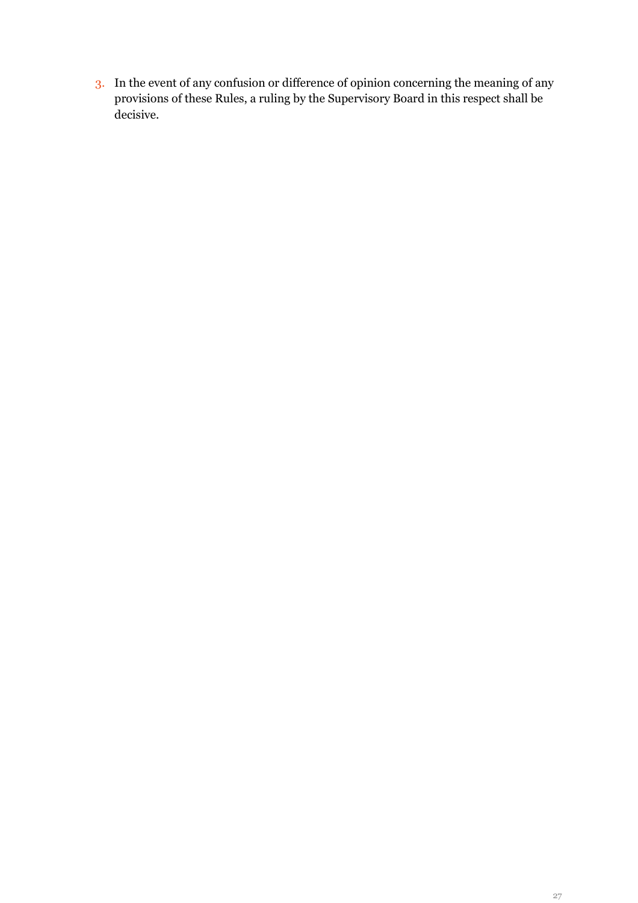3. In the event of any confusion or difference of opinion concerning the meaning of any provisions of these Rules, a ruling by the Supervisory Board in this respect shall be decisive.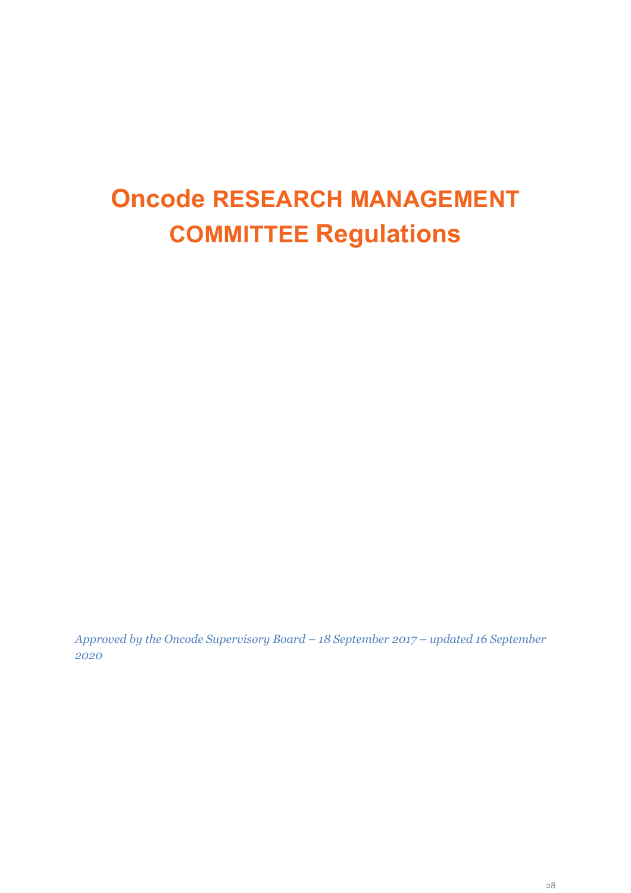# Oncode RESEARCH MANAGEMENT COMMITTEE Regulations

*Approved by the Oncode Supervisory Board – 18 September 2017 – updated 16 September 2020*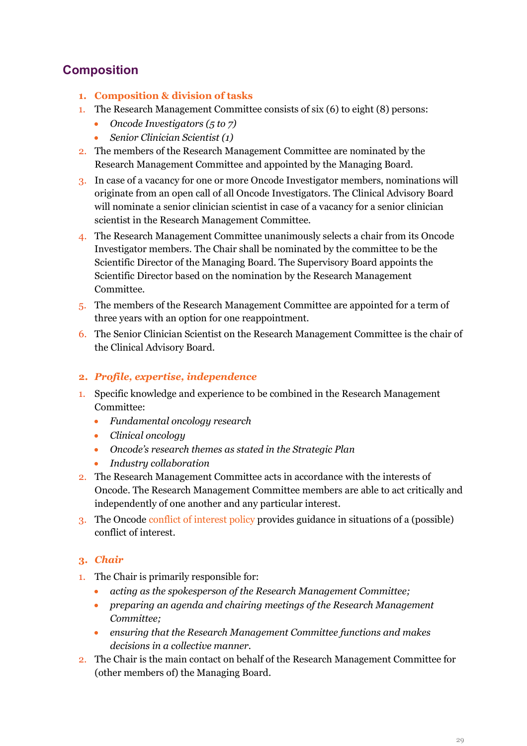## Composition

### 1. Composition & division of tasks

1. The Research Management Committee consists of six (6) to eight (8) persons:
   - *Oncode Investigators (5 to 7)*
   - *Senior Clinician Scientist (1)*
2. The members of the Research Management Committee are nominated by the Research Management Committee and appointed by the Managing Board.
3. In case of a vacancy for one or more Oncode Investigator members, nominations will originate from an open call of all Oncode Investigators. The Clinical Advisory Board will nominate a senior clinician scientist in case of a vacancy for a senior clinician scientist in the Research Management Committee.
4. The Research Management Committee unanimously selects a chair from its Oncode Investigator members. The Chair shall be nominated by the committee to be the Scientific Director of the Managing Board. The Supervisory Board appoints the Scientific Director based on the nomination by the Research Management Committee.
5. The members of the Research Management Committee are appointed for a term of three years with an option for one reappointment.
6. The Senior Clinician Scientist on the Research Management Committee is the chair of the Clinical Advisory Board.

### 2. *Profile, expertise, independence*

1. Specific knowledge and experience to be combined in the Research Management Committee:
   - *Fundamental oncology research*
   - *Clinical oncology*
   - *Oncode's research themes as stated in the Strategic Plan*
   - *Industry collaboration*
2. The Research Management Committee acts in accordance with the interests of Oncode. The Research Management Committee members are able to act critically and independently of one another and any particular interest.
3. The Oncode conflict of interest policy provides guidance in situations of a (possible) conflict of interest.

### 3. *Chair*

1. The Chair is primarily responsible for:
   - *acting as the spokesperson of the Research Management Committee;*
   - *preparing an agenda and chairing meetings of the Research Management Committee;*
   - *ensuring that the Research Management Committee functions and makes decisions in a collective manner.*
2. The Chair is the main contact on behalf of the Research Management Committee for (other members of) the Managing Board.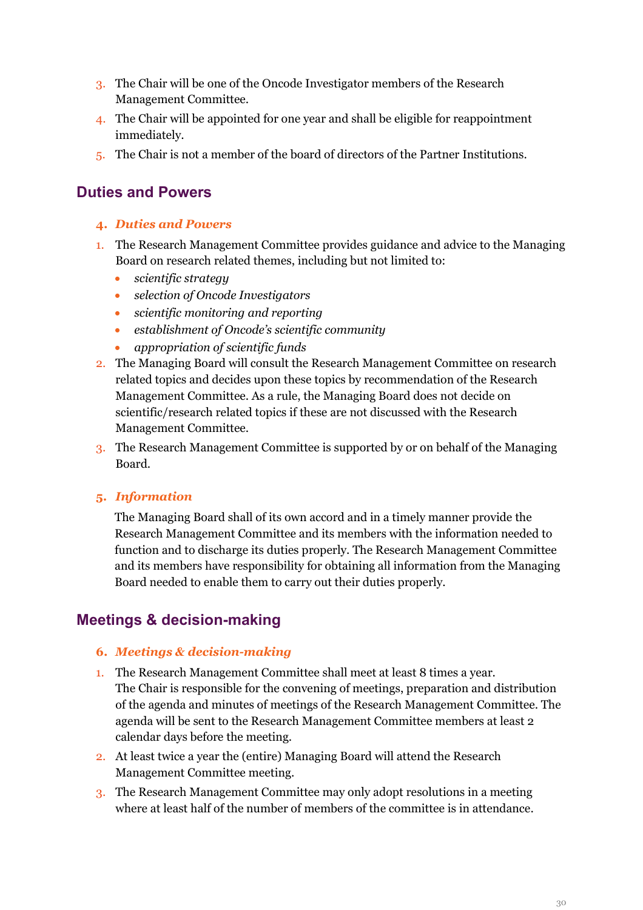3. The Chair will be one of the Oncode Investigator members of the Research Management Committee.
4. The Chair will be appointed for one year and shall be eligible for reappointment immediately.
5. The Chair is not a member of the board of directors of the Partner Institutions.

## Duties and Powers

### 4. *Duties and Powers*

1. The Research Management Committee provides guidance and advice to the Managing Board on research related themes, including but not limited to:
   - *scientific strategy*
   - *selection of Oncode Investigators*
   - *scientific monitoring and reporting*
   - *establishment of Oncode's scientific community*
   - *appropriation of scientific funds*
2. The Managing Board will consult the Research Management Committee on research related topics and decides upon these topics by recommendation of the Research Management Committee. As a rule, the Managing Board does not decide on scientific/research related topics if these are not discussed with the Research Management Committee.
3. The Research Management Committee is supported by or on behalf of the Managing Board.

### 5. *Information*

The Managing Board shall of its own accord and in a timely manner provide the Research Management Committee and its members with the information needed to function and to discharge its duties properly. The Research Management Committee and its members have responsibility for obtaining all information from the Managing Board needed to enable them to carry out their duties properly.

## Meetings & decision-making

### 6. *Meetings & decision-making*

1. The Research Management Committee shall meet at least 8 times a year. The Chair is responsible for the convening of meetings, preparation and distribution of the agenda and minutes of meetings of the Research Management Committee. The agenda will be sent to the Research Management Committee members at least 2 calendar days before the meeting.
2. At least twice a year the (entire) Managing Board will attend the Research Management Committee meeting.
3. The Research Management Committee may only adopt resolutions in a meeting where at least half of the number of members of the committee is in attendance.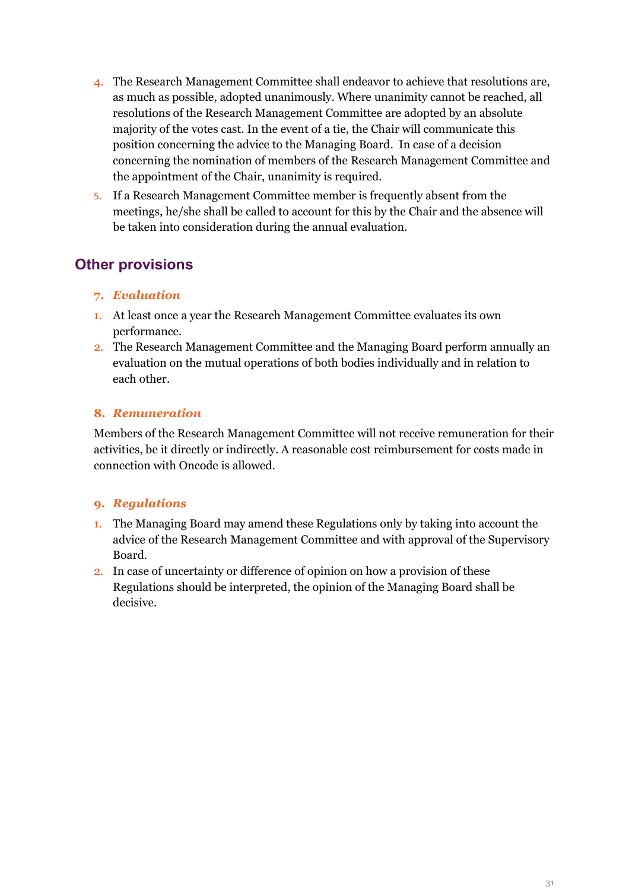4. The Research Management Committee shall endeavor to achieve that resolutions are, as much as possible, adopted unanimously. Where unanimity cannot be reached, all resolutions of the Research Management Committee are adopted by an absolute majority of the votes cast. In the event of a tie, the Chair will communicate this position concerning the advice to the Managing Board. In case of a decision concerning the nomination of members of the Research Management Committee and the appointment of the Chair, unanimity is required.
5. If a Research Management Committee member is frequently absent from the meetings, he/she shall be called to account for this by the Chair and the absence will be taken into consideration during the annual evaluation.

## Other provisions

### 7. *Evaluation*

1. At least once a year the Research Management Committee evaluates its own performance.
2. The Research Management Committee and the Managing Board perform annually an evaluation on the mutual operations of both bodies individually and in relation to each other.

### 8. *Remuneration*

Members of the Research Management Committee will not receive remuneration for their activities, be it directly or indirectly. A reasonable cost reimbursement for costs made in connection with Oncode is allowed.

### 9. *Regulations*

1. The Managing Board may amend these Regulations only by taking into account the advice of the Research Management Committee and with approval of the Supervisory Board.
2. In case of uncertainty or difference of opinion on how a provision of these Regulations should be interpreted, the opinion of the Managing Board shall be decisive.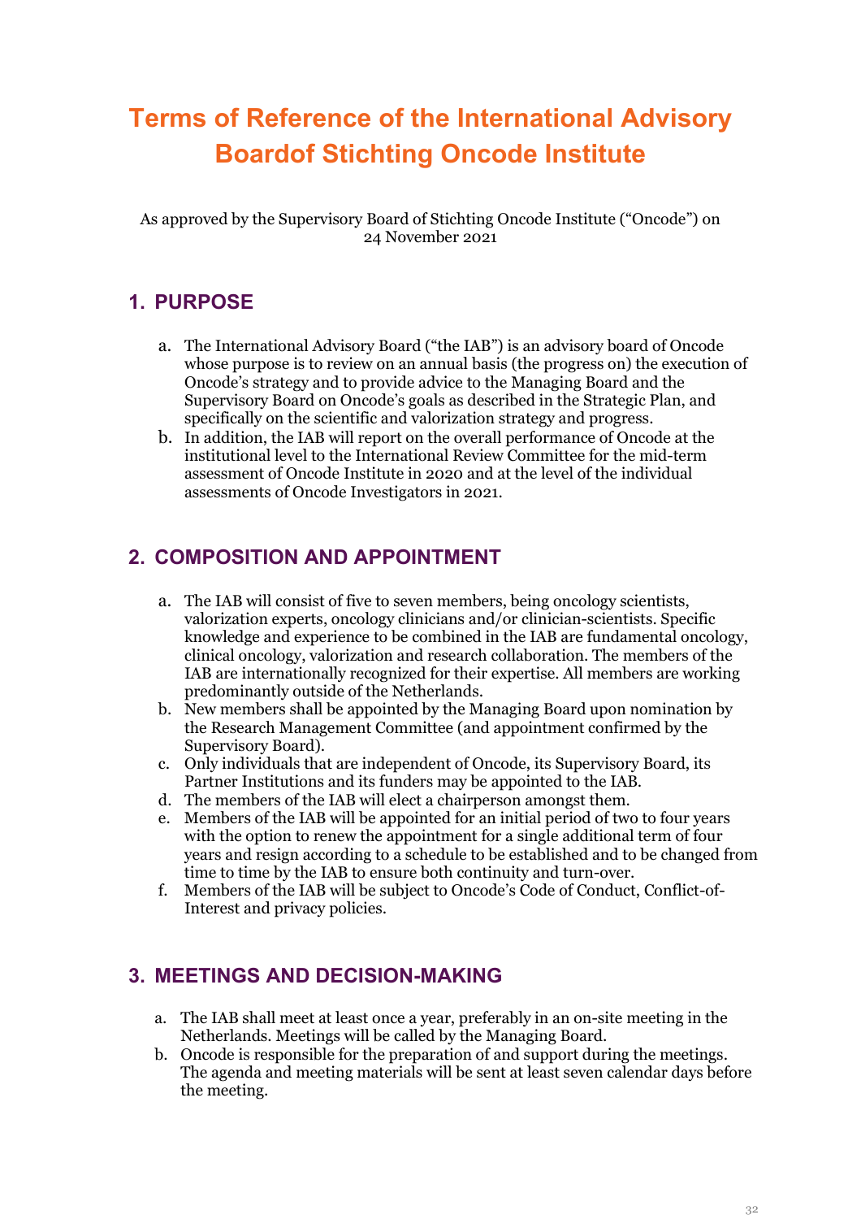# Terms of Reference of the International Advisory Boardof Stichting Oncode Institute

As approved by the Supervisory Board of Stichting Oncode Institute ("Oncode") on 24 November 2021

## 1. PURPOSE

a. The International Advisory Board ("the IAB") is an advisory board of Oncode whose purpose is to review on an annual basis (the progress on) the execution of Oncode's strategy and to provide advice to the Managing Board and the Supervisory Board on Oncode's goals as described in the Strategic Plan, and specifically on the scientific and valorization strategy and progress.
b. In addition, the IAB will report on the overall performance of Oncode at the institutional level to the International Review Committee for the mid-term assessment of Oncode Institute in 2020 and at the level of the individual assessments of Oncode Investigators in 2021.

## 2. COMPOSITION AND APPOINTMENT

a. The IAB will consist of five to seven members, being oncology scientists, valorization experts, oncology clinicians and/or clinician-scientists. Specific knowledge and experience to be combined in the IAB are fundamental oncology, clinical oncology, valorization and research collaboration. The members of the IAB are internationally recognized for their expertise. All members are working predominantly outside of the Netherlands.
b. New members shall be appointed by the Managing Board upon nomination by the Research Management Committee (and appointment confirmed by the Supervisory Board).
c. Only individuals that are independent of Oncode, its Supervisory Board, its Partner Institutions and its funders may be appointed to the IAB.
d. The members of the IAB will elect a chairperson amongst them.
e. Members of the IAB will be appointed for an initial period of two to four years with the option to renew the appointment for a single additional term of four years and resign according to a schedule to be established and to be changed from time to time by the IAB to ensure both continuity and turn-over.
f. Members of the IAB will be subject to Oncode's Code of Conduct, Conflict-of-Interest and privacy policies.

## 3. MEETINGS AND DECISION-MAKING

a. The IAB shall meet at least once a year, preferably in an on-site meeting in the Netherlands. Meetings will be called by the Managing Board.
b. Oncode is responsible for the preparation of and support during the meetings. The agenda and meeting materials will be sent at least seven calendar days before the meeting.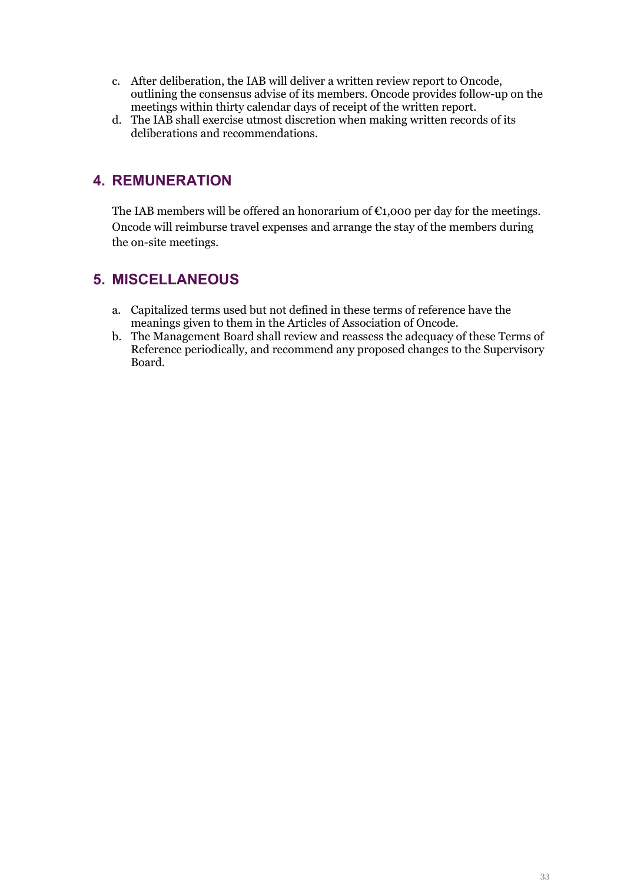c. After deliberation, the IAB will deliver a written review report to Oncode, outlining the consensus advise of its members. Oncode provides follow-up on the meetings within thirty calendar days of receipt of the written report.
d. The IAB shall exercise utmost discretion when making written records of its deliberations and recommendations.

## 4. REMUNERATION

The IAB members will be offered an honorarium of €1,000 per day for the meetings. Oncode will reimburse travel expenses and arrange the stay of the members during the on-site meetings.

## 5. MISCELLANEOUS

a. Capitalized terms used but not defined in these terms of reference have the meanings given to them in the Articles of Association of Oncode.
b. The Management Board shall review and reassess the adequacy of these Terms of Reference periodically, and recommend any proposed changes to the Supervisory Board.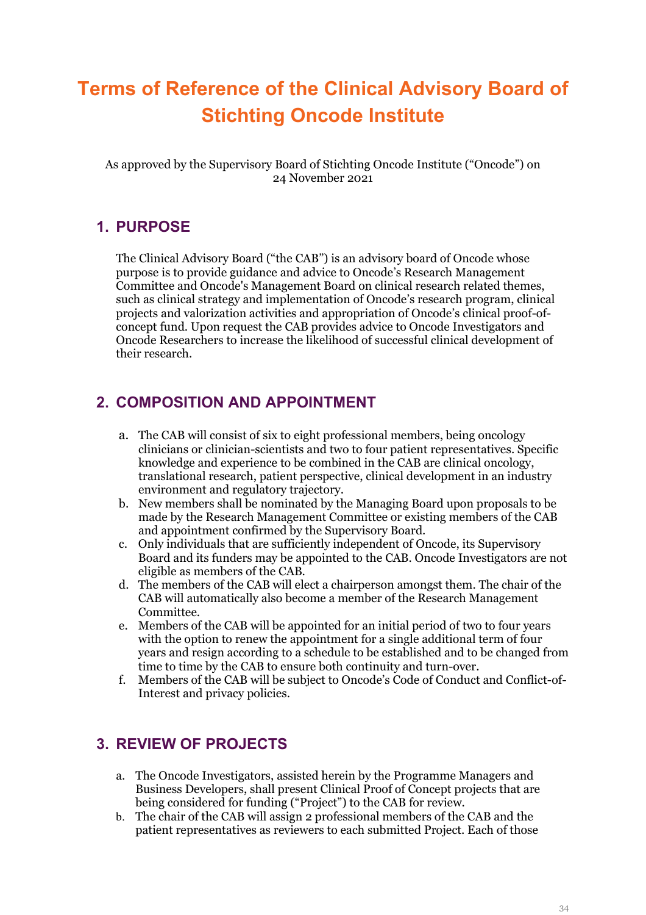# Terms of Reference of the Clinical Advisory Board of Stichting Oncode Institute

As approved by the Supervisory Board of Stichting Oncode Institute ("Oncode") on 24 November 2021

## 1. PURPOSE

The Clinical Advisory Board ("the CAB") is an advisory board of Oncode whose purpose is to provide guidance and advice to Oncode's Research Management Committee and Oncode's Management Board on clinical research related themes, such as clinical strategy and implementation of Oncode's research program, clinical projects and valorization activities and appropriation of Oncode's clinical proof-of-concept fund. Upon request the CAB provides advice to Oncode Investigators and Oncode Researchers to increase the likelihood of successful clinical development of their research.

## 2. COMPOSITION AND APPOINTMENT

a. The CAB will consist of six to eight professional members, being oncology clinicians or clinician-scientists and two to four patient representatives. Specific knowledge and experience to be combined in the CAB are clinical oncology, translational research, patient perspective, clinical development in an industry environment and regulatory trajectory.
b. New members shall be nominated by the Managing Board upon proposals to be made by the Research Management Committee or existing members of the CAB and appointment confirmed by the Supervisory Board.
c. Only individuals that are sufficiently independent of Oncode, its Supervisory Board and its funders may be appointed to the CAB. Oncode Investigators are not eligible as members of the CAB.
d. The members of the CAB will elect a chairperson amongst them. The chair of the CAB will automatically also become a member of the Research Management Committee.
e. Members of the CAB will be appointed for an initial period of two to four years with the option to renew the appointment for a single additional term of four years and resign according to a schedule to be established and to be changed from time to time by the CAB to ensure both continuity and turn-over.
f. Members of the CAB will be subject to Oncode's Code of Conduct and Conflict-of-Interest and privacy policies.

## 3. REVIEW OF PROJECTS

a. The Oncode Investigators, assisted herein by the Programme Managers and Business Developers, shall present Clinical Proof of Concept projects that are being considered for funding ("Project") to the CAB for review.
b. The chair of the CAB will assign 2 professional members of the CAB and the patient representatives as reviewers to each submitted Project. Each of those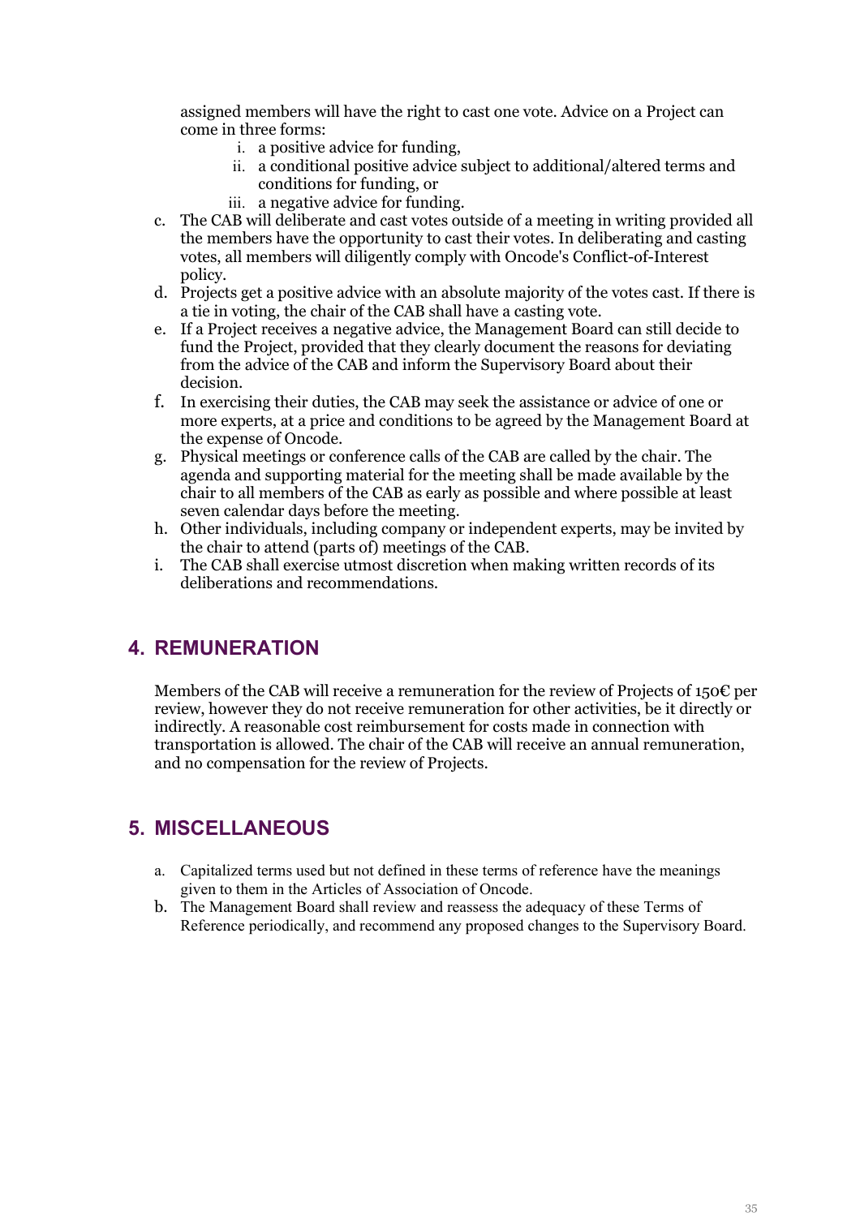assigned members will have the right to cast one vote. Advice on a Project can come in three forms:

   i. a positive advice for funding,
   ii. a conditional positive advice subject to additional/altered terms and conditions for funding, or
   iii. a negative advice for funding.

c. The CAB will deliberate and cast votes outside of a meeting in writing provided all the members have the opportunity to cast their votes. In deliberating and casting votes, all members will diligently comply with Oncode's Conflict-of-Interest policy.
d. Projects get a positive advice with an absolute majority of the votes cast. If there is a tie in voting, the chair of the CAB shall have a casting vote.
e. If a Project receives a negative advice, the Management Board can still decide to fund the Project, provided that they clearly document the reasons for deviating from the advice of the CAB and inform the Supervisory Board about their decision.
f. In exercising their duties, the CAB may seek the assistance or advice of one or more experts, at a price and conditions to be agreed by the Management Board at the expense of Oncode.
g. Physical meetings or conference calls of the CAB are called by the chair. The agenda and supporting material for the meeting shall be made available by the chair to all members of the CAB as early as possible and where possible at least seven calendar days before the meeting.
h. Other individuals, including company or independent experts, may be invited by the chair to attend (parts of) meetings of the CAB.
i. The CAB shall exercise utmost discretion when making written records of its deliberations and recommendations.

## 4. REMUNERATION

Members of the CAB will receive a remuneration for the review of Projects of 150€ per review, however they do not receive remuneration for other activities, be it directly or indirectly. A reasonable cost reimbursement for costs made in connection with transportation is allowed. The chair of the CAB will receive an annual remuneration, and no compensation for the review of Projects.

## 5. MISCELLANEOUS

a. Capitalized terms used but not defined in these terms of reference have the meanings given to them in the Articles of Association of Oncode.
b. The Management Board shall review and reassess the adequacy of these Terms of Reference periodically, and recommend any proposed changes to the Supervisory Board.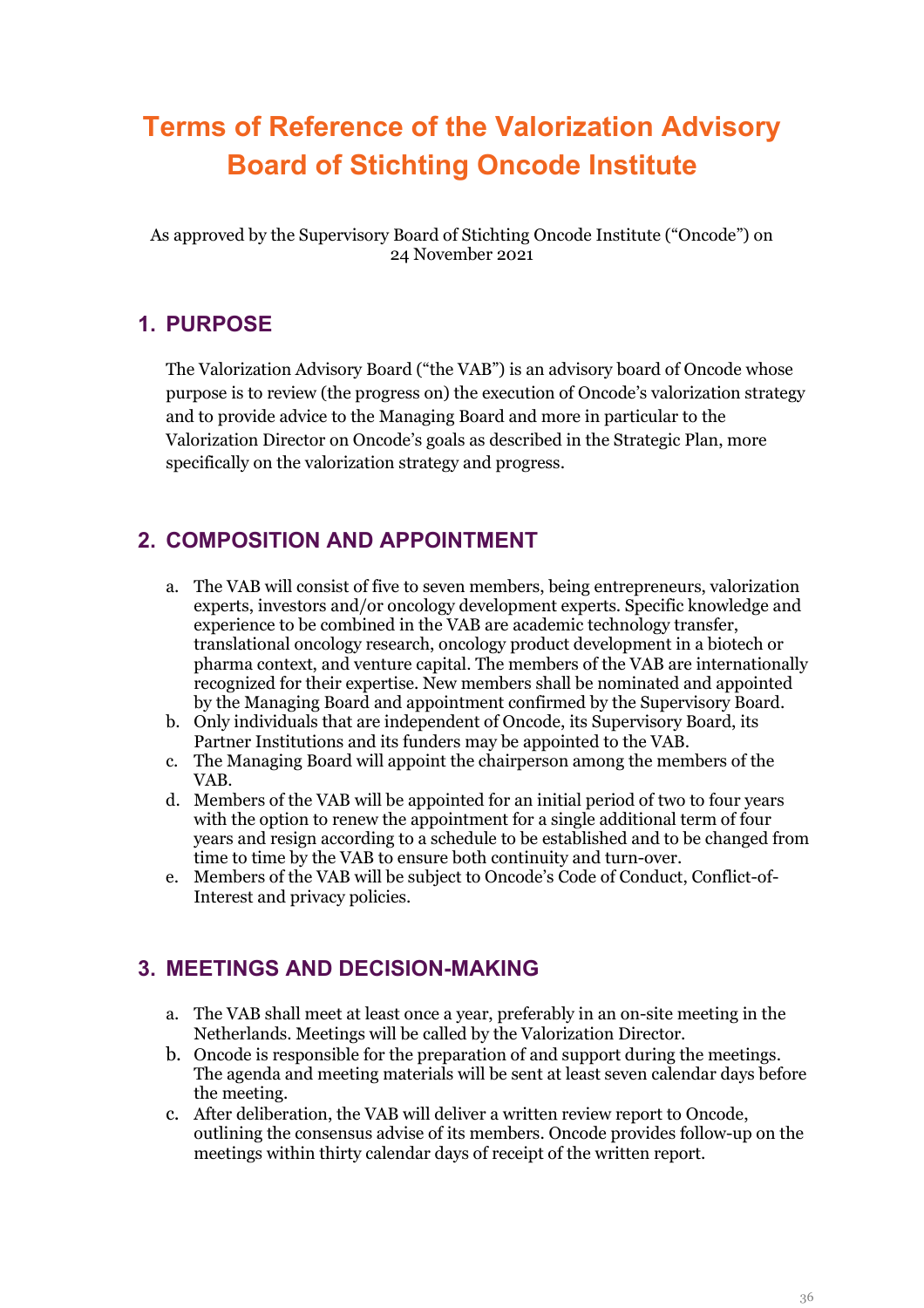# Terms of Reference of the Valorization Advisory Board of Stichting Oncode Institute

As approved by the Supervisory Board of Stichting Oncode Institute ("Oncode") on 24 November 2021

## 1. PURPOSE

The Valorization Advisory Board ("the VAB") is an advisory board of Oncode whose purpose is to review (the progress on) the execution of Oncode's valorization strategy and to provide advice to the Managing Board and more in particular to the Valorization Director on Oncode's goals as described in the Strategic Plan, more specifically on the valorization strategy and progress.

## 2. COMPOSITION AND APPOINTMENT

a. The VAB will consist of five to seven members, being entrepreneurs, valorization experts, investors and/or oncology development experts. Specific knowledge and experience to be combined in the VAB are academic technology transfer, translational oncology research, oncology product development in a biotech or pharma context, and venture capital. The members of the VAB are internationally recognized for their expertise. New members shall be nominated and appointed by the Managing Board and appointment confirmed by the Supervisory Board.

b. Only individuals that are independent of Oncode, its Supervisory Board, its Partner Institutions and its funders may be appointed to the VAB.

c. The Managing Board will appoint the chairperson among the members of the VAB.

d. Members of the VAB will be appointed for an initial period of two to four years with the option to renew the appointment for a single additional term of four years and resign according to a schedule to be established and to be changed from time to time by the VAB to ensure both continuity and turn-over.

e. Members of the VAB will be subject to Oncode's Code of Conduct, Conflict-of-Interest and privacy policies.

## 3. MEETINGS AND DECISION-MAKING

a. The VAB shall meet at least once a year, preferably in an on-site meeting in the Netherlands. Meetings will be called by the Valorization Director.

b. Oncode is responsible for the preparation of and support during the meetings. The agenda and meeting materials will be sent at least seven calendar days before the meeting.

c. After deliberation, the VAB will deliver a written review report to Oncode, outlining the consensus advise of its members. Oncode provides follow-up on the meetings within thirty calendar days of receipt of the written report.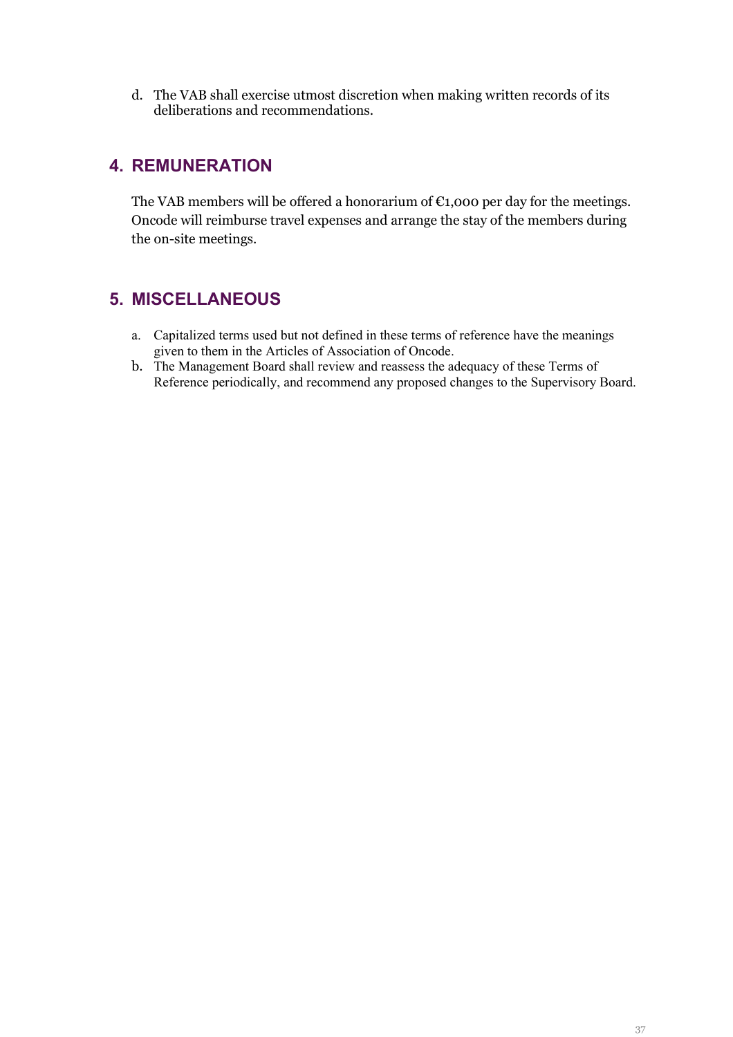d. The VAB shall exercise utmost discretion when making written records of its deliberations and recommendations.

## 4. REMUNERATION

The VAB members will be offered a honorarium of €1,000 per day for the meetings. Oncode will reimburse travel expenses and arrange the stay of the members during the on-site meetings.

## 5. MISCELLANEOUS

a. Capitalized terms used but not defined in these terms of reference have the meanings given to them in the Articles of Association of Oncode.
b. The Management Board shall review and reassess the adequacy of these Terms of Reference periodically, and recommend any proposed changes to the Supervisory Board.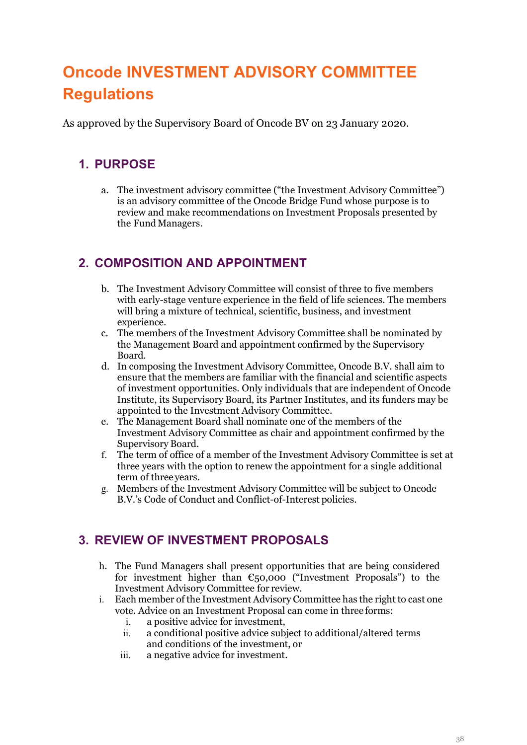# Oncode INVESTMENT ADVISORY COMMITTEE Regulations

As approved by the Supervisory Board of Oncode BV on 23 January 2020.

## 1. PURPOSE

a. The investment advisory committee ("the Investment Advisory Committee") is an advisory committee of the Oncode Bridge Fund whose purpose is to review and make recommendations on Investment Proposals presented by the Fund Managers.

## 2. COMPOSITION AND APPOINTMENT

b. The Investment Advisory Committee will consist of three to five members with early-stage venture experience in the field of life sciences. The members will bring a mixture of technical, scientific, business, and investment experience.

c. The members of the Investment Advisory Committee shall be nominated by the Management Board and appointment confirmed by the Supervisory Board.

d. In composing the Investment Advisory Committee, Oncode B.V. shall aim to ensure that the members are familiar with the financial and scientific aspects of investment opportunities. Only individuals that are independent of Oncode Institute, its Supervisory Board, its Partner Institutes, and its funders may be appointed to the Investment Advisory Committee.

e. The Management Board shall nominate one of the members of the Investment Advisory Committee as chair and appointment confirmed by the Supervisory Board.

f. The term of office of a member of the Investment Advisory Committee is set at three years with the option to renew the appointment for a single additional term of three years.

g. Members of the Investment Advisory Committee will be subject to Oncode B.V.'s Code of Conduct and Conflict-of-Interest policies.

## 3. REVIEW OF INVESTMENT PROPOSALS

h. The Fund Managers shall present opportunities that are being considered for investment higher than €50,000 ("Investment Proposals") to the Investment Advisory Committee for review.

i. Each member of the Investment Advisory Committee has the right to cast one vote. Advice on an Investment Proposal can come in three forms:
   i. a positive advice for investment,
   ii. a conditional positive advice subject to additional/altered terms and conditions of the investment, or
   iii. a negative advice for investment.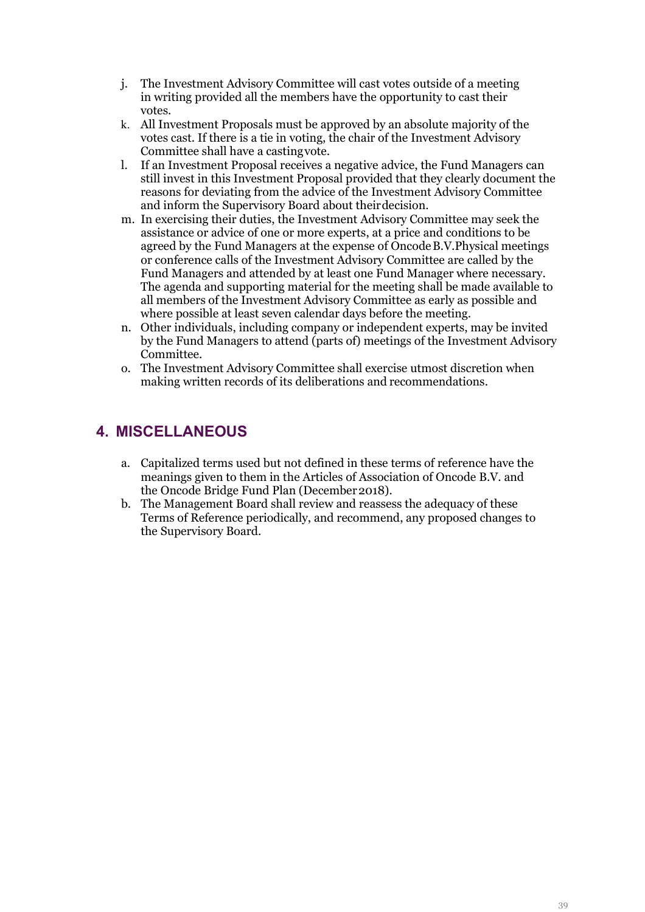j. The Investment Advisory Committee will cast votes outside of a meeting in writing provided all the members have the opportunity to cast their votes.
k. All Investment Proposals must be approved by an absolute majority of the votes cast. If there is a tie in voting, the chair of the Investment Advisory Committee shall have a casting vote.
l. If an Investment Proposal receives a negative advice, the Fund Managers can still invest in this Investment Proposal provided that they clearly document the reasons for deviating from the advice of the Investment Advisory Committee and inform the Supervisory Board about their decision.
m. In exercising their duties, the Investment Advisory Committee may seek the assistance or advice of one or more experts, at a price and conditions to be agreed by the Fund Managers at the expense of Oncode B.V.Physical meetings or conference calls of the Investment Advisory Committee are called by the Fund Managers and attended by at least one Fund Manager where necessary. The agenda and supporting material for the meeting shall be made available to all members of the Investment Advisory Committee as early as possible and where possible at least seven calendar days before the meeting.
n. Other individuals, including company or independent experts, may be invited by the Fund Managers to attend (parts of) meetings of the Investment Advisory Committee.
o. The Investment Advisory Committee shall exercise utmost discretion when making written records of its deliberations and recommendations.

## 4. MISCELLANEOUS

a. Capitalized terms used but not defined in these terms of reference have the meanings given to them in the Articles of Association of Oncode B.V. and the Oncode Bridge Fund Plan (December 2018).
b. The Management Board shall review and reassess the adequacy of these Terms of Reference periodically, and recommend, any proposed changes to the Supervisory Board.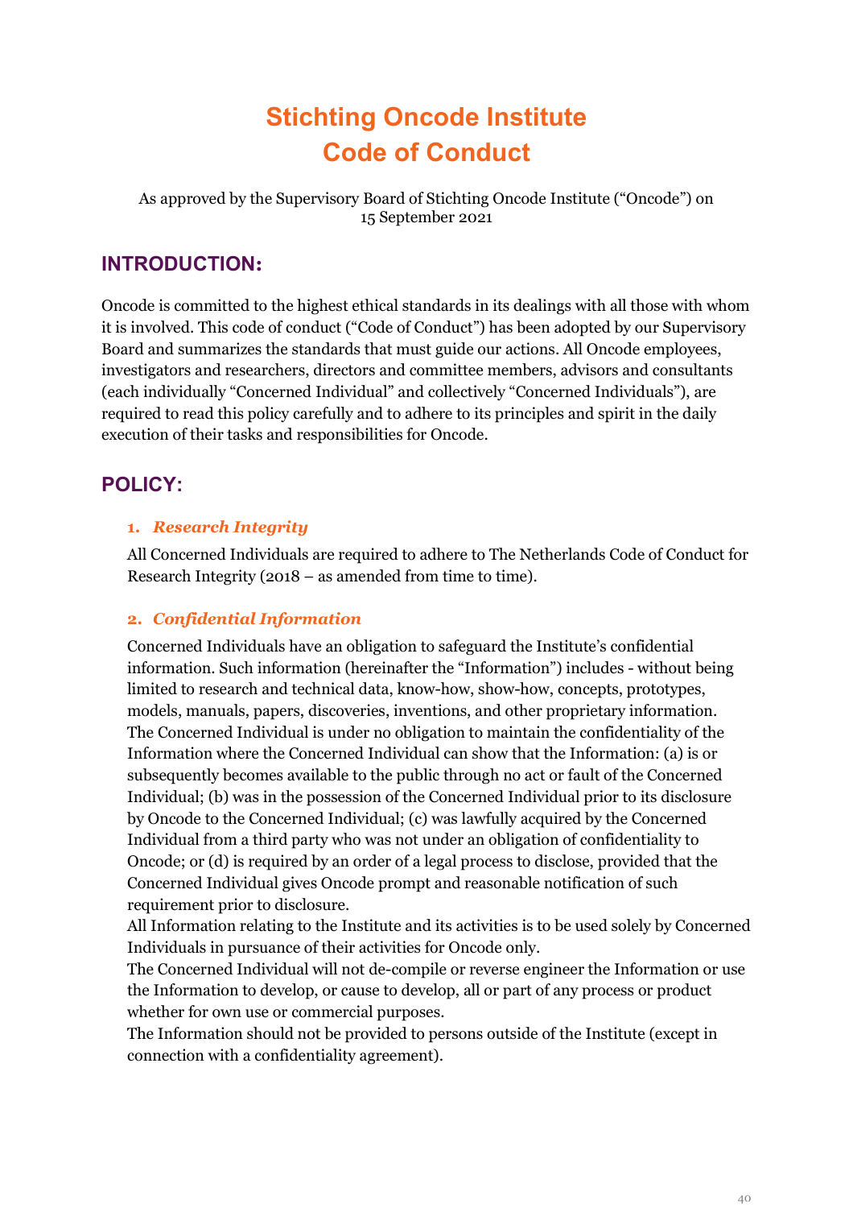# Stichting Oncode Institute
# Code of Conduct

As approved by the Supervisory Board of Stichting Oncode Institute ("Oncode") on 15 September 2021

## INTRODUCTION:

Oncode is committed to the highest ethical standards in its dealings with all those with whom it is involved. This code of conduct ("Code of Conduct") has been adopted by our Supervisory Board and summarizes the standards that must guide our actions. All Oncode employees, investigators and researchers, directors and committee members, advisors and consultants (each individually "Concerned Individual" and collectively "Concerned Individuals"), are required to read this policy carefully and to adhere to its principles and spirit in the daily execution of their tasks and responsibilities for Oncode.

## POLICY:

### 1. *Research Integrity*

All Concerned Individuals are required to adhere to The Netherlands Code of Conduct for Research Integrity (2018 – as amended from time to time).

### 2. *Confidential Information*

Concerned Individuals have an obligation to safeguard the Institute's confidential information. Such information (hereinafter the "Information") includes - without being limited to research and technical data, know-how, show-how, concepts, prototypes, models, manuals, papers, discoveries, inventions, and other proprietary information. The Concerned Individual is under no obligation to maintain the confidentiality of the Information where the Concerned Individual can show that the Information: (a) is or subsequently becomes available to the public through no act or fault of the Concerned Individual; (b) was in the possession of the Concerned Individual prior to its disclosure by Oncode to the Concerned Individual; (c) was lawfully acquired by the Concerned Individual from a third party who was not under an obligation of confidentiality to Oncode; or (d) is required by an order of a legal process to disclose, provided that the Concerned Individual gives Oncode prompt and reasonable notification of such requirement prior to disclosure.

All Information relating to the Institute and its activities is to be used solely by Concerned Individuals in pursuance of their activities for Oncode only.

The Concerned Individual will not de-compile or reverse engineer the Information or use the Information to develop, or cause to develop, all or part of any process or product whether for own use or commercial purposes.

The Information should not be provided to persons outside of the Institute (except in connection with a confidentiality agreement).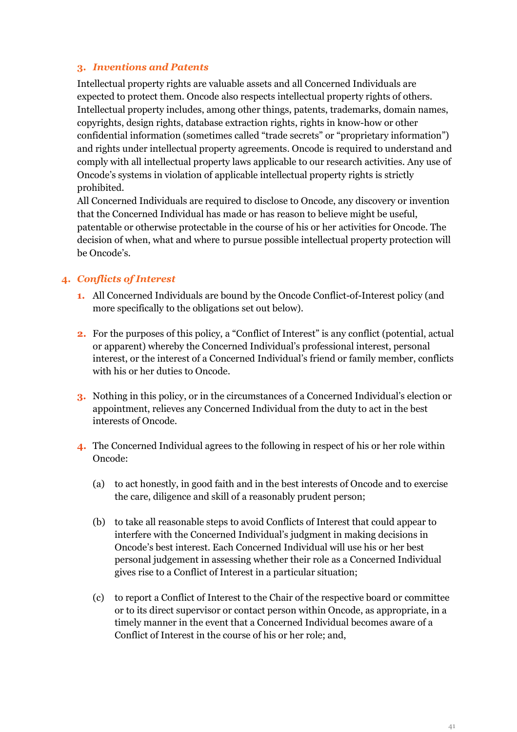### 3. *Inventions and Patents*

Intellectual property rights are valuable assets and all Concerned Individuals are expected to protect them. Oncode also respects intellectual property rights of others. Intellectual property includes, among other things, patents, trademarks, domain names, copyrights, design rights, database extraction rights, rights in know-how or other confidential information (sometimes called "trade secrets" or "proprietary information") and rights under intellectual property agreements. Oncode is required to understand and comply with all intellectual property laws applicable to our research activities. Any use of Oncode's systems in violation of applicable intellectual property rights is strictly prohibited.

All Concerned Individuals are required to disclose to Oncode, any discovery or invention that the Concerned Individual has made or has reason to believe might be useful, patentable or otherwise protectable in the course of his or her activities for Oncode. The decision of when, what and where to pursue possible intellectual property protection will be Oncode's.

### 4. *Conflicts of Interest*

1. All Concerned Individuals are bound by the Oncode Conflict-of-Interest policy (and more specifically to the obligations set out below).

2. For the purposes of this policy, a "Conflict of Interest" is any conflict (potential, actual or apparent) whereby the Concerned Individual's professional interest, personal interest, or the interest of a Concerned Individual's friend or family member, conflicts with his or her duties to Oncode.

3. Nothing in this policy, or in the circumstances of a Concerned Individual's election or appointment, relieves any Concerned Individual from the duty to act in the best interests of Oncode.

4. The Concerned Individual agrees to the following in respect of his or her role within Oncode:

   (a) to act honestly, in good faith and in the best interests of Oncode and to exercise the care, diligence and skill of a reasonably prudent person;

   (b) to take all reasonable steps to avoid Conflicts of Interest that could appear to interfere with the Concerned Individual's judgment in making decisions in Oncode's best interest. Each Concerned Individual will use his or her best personal judgement in assessing whether their role as a Concerned Individual gives rise to a Conflict of Interest in a particular situation;

   (c) to report a Conflict of Interest to the Chair of the respective board or committee or to its direct supervisor or contact person within Oncode, as appropriate, in a timely manner in the event that a Concerned Individual becomes aware of a Conflict of Interest in the course of his or her role; and,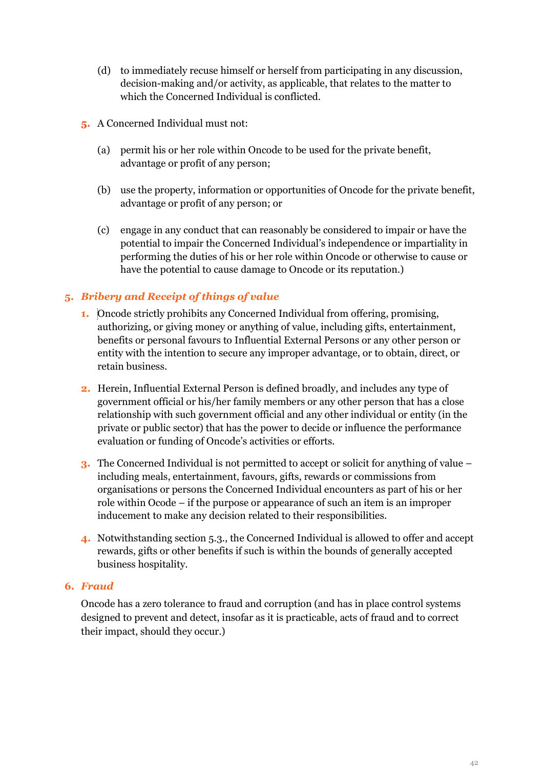(d) to immediately recuse himself or herself from participating in any discussion, decision-making and/or activity, as applicable, that relates to the matter to which the Concerned Individual is conflicted.

5. A Concerned Individual must not:

   (a) permit his or her role within Oncode to be used for the private benefit, advantage or profit of any person;

   (b) use the property, information or opportunities of Oncode for the private benefit, advantage or profit of any person; or

   (c) engage in any conduct that can reasonably be considered to impair or have the potential to impair the Concerned Individual's independence or impartiality in performing the duties of his or her role within Oncode or otherwise to cause or have the potential to cause damage to Oncode or its reputation.)

## 5. *Bribery and Receipt of things of value*

1. Oncode strictly prohibits any Concerned Individual from offering, promising, authorizing, or giving money or anything of value, including gifts, entertainment, benefits or personal favours to Influential External Persons or any other person or entity with the intention to secure any improper advantage, or to obtain, direct, or retain business.

2. Herein, Influential External Person is defined broadly, and includes any type of government official or his/her family members or any other person that has a close relationship with such government official and any other individual or entity (in the private or public sector) that has the power to decide or influence the performance evaluation or funding of Oncode's activities or efforts.

3. The Concerned Individual is not permitted to accept or solicit for anything of value – including meals, entertainment, favours, gifts, rewards or commissions from organisations or persons the Concerned Individual encounters as part of his or her role within Ocode – if the purpose or appearance of such an item is an improper inducement to make any decision related to their responsibilities.

4. Notwithstanding section 5.3., the Concerned Individual is allowed to offer and accept rewards, gifts or other benefits if such is within the bounds of generally accepted business hospitality.

## 6. *Fraud*

Oncode has a zero tolerance to fraud and corruption (and has in place control systems designed to prevent and detect, insofar as it is practicable, acts of fraud and to correct their impact, should they occur.)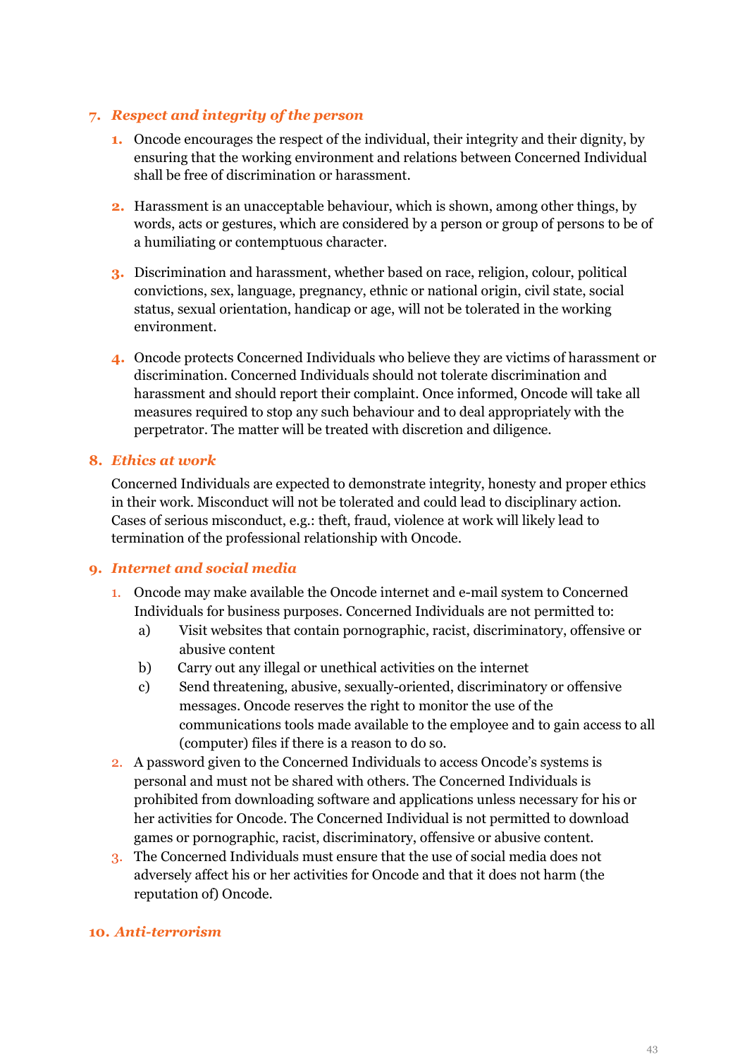## 7. *Respect and integrity of the person*

1. Oncode encourages the respect of the individual, their integrity and their dignity, by ensuring that the working environment and relations between Concerned Individual shall be free of discrimination or harassment.

2. Harassment is an unacceptable behaviour, which is shown, among other things, by words, acts or gestures, which are considered by a person or group of persons to be of a humiliating or contemptuous character.

3. Discrimination and harassment, whether based on race, religion, colour, political convictions, sex, language, pregnancy, ethnic or national origin, civil state, social status, sexual orientation, handicap or age, will not be tolerated in the working environment.

4. Oncode protects Concerned Individuals who believe they are victims of harassment or discrimination. Concerned Individuals should not tolerate discrimination and harassment and should report their complaint. Once informed, Oncode will take all measures required to stop any such behaviour and to deal appropriately with the perpetrator. The matter will be treated with discretion and diligence.

## 8. *Ethics at work*

Concerned Individuals are expected to demonstrate integrity, honesty and proper ethics in their work. Misconduct will not be tolerated and could lead to disciplinary action. Cases of serious misconduct, e.g.: theft, fraud, violence at work will likely lead to termination of the professional relationship with Oncode.

## 9. *Internet and social media*

1. Oncode may make available the Oncode internet and e-mail system to Concerned Individuals for business purposes. Concerned Individuals are not permitted to:
   a) Visit websites that contain pornographic, racist, discriminatory, offensive or abusive content
   b) Carry out any illegal or unethical activities on the internet
   c) Send threatening, abusive, sexually-oriented, discriminatory or offensive messages. Oncode reserves the right to monitor the use of the communications tools made available to the employee and to gain access to all (computer) files if there is a reason to do so.
2. A password given to the Concerned Individuals to access Oncode's systems is personal and must not be shared with others. The Concerned Individuals is prohibited from downloading software and applications unless necessary for his or her activities for Oncode. The Concerned Individual is not permitted to download games or pornographic, racist, discriminatory, offensive or abusive content.
3. The Concerned Individuals must ensure that the use of social media does not adversely affect his or her activities for Oncode and that it does not harm (the reputation of) Oncode.

## 10. *Anti-terrorism*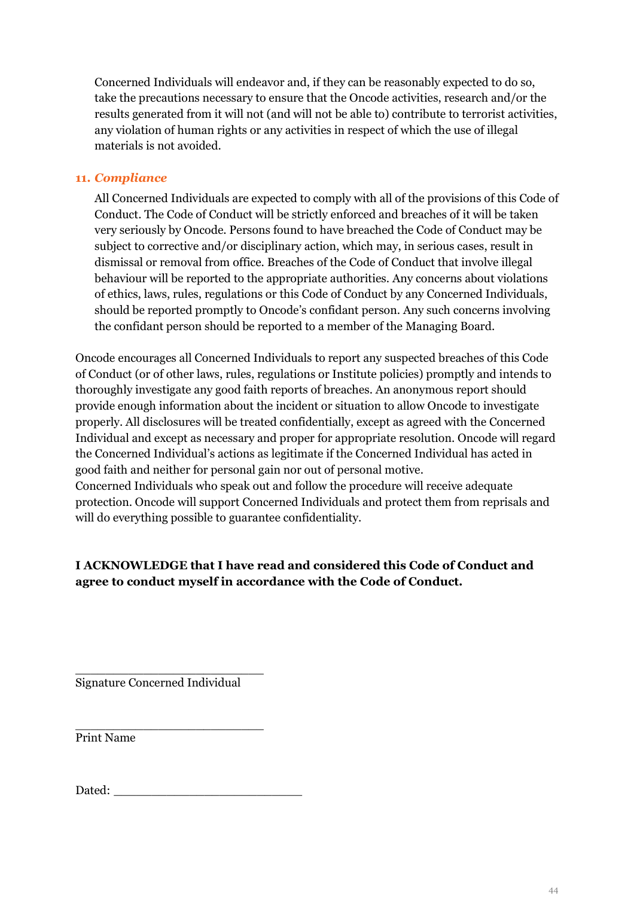Concerned Individuals will endeavor and, if they can be reasonably expected to do so, take the precautions necessary to ensure that the Oncode activities, research and/or the results generated from it will not (and will not be able to) contribute to terrorist activities, any violation of human rights or any activities in respect of which the use of illegal materials is not avoided.

### 11. *Compliance*

All Concerned Individuals are expected to comply with all of the provisions of this Code of Conduct. The Code of Conduct will be strictly enforced and breaches of it will be taken very seriously by Oncode. Persons found to have breached the Code of Conduct may be subject to corrective and/or disciplinary action, which may, in serious cases, result in dismissal or removal from office. Breaches of the Code of Conduct that involve illegal behaviour will be reported to the appropriate authorities. Any concerns about violations of ethics, laws, rules, regulations or this Code of Conduct by any Concerned Individuals, should be reported promptly to Oncode's confidant person. Any such concerns involving the confidant person should be reported to a member of the Managing Board.

Oncode encourages all Concerned Individuals to report any suspected breaches of this Code of Conduct (or of other laws, rules, regulations or Institute policies) promptly and intends to thoroughly investigate any good faith reports of breaches. An anonymous report should provide enough information about the incident or situation to allow Oncode to investigate properly. All disclosures will be treated confidentially, except as agreed with the Concerned Individual and except as necessary and proper for appropriate resolution. Oncode will regard the Concerned Individual's actions as legitimate if the Concerned Individual has acted in good faith and neither for personal gain nor out of personal motive.
Concerned Individuals who speak out and follow the procedure will receive adequate protection. Oncode will support Concerned Individuals and protect them from reprisals and will do everything possible to guarantee confidentiality.

**I ACKNOWLEDGE that I have read and considered this Code of Conduct and agree to conduct myself in accordance with the Code of Conduct.**

____________________________
Signature Concerned Individual

____________________________
Print Name

Dated: ____________________________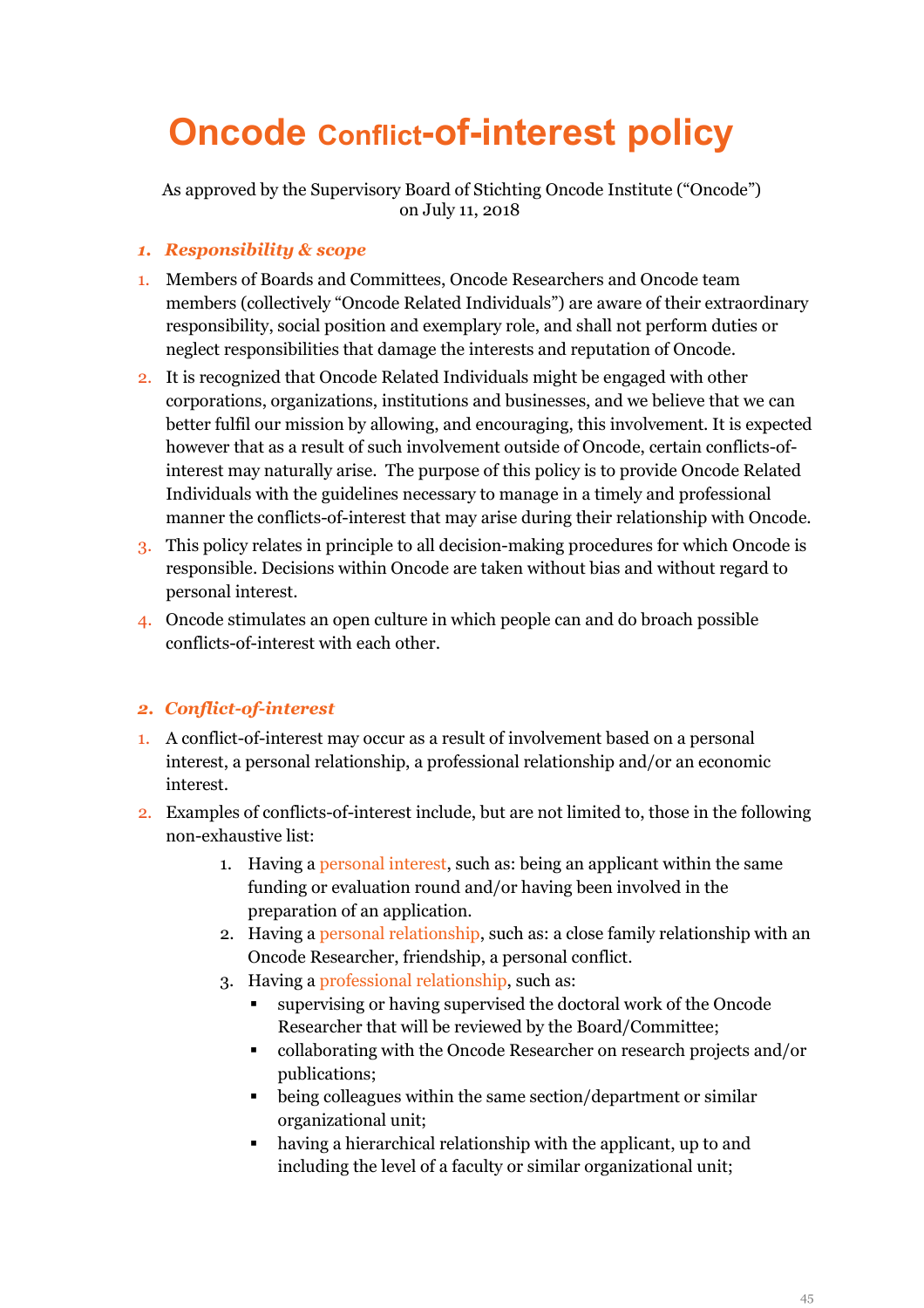# Oncode Conflict-of-interest policy

As approved by the Supervisory Board of Stichting Oncode Institute ("Oncode") on July 11, 2018

## 1. *Responsibility & scope*

1. Members of Boards and Committees, Oncode Researchers and Oncode team members (collectively "Oncode Related Individuals") are aware of their extraordinary responsibility, social position and exemplary role, and shall not perform duties or neglect responsibilities that damage the interests and reputation of Oncode.
2. It is recognized that Oncode Related Individuals might be engaged with other corporations, organizations, institutions and businesses, and we believe that we can better fulfil our mission by allowing, and encouraging, this involvement. It is expected however that as a result of such involvement outside of Oncode, certain conflicts-of-interest may naturally arise. The purpose of this policy is to provide Oncode Related Individuals with the guidelines necessary to manage in a timely and professional manner the conflicts-of-interest that may arise during their relationship with Oncode.
3. This policy relates in principle to all decision-making procedures for which Oncode is responsible. Decisions within Oncode are taken without bias and without regard to personal interest.
4. Oncode stimulates an open culture in which people can and do broach possible conflicts-of-interest with each other.

## 2. *Conflict-of-interest*

1. A conflict-of-interest may occur as a result of involvement based on a personal interest, a personal relationship, a professional relationship and/or an economic interest.
2. Examples of conflicts-of-interest include, but are not limited to, those in the following non-exhaustive list:
   1. Having a personal interest, such as: being an applicant within the same funding or evaluation round and/or having been involved in the preparation of an application.
   2. Having a personal relationship, such as: a close family relationship with an Oncode Researcher, friendship, a personal conflict.
   3. Having a professional relationship, such as:
      - supervising or having supervised the doctoral work of the Oncode Researcher that will be reviewed by the Board/Committee;
      - collaborating with the Oncode Researcher on research projects and/or publications;
      - being colleagues within the same section/department or similar organizational unit;
      - having a hierarchical relationship with the applicant, up to and including the level of a faculty or similar organizational unit;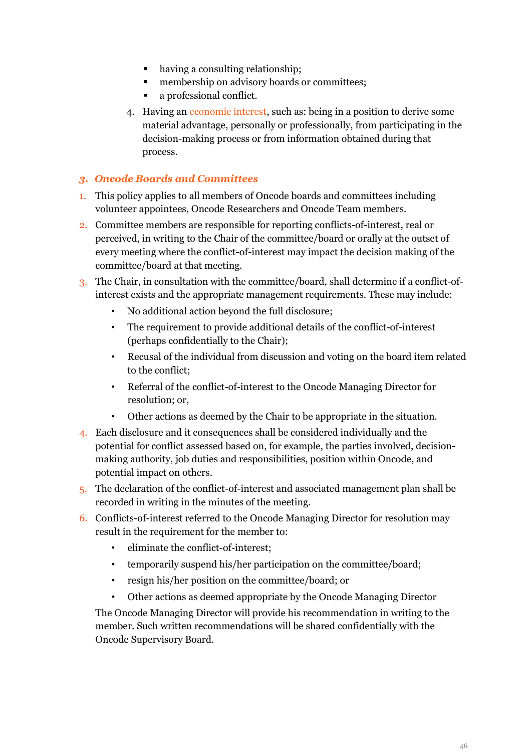- having a consulting relationship;
- membership on advisory boards or committees;
- a professional conflict.

4. Having an economic interest, such as: being in a position to derive some material advantage, personally or professionally, from participating in the decision-making process or from information obtained during that process.

### *3. Oncode Boards and Committees*

1. This policy applies to all members of Oncode boards and committees including volunteer appointees, Oncode Researchers and Oncode Team members.
2. Committee members are responsible for reporting conflicts-of-interest, real or perceived, in writing to the Chair of the committee/board or orally at the outset of every meeting where the conflict-of-interest may impact the decision making of the committee/board at that meeting.
3. The Chair, in consultation with the committee/board, shall determine if a conflict-of-interest exists and the appropriate management requirements. These may include:
   - No additional action beyond the full disclosure;
   - The requirement to provide additional details of the conflict-of-interest (perhaps confidentially to the Chair);
   - Recusal of the individual from discussion and voting on the board item related to the conflict;
   - Referral of the conflict-of-interest to the Oncode Managing Director for resolution; or,
   - Other actions as deemed by the Chair to be appropriate in the situation.
4. Each disclosure and it consequences shall be considered individually and the potential for conflict assessed based on, for example, the parties involved, decision-making authority, job duties and responsibilities, position within Oncode, and potential impact on others.
5. The declaration of the conflict-of-interest and associated management plan shall be recorded in writing in the minutes of the meeting.
6. Conflicts-of-interest referred to the Oncode Managing Director for resolution may result in the requirement for the member to:
   - eliminate the conflict-of-interest;
   - temporarily suspend his/her participation on the committee/board;
   - resign his/her position on the committee/board; or
   - Other actions as deemed appropriate by the Oncode Managing Director

   The Oncode Managing Director will provide his recommendation in writing to the member. Such written recommendations will be shared confidentially with the Oncode Supervisory Board.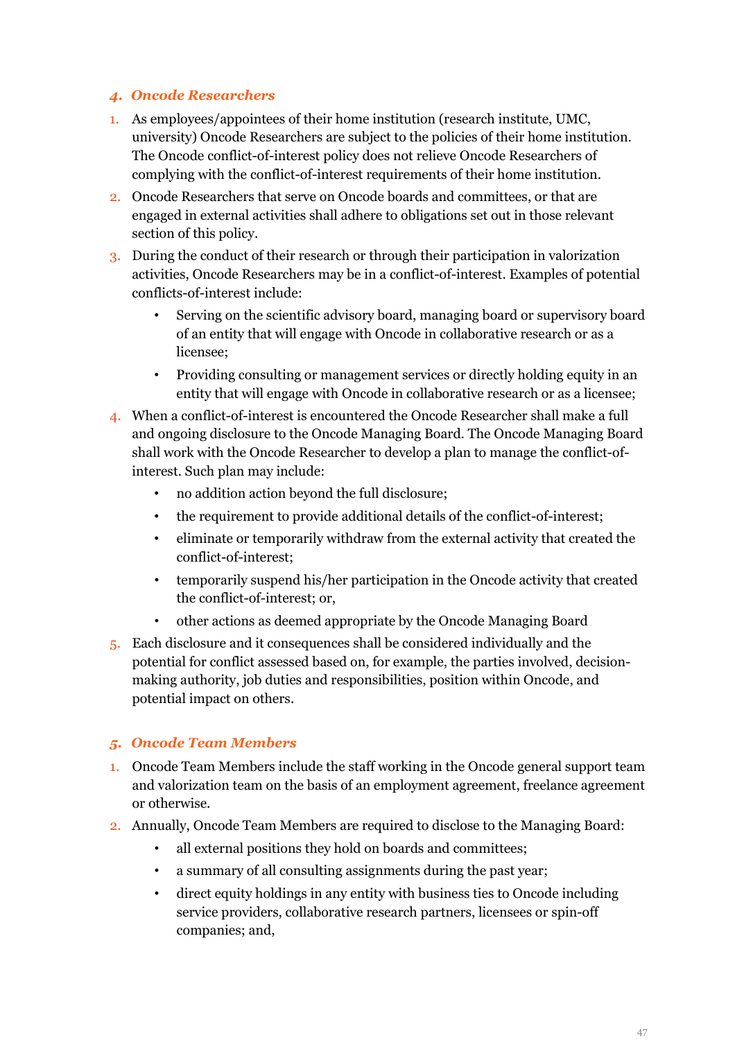### *4. Oncode Researchers*

1. As employees/appointees of their home institution (research institute, UMC, university) Oncode Researchers are subject to the policies of their home institution. The Oncode conflict-of-interest policy does not relieve Oncode Researchers of complying with the conflict-of-interest requirements of their home institution.
2. Oncode Researchers that serve on Oncode boards and committees, or that are engaged in external activities shall adhere to obligations set out in those relevant section of this policy.
3. During the conduct of their research or through their participation in valorization activities, Oncode Researchers may be in a conflict-of-interest. Examples of potential conflicts-of-interest include:
    - Serving on the scientific advisory board, managing board or supervisory board of an entity that will engage with Oncode in collaborative research or as a licensee;
    - Providing consulting or management services or directly holding equity in an entity that will engage with Oncode in collaborative research or as a licensee;
4. When a conflict-of-interest is encountered the Oncode Researcher shall make a full and ongoing disclosure to the Oncode Managing Board. The Oncode Managing Board shall work with the Oncode Researcher to develop a plan to manage the conflict-of-interest. Such plan may include:
    - no addition action beyond the full disclosure;
    - the requirement to provide additional details of the conflict-of-interest;
    - eliminate or temporarily withdraw from the external activity that created the conflict-of-interest;
    - temporarily suspend his/her participation in the Oncode activity that created the conflict-of-interest; or,
    - other actions as deemed appropriate by the Oncode Managing Board
5. Each disclosure and it consequences shall be considered individually and the potential for conflict assessed based on, for example, the parties involved, decision-making authority, job duties and responsibilities, position within Oncode, and potential impact on others.

### *5. Oncode Team Members*

1. Oncode Team Members include the staff working in the Oncode general support team and valorization team on the basis of an employment agreement, freelance agreement or otherwise.
2. Annually, Oncode Team Members are required to disclose to the Managing Board:
    - all external positions they hold on boards and committees;
    - a summary of all consulting assignments during the past year;
    - direct equity holdings in any entity with business ties to Oncode including service providers, collaborative research partners, licensees or spin-off companies; and,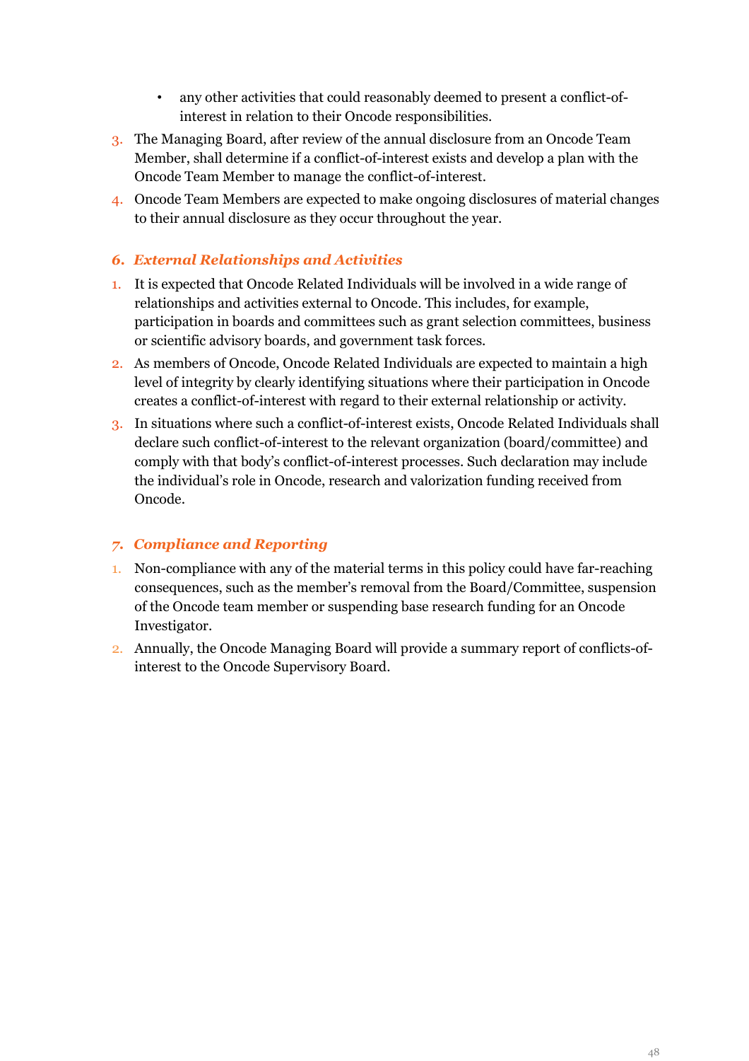- any other activities that could reasonably deemed to present a conflict-of-interest in relation to their Oncode responsibilities.

3. The Managing Board, after review of the annual disclosure from an Oncode Team Member, shall determine if a conflict-of-interest exists and develop a plan with the Oncode Team Member to manage the conflict-of-interest.
4. Oncode Team Members are expected to make ongoing disclosures of material changes to their annual disclosure as they occur throughout the year.

### *6. External Relationships and Activities*

1. It is expected that Oncode Related Individuals will be involved in a wide range of relationships and activities external to Oncode. This includes, for example, participation in boards and committees such as grant selection committees, business or scientific advisory boards, and government task forces.
2. As members of Oncode, Oncode Related Individuals are expected to maintain a high level of integrity by clearly identifying situations where their participation in Oncode creates a conflict-of-interest with regard to their external relationship or activity.
3. In situations where such a conflict-of-interest exists, Oncode Related Individuals shall declare such conflict-of-interest to the relevant organization (board/committee) and comply with that body's conflict-of-interest processes. Such declaration may include the individual's role in Oncode, research and valorization funding received from Oncode.

### *7. Compliance and Reporting*

1. Non-compliance with any of the material terms in this policy could have far-reaching consequences, such as the member's removal from the Board/Committee, suspension of the Oncode team member or suspending base research funding for an Oncode Investigator.
2. Annually, the Oncode Managing Board will provide a summary report of conflicts-of-interest to the Oncode Supervisory Board.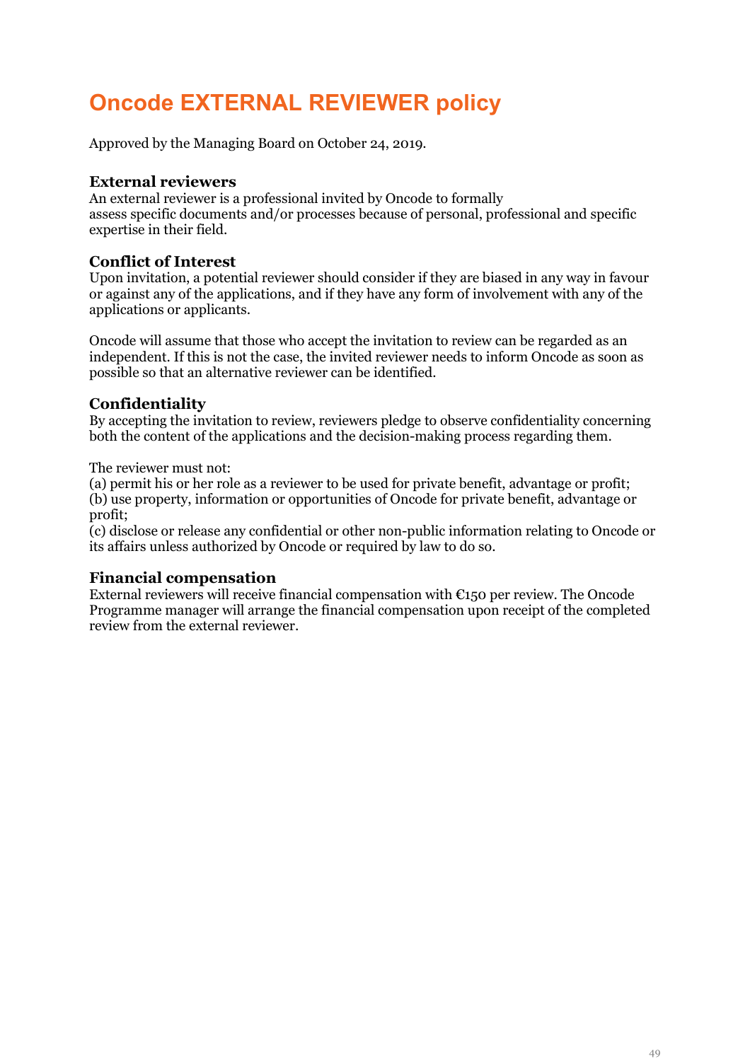# Oncode EXTERNAL REVIEWER policy

Approved by the Managing Board on October 24, 2019.

### External reviewers

An external reviewer is a professional invited by Oncode to formally assess specific documents and/or processes because of personal, professional and specific expertise in their field.

### Conflict of Interest

Upon invitation, a potential reviewer should consider if they are biased in any way in favour or against any of the applications, and if they have any form of involvement with any of the applications or applicants.

Oncode will assume that those who accept the invitation to review can be regarded as an independent. If this is not the case, the invited reviewer needs to inform Oncode as soon as possible so that an alternative reviewer can be identified.

### Confidentiality

By accepting the invitation to review, reviewers pledge to observe confidentiality concerning both the content of the applications and the decision-making process regarding them.

The reviewer must not:
(a) permit his or her role as a reviewer to be used for private benefit, advantage or profit;
(b) use property, information or opportunities of Oncode for private benefit, advantage or profit;
(c) disclose or release any confidential or other non-public information relating to Oncode or its affairs unless authorized by Oncode or required by law to do so.

### Financial compensation

External reviewers will receive financial compensation with €150 per review. The Oncode Programme manager will arrange the financial compensation upon receipt of the completed review from the external reviewer.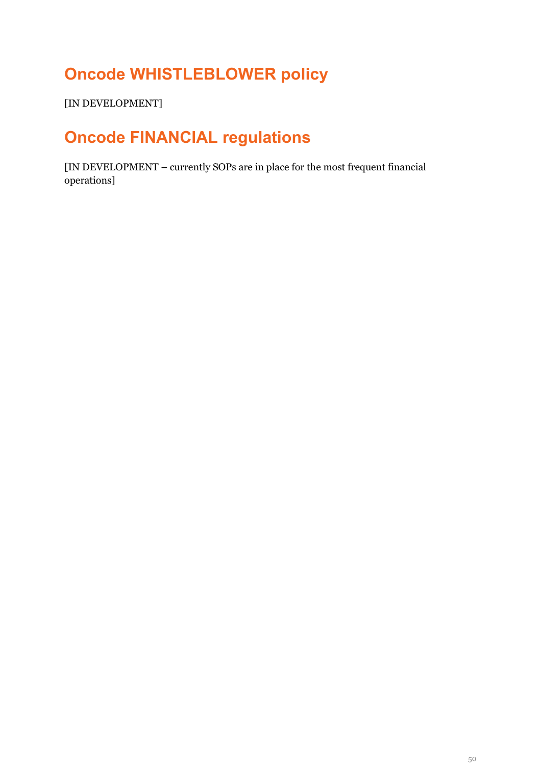## Oncode WHISTLEBLOWER policy

[IN DEVELOPMENT]

## Oncode FINANCIAL regulations

[IN DEVELOPMENT – currently SOPs are in place for the most frequent financial operations]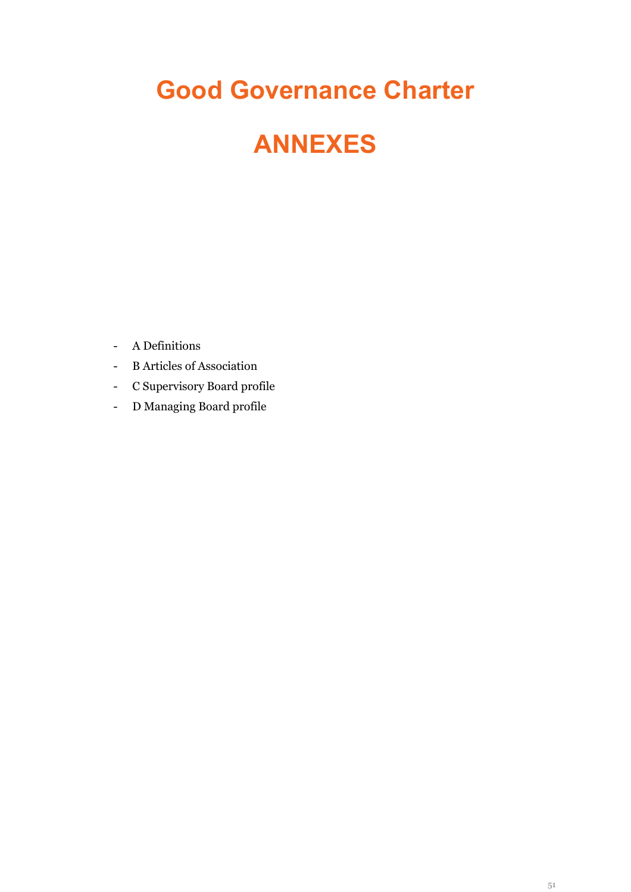# Good Governance Charter

# ANNEXES

- A Definitions
- B Articles of Association
- C Supervisory Board profile
- D Managing Board profile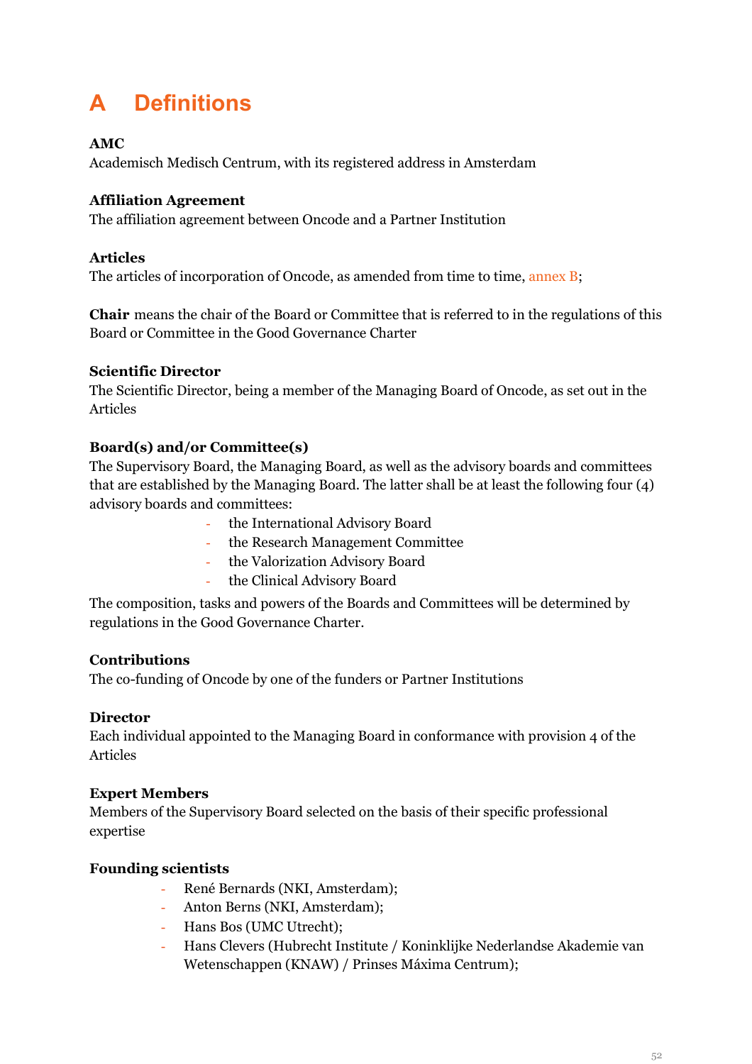# A Definitions

**AMC**
Academisch Medisch Centrum, with its registered address in Amsterdam

**Affiliation Agreement**
The affiliation agreement between Oncode and a Partner Institution

**Articles**
The articles of incorporation of Oncode, as amended from time to time, annex B;

**Chair** means the chair of the Board or Committee that is referred to in the regulations of this Board or Committee in the Good Governance Charter

**Scientific Director**
The Scientific Director, being a member of the Managing Board of Oncode, as set out in the Articles

**Board(s) and/or Committee(s)**
The Supervisory Board, the Managing Board, as well as the advisory boards and committees that are established by the Managing Board. The latter shall be at least the following four (4) advisory boards and committees:

- the International Advisory Board
- the Research Management Committee
- the Valorization Advisory Board
- the Clinical Advisory Board

The composition, tasks and powers of the Boards and Committees will be determined by regulations in the Good Governance Charter.

**Contributions**
The co-funding of Oncode by one of the funders or Partner Institutions

**Director**
Each individual appointed to the Managing Board in conformance with provision 4 of the Articles

**Expert Members**
Members of the Supervisory Board selected on the basis of their specific professional expertise

**Founding scientists**

- René Bernards (NKI, Amsterdam);
- Anton Berns (NKI, Amsterdam);
- Hans Bos (UMC Utrecht);
- Hans Clevers (Hubrecht Institute / Koninklijke Nederlandse Akademie van Wetenschappen (KNAW) / Prinses Máxima Centrum);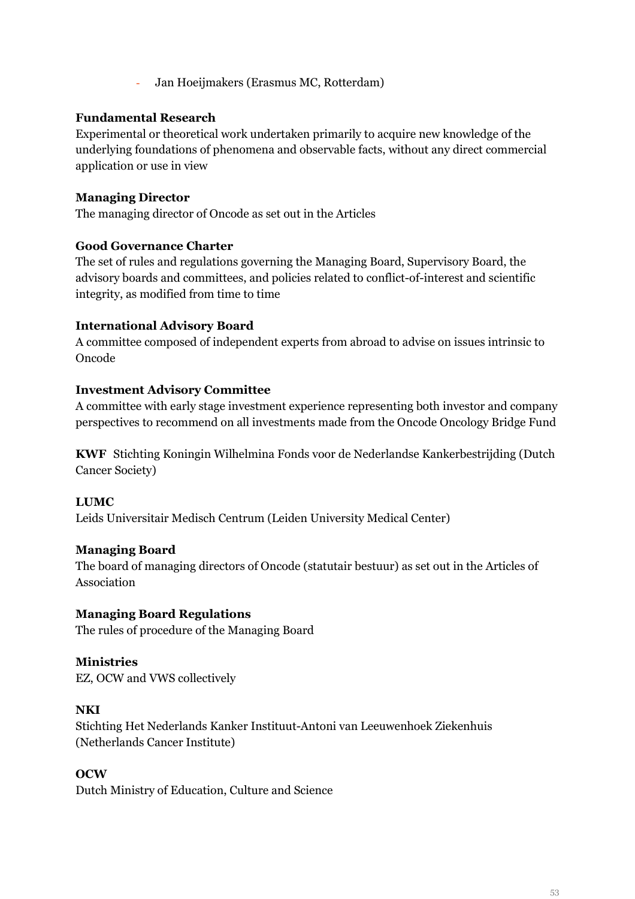- Jan Hoeijmakers (Erasmus MC, Rotterdam)

**Fundamental Research**
Experimental or theoretical work undertaken primarily to acquire new knowledge of the underlying foundations of phenomena and observable facts, without any direct commercial application or use in view

**Managing Director**
The managing director of Oncode as set out in the Articles

**Good Governance Charter**
The set of rules and regulations governing the Managing Board, Supervisory Board, the advisory boards and committees, and policies related to conflict-of-interest and scientific integrity, as modified from time to time

**International Advisory Board**
A committee composed of independent experts from abroad to advise on issues intrinsic to Oncode

**Investment Advisory Committee**
A committee with early stage investment experience representing both investor and company perspectives to recommend on all investments made from the Oncode Oncology Bridge Fund

**KWF** Stichting Koningin Wilhelmina Fonds voor de Nederlandse Kankerbestrijding (Dutch Cancer Society)

**LUMC**
Leids Universitair Medisch Centrum (Leiden University Medical Center)

**Managing Board**
The board of managing directors of Oncode (statutair bestuur) as set out in the Articles of Association

**Managing Board Regulations**
The rules of procedure of the Managing Board

**Ministries**
EZ, OCW and VWS collectively

**NKI**
Stichting Het Nederlands Kanker Instituut-Antoni van Leeuwenhoek Ziekenhuis (Netherlands Cancer Institute)

**OCW**
Dutch Ministry of Education, Culture and Science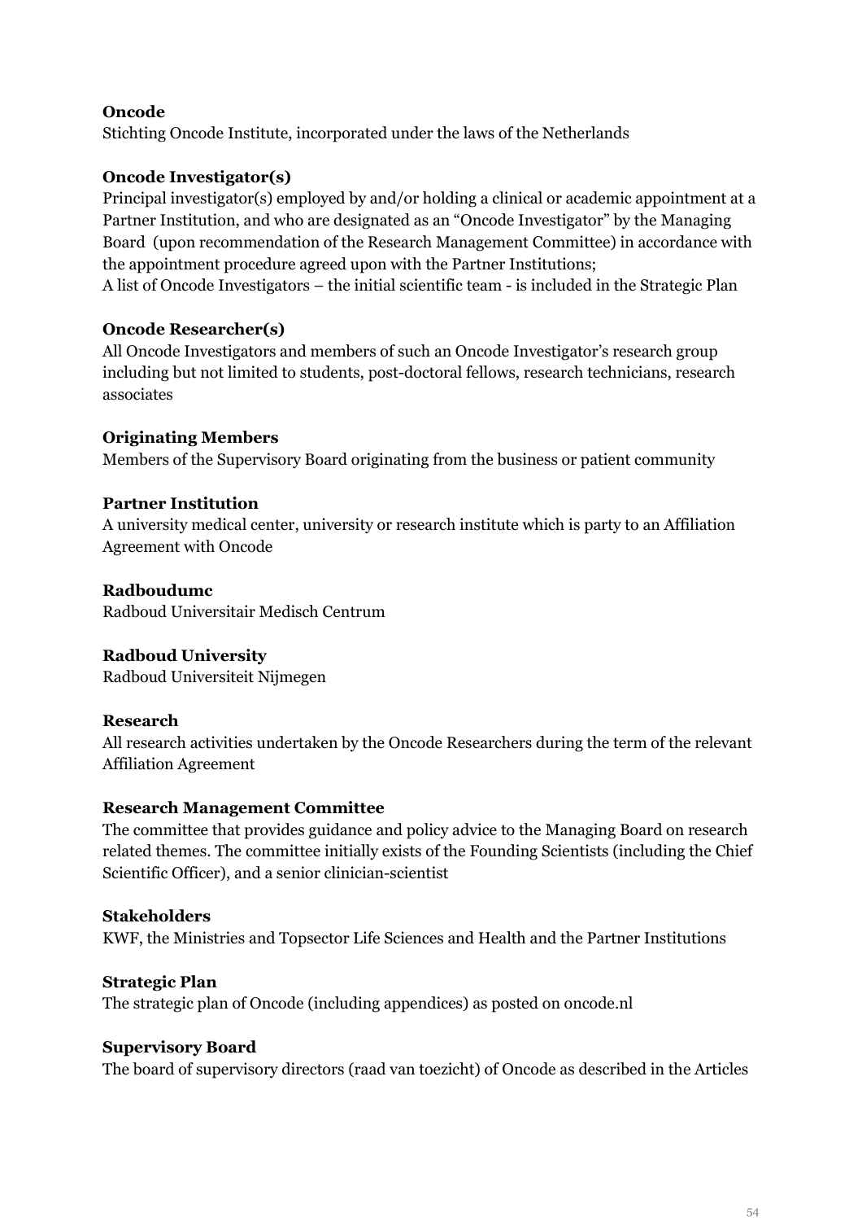**Oncode**
Stichting Oncode Institute, incorporated under the laws of the Netherlands

**Oncode Investigator(s)**
Principal investigator(s) employed by and/or holding a clinical or academic appointment at a Partner Institution, and who are designated as an "Oncode Investigator" by the Managing Board (upon recommendation of the Research Management Committee) in accordance with the appointment procedure agreed upon with the Partner Institutions;
A list of Oncode Investigators – the initial scientific team - is included in the Strategic Plan

**Oncode Researcher(s)**
All Oncode Investigators and members of such an Oncode Investigator's research group including but not limited to students, post-doctoral fellows, research technicians, research associates

**Originating Members**
Members of the Supervisory Board originating from the business or patient community

**Partner Institution**
A university medical center, university or research institute which is party to an Affiliation Agreement with Oncode

**Radboudumc**
Radboud Universitair Medisch Centrum

**Radboud University**
Radboud Universiteit Nijmegen

**Research**
All research activities undertaken by the Oncode Researchers during the term of the relevant Affiliation Agreement

**Research Management Committee**
The committee that provides guidance and policy advice to the Managing Board on research related themes. The committee initially exists of the Founding Scientists (including the Chief Scientific Officer), and a senior clinician-scientist

**Stakeholders**
KWF, the Ministries and Topsector Life Sciences and Health and the Partner Institutions

**Strategic Plan**
The strategic plan of Oncode (including appendices) as posted on oncode.nl

**Supervisory Board**
The board of supervisory directors (raad van toezicht) of Oncode as described in the Articles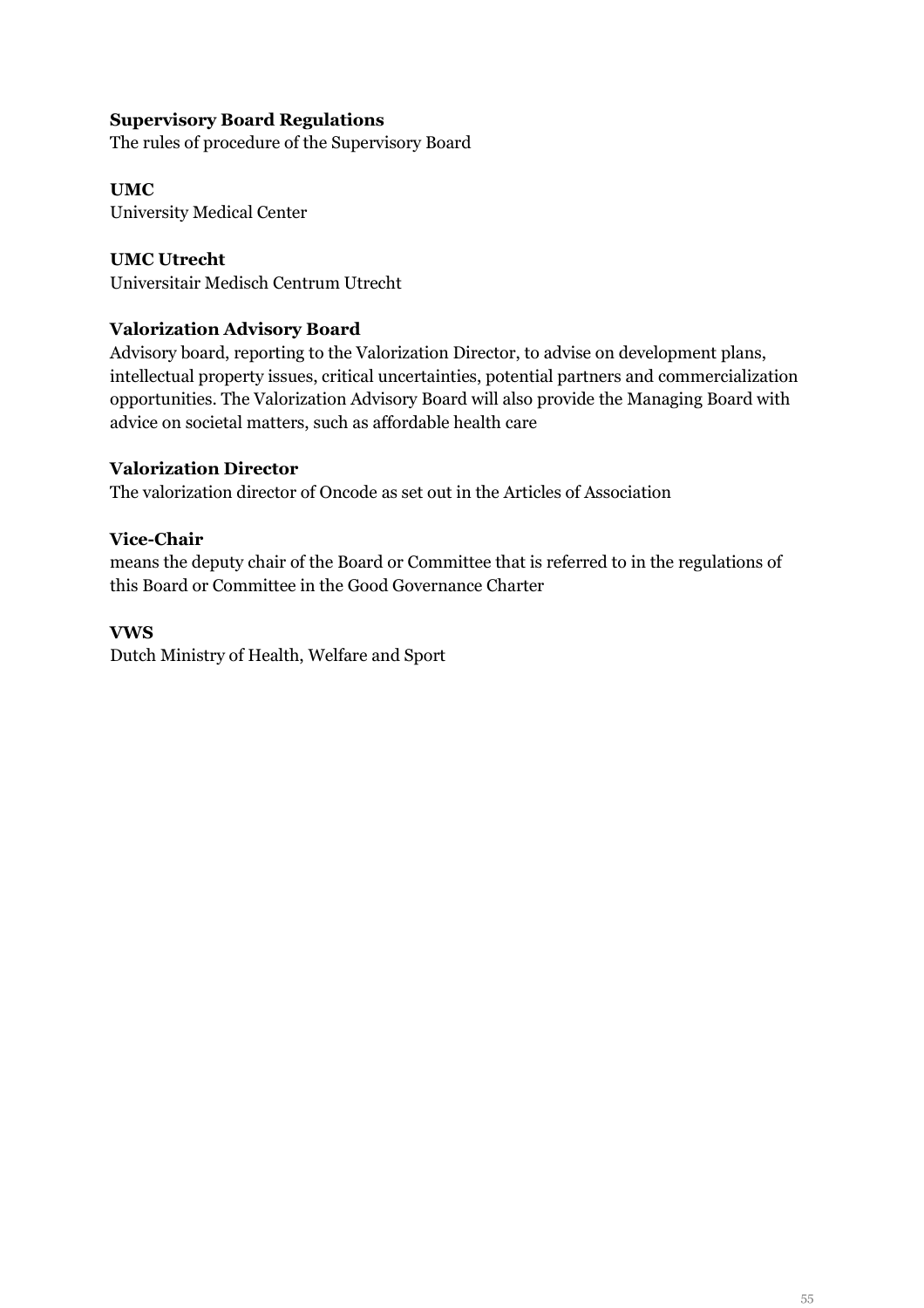**Supervisory Board Regulations**
The rules of procedure of the Supervisory Board

**UMC**
University Medical Center

**UMC Utrecht**
Universitair Medisch Centrum Utrecht

**Valorization Advisory Board**
Advisory board, reporting to the Valorization Director, to advise on development plans, intellectual property issues, critical uncertainties, potential partners and commercialization opportunities. The Valorization Advisory Board will also provide the Managing Board with advice on societal matters, such as affordable health care

**Valorization Director**
The valorization director of Oncode as set out in the Articles of Association

**Vice-Chair**
means the deputy chair of the Board or Committee that is referred to in the regulations of this Board or Committee in the Good Governance Charter

**VWS**
Dutch Ministry of Health, Welfare and Sport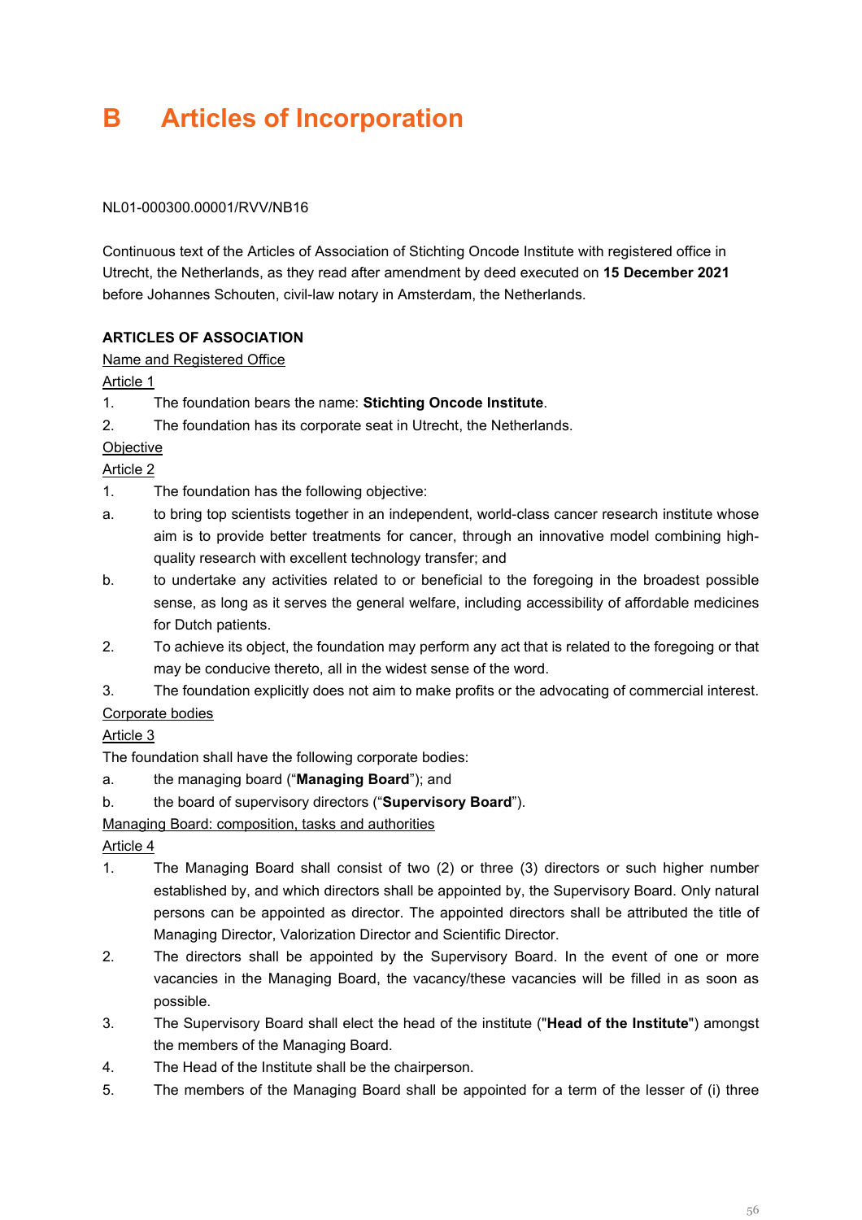# B Articles of Incorporation

NL01-000300.00001/RVV/NB16

Continuous text of the Articles of Association of Stichting Oncode Institute with registered office in Utrecht, the Netherlands, as they read after amendment by deed executed on **15 December 2021** before Johannes Schouten, civil-law notary in Amsterdam, the Netherlands.

**ARTICLES OF ASSOCIATION**

Name and Registered Office

Article 1

1. The foundation bears the name: **Stichting Oncode Institute**.
2. The foundation has its corporate seat in Utrecht, the Netherlands.

Objective

Article 2

1. The foundation has the following objective:

a. to bring top scientists together in an independent, world-class cancer research institute whose aim is to provide better treatments for cancer, through an innovative model combining high-quality research with excellent technology transfer; and

b. to undertake any activities related to or beneficial to the foregoing in the broadest possible sense, as long as it serves the general welfare, including accessibility of affordable medicines for Dutch patients.

2. To achieve its object, the foundation may perform any act that is related to the foregoing or that may be conducive thereto, all in the widest sense of the word.
3. The foundation explicitly does not aim to make profits or the advocating of commercial interest.

Corporate bodies

Article 3

The foundation shall have the following corporate bodies:

a. the managing board ("**Managing Board**"); and

b. the board of supervisory directors ("**Supervisory Board**").

Managing Board: composition, tasks and authorities

Article 4

1. The Managing Board shall consist of two (2) or three (3) directors or such higher number established by, and which directors shall be appointed by, the Supervisory Board. Only natural persons can be appointed as director. The appointed directors shall be attributed the title of Managing Director, Valorization Director and Scientific Director.
2. The directors shall be appointed by the Supervisory Board. In the event of one or more vacancies in the Managing Board, the vacancy/these vacancies will be filled in as soon as possible.
3. The Supervisory Board shall elect the head of the institute ("**Head of the Institute**") amongst the members of the Managing Board.
4. The Head of the Institute shall be the chairperson.
5. The members of the Managing Board shall be appointed for a term of the lesser of (i) three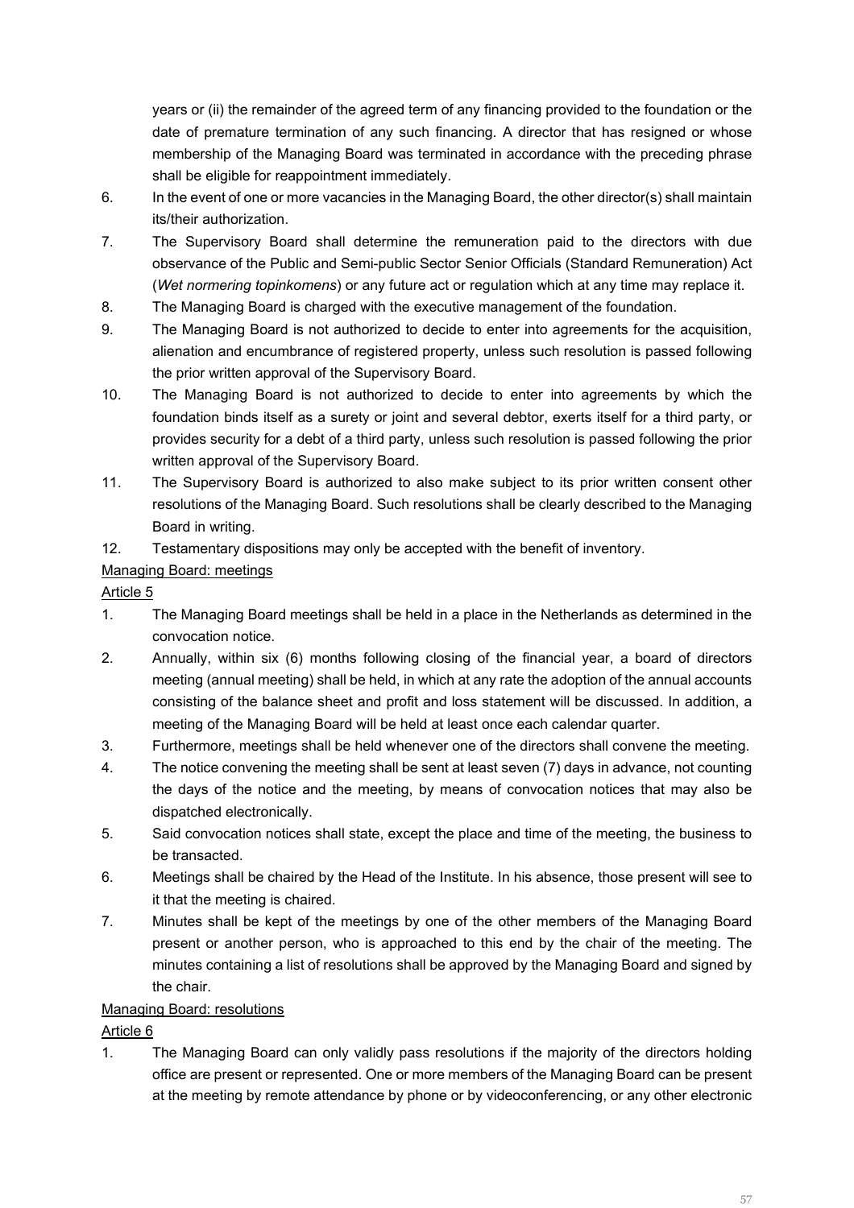years or (ii) the remainder of the agreed term of any financing provided to the foundation or the date of premature termination of any such financing. A director that has resigned or whose membership of the Managing Board was terminated in accordance with the preceding phrase shall be eligible for reappointment immediately.

6. In the event of one or more vacancies in the Managing Board, the other director(s) shall maintain its/their authorization.
7. The Supervisory Board shall determine the remuneration paid to the directors with due observance of the Public and Semi-public Sector Senior Officials (Standard Remuneration) Act (*Wet normering topinkomens*) or any future act or regulation which at any time may replace it.
8. The Managing Board is charged with the executive management of the foundation.
9. The Managing Board is not authorized to decide to enter into agreements for the acquisition, alienation and encumbrance of registered property, unless such resolution is passed following the prior written approval of the Supervisory Board.
10. The Managing Board is not authorized to decide to enter into agreements by which the foundation binds itself as a surety or joint and several debtor, exerts itself for a third party, or provides security for a debt of a third party, unless such resolution is passed following the prior written approval of the Supervisory Board.
11. The Supervisory Board is authorized to also make subject to its prior written consent other resolutions of the Managing Board. Such resolutions shall be clearly described to the Managing Board in writing.
12. Testamentary dispositions may only be accepted with the benefit of inventory.

Managing Board: meetings

Article 5

1. The Managing Board meetings shall be held in a place in the Netherlands as determined in the convocation notice.
2. Annually, within six (6) months following closing of the financial year, a board of directors meeting (annual meeting) shall be held, in which at any rate the adoption of the annual accounts consisting of the balance sheet and profit and loss statement will be discussed. In addition, a meeting of the Managing Board will be held at least once each calendar quarter.
3. Furthermore, meetings shall be held whenever one of the directors shall convene the meeting.
4. The notice convening the meeting shall be sent at least seven (7) days in advance, not counting the days of the notice and the meeting, by means of convocation notices that may also be dispatched electronically.
5. Said convocation notices shall state, except the place and time of the meeting, the business to be transacted.
6. Meetings shall be chaired by the Head of the Institute. In his absence, those present will see to it that the meeting is chaired.
7. Minutes shall be kept of the meetings by one of the other members of the Managing Board present or another person, who is approached to this end by the chair of the meeting. The minutes containing a list of resolutions shall be approved by the Managing Board and signed by the chair.

Managing Board: resolutions

Article 6

1. The Managing Board can only validly pass resolutions if the majority of the directors holding office are present or represented. One or more members of the Managing Board can be present at the meeting by remote attendance by phone or by videoconferencing, or any other electronic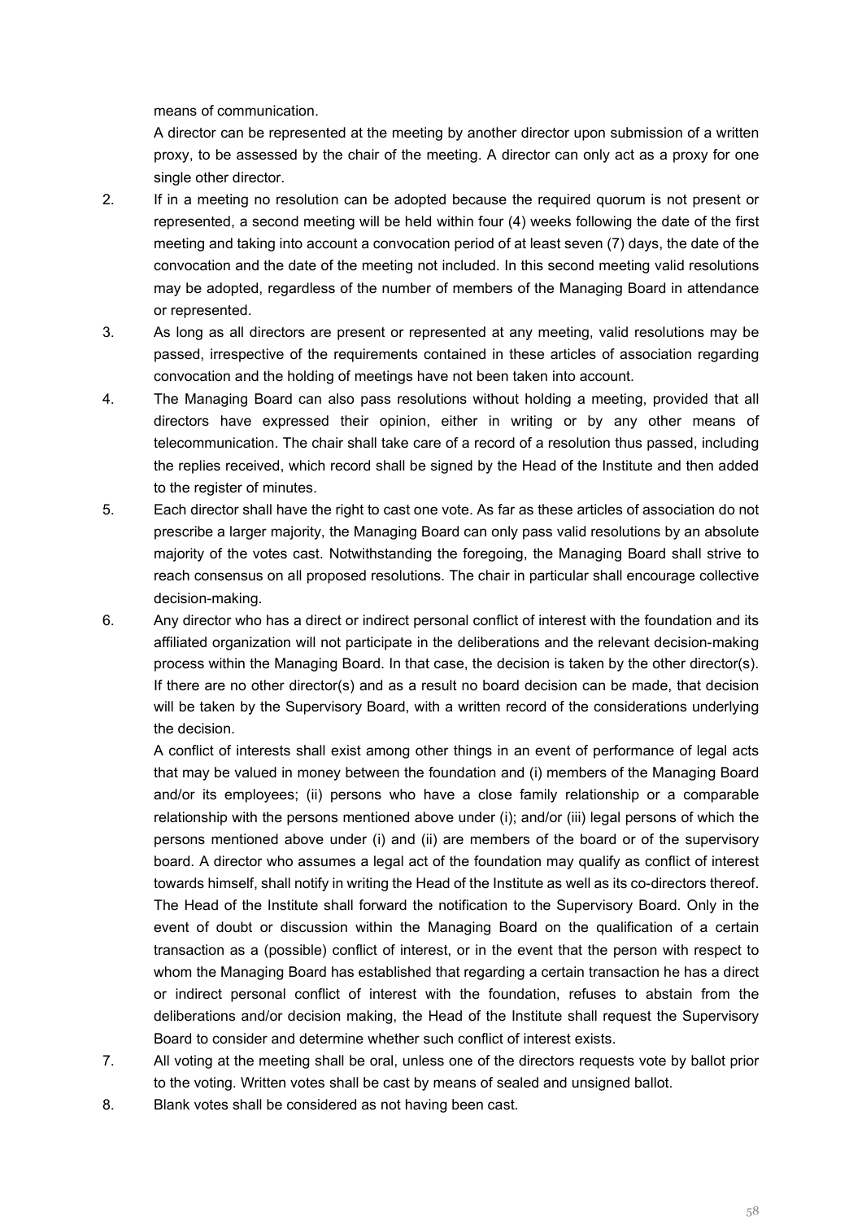means of communication.

A director can be represented at the meeting by another director upon submission of a written proxy, to be assessed by the chair of the meeting. A director can only act as a proxy for one single other director.

2. If in a meeting no resolution can be adopted because the required quorum is not present or represented, a second meeting will be held within four (4) weeks following the date of the first meeting and taking into account a convocation period of at least seven (7) days, the date of the convocation and the date of the meeting not included. In this second meeting valid resolutions may be adopted, regardless of the number of members of the Managing Board in attendance or represented.
3. As long as all directors are present or represented at any meeting, valid resolutions may be passed, irrespective of the requirements contained in these articles of association regarding convocation and the holding of meetings have not been taken into account.
4. The Managing Board can also pass resolutions without holding a meeting, provided that all directors have expressed their opinion, either in writing or by any other means of telecommunication. The chair shall take care of a record of a resolution thus passed, including the replies received, which record shall be signed by the Head of the Institute and then added to the register of minutes.
5. Each director shall have the right to cast one vote. As far as these articles of association do not prescribe a larger majority, the Managing Board can only pass valid resolutions by an absolute majority of the votes cast. Notwithstanding the foregoing, the Managing Board shall strive to reach consensus on all proposed resolutions. The chair in particular shall encourage collective decision-making.
6. Any director who has a direct or indirect personal conflict of interest with the foundation and its affiliated organization will not participate in the deliberations and the relevant decision-making process within the Managing Board. In that case, the decision is taken by the other director(s). If there are no other director(s) and as a result no board decision can be made, that decision will be taken by the Supervisory Board, with a written record of the considerations underlying the decision.

   A conflict of interests shall exist among other things in an event of performance of legal acts that may be valued in money between the foundation and (i) members of the Managing Board and/or its employees; (ii) persons who have a close family relationship or a comparable relationship with the persons mentioned above under (i); and/or (iii) legal persons of which the persons mentioned above under (i) and (ii) are members of the board or of the supervisory board. A director who assumes a legal act of the foundation may qualify as conflict of interest towards himself, shall notify in writing the Head of the Institute as well as its co-directors thereof. The Head of the Institute shall forward the notification to the Supervisory Board. Only in the event of doubt or discussion within the Managing Board on the qualification of a certain transaction as a (possible) conflict of interest, or in the event that the person with respect to whom the Managing Board has established that regarding a certain transaction he has a direct or indirect personal conflict of interest with the foundation, refuses to abstain from the deliberations and/or decision making, the Head of the Institute shall request the Supervisory Board to consider and determine whether such conflict of interest exists.
7. All voting at the meeting shall be oral, unless one of the directors requests vote by ballot prior to the voting. Written votes shall be cast by means of sealed and unsigned ballot.
8. Blank votes shall be considered as not having been cast.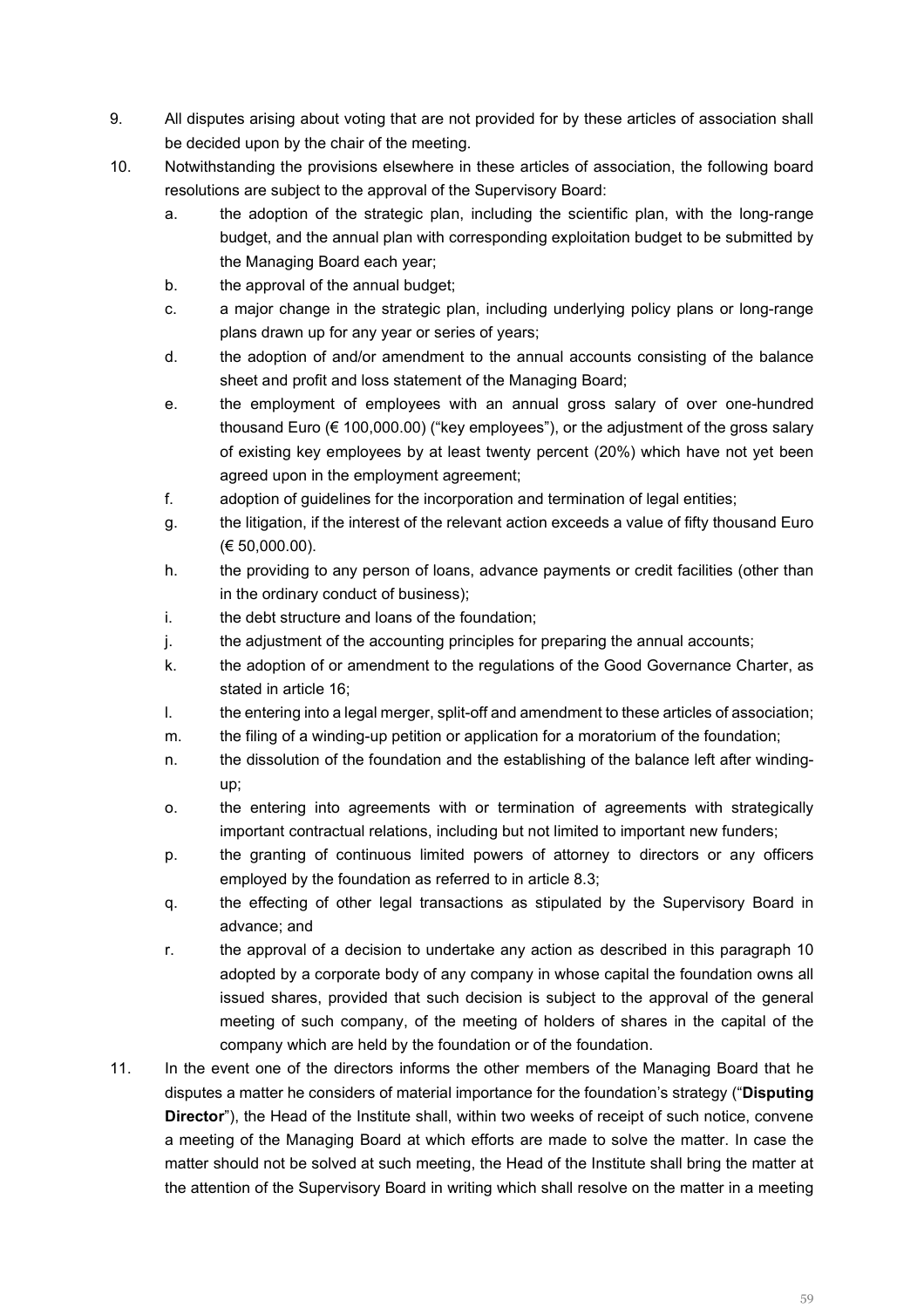9. All disputes arising about voting that are not provided for by these articles of association shall be decided upon by the chair of the meeting.
10. Notwithstanding the provisions elsewhere in these articles of association, the following board resolutions are subject to the approval of the Supervisory Board:
    a. the adoption of the strategic plan, including the scientific plan, with the long-range budget, and the annual plan with corresponding exploitation budget to be submitted by the Managing Board each year;
    b. the approval of the annual budget;
    c. a major change in the strategic plan, including underlying policy plans or long-range plans drawn up for any year or series of years;
    d. the adoption of and/or amendment to the annual accounts consisting of the balance sheet and profit and loss statement of the Managing Board;
    e. the employment of employees with an annual gross salary of over one-hundred thousand Euro (€ 100,000.00) ("key employees"), or the adjustment of the gross salary of existing key employees by at least twenty percent (20%) which have not yet been agreed upon in the employment agreement;
    f. adoption of guidelines for the incorporation and termination of legal entities;
    g. the litigation, if the interest of the relevant action exceeds a value of fifty thousand Euro (€ 50,000.00).
    h. the providing to any person of loans, advance payments or credit facilities (other than in the ordinary conduct of business);
    i. the debt structure and loans of the foundation;
    j. the adjustment of the accounting principles for preparing the annual accounts;
    k. the adoption of or amendment to the regulations of the Good Governance Charter, as stated in article 16;
    l. the entering into a legal merger, split-off and amendment to these articles of association;
    m. the filing of a winding-up petition or application for a moratorium of the foundation;
    n. the dissolution of the foundation and the establishing of the balance left after winding-up;
    o. the entering into agreements with or termination of agreements with strategically important contractual relations, including but not limited to important new funders;
    p. the granting of continuous limited powers of attorney to directors or any officers employed by the foundation as referred to in article 8.3;
    q. the effecting of other legal transactions as stipulated by the Supervisory Board in advance; and
    r. the approval of a decision to undertake any action as described in this paragraph 10 adopted by a corporate body of any company in whose capital the foundation owns all issued shares, provided that such decision is subject to the approval of the general meeting of such company, of the meeting of holders of shares in the capital of the company which are held by the foundation or of the foundation.
11. In the event one of the directors informs the other members of the Managing Board that he disputes a matter he considers of material importance for the foundation's strategy ("**Disputing Director**"), the Head of the Institute shall, within two weeks of receipt of such notice, convene a meeting of the Managing Board at which efforts are made to solve the matter. In case the matter should not be solved at such meeting, the Head of the Institute shall bring the matter at the attention of the Supervisory Board in writing which shall resolve on the matter in a meeting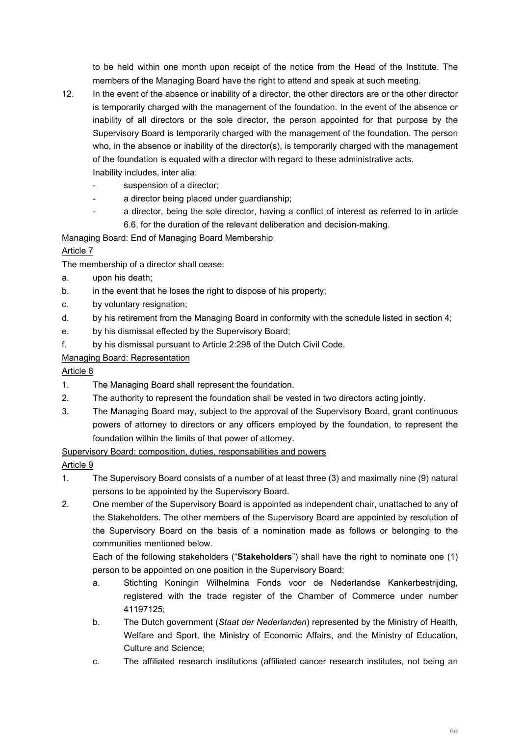to be held within one month upon receipt of the notice from the Head of the Institute. The members of the Managing Board have the right to attend and speak at such meeting.

12. In the event of the absence or inability of a director, the other directors are or the other director is temporarily charged with the management of the foundation. In the event of the absence or inability of all directors or the sole director, the person appointed for that purpose by the Supervisory Board is temporarily charged with the management of the foundation. The person who, in the absence or inability of the director(s), is temporarily charged with the management of the foundation is equated with a director with regard to these administrative acts.
    Inability includes, inter alia:
    - suspension of a director;
    - a director being placed under guardianship;
    - a director, being the sole director, having a conflict of interest as referred to in article 6.6, for the duration of the relevant deliberation and decision-making.

Managing Board: End of Managing Board Membership

Article 7

The membership of a director shall cease:

a. upon his death;
b. in the event that he loses the right to dispose of his property;
c. by voluntary resignation;
d. by his retirement from the Managing Board in conformity with the schedule listed in section 4;
e. by his dismissal effected by the Supervisory Board;
f. by his dismissal pursuant to Article 2:298 of the Dutch Civil Code.

Managing Board: Representation

Article 8

1. The Managing Board shall represent the foundation.
2. The authority to represent the foundation shall be vested in two directors acting jointly.
3. The Managing Board may, subject to the approval of the Supervisory Board, grant continuous powers of attorney to directors or any officers employed by the foundation, to represent the foundation within the limits of that power of attorney.

Supervisory Board: composition, duties, responsabilities and powers

Article 9

1. The Supervisory Board consists of a number of at least three (3) and maximally nine (9) natural persons to be appointed by the Supervisory Board.
2. One member of the Supervisory Board is appointed as independent chair, unattached to any of the Stakeholders. The other members of the Supervisory Board are appointed by resolution of the Supervisory Board on the basis of a nomination made as follows or belonging to the communities mentioned below.
   Each of the following stakeholders ("**Stakeholders**") shall have the right to nominate one (1) person to be appointed on one position in the Supervisory Board:
   a. Stichting Koningin Wilhelmina Fonds voor de Nederlandse Kankerbestrijding, registered with the trade register of the Chamber of Commerce under number 41197125;
   b. The Dutch government (*Staat der Nederlanden*) represented by the Ministry of Health, Welfare and Sport, the Ministry of Economic Affairs, and the Ministry of Education, Culture and Science;
   c. The affiliated research institutions (affiliated cancer research institutes, not being an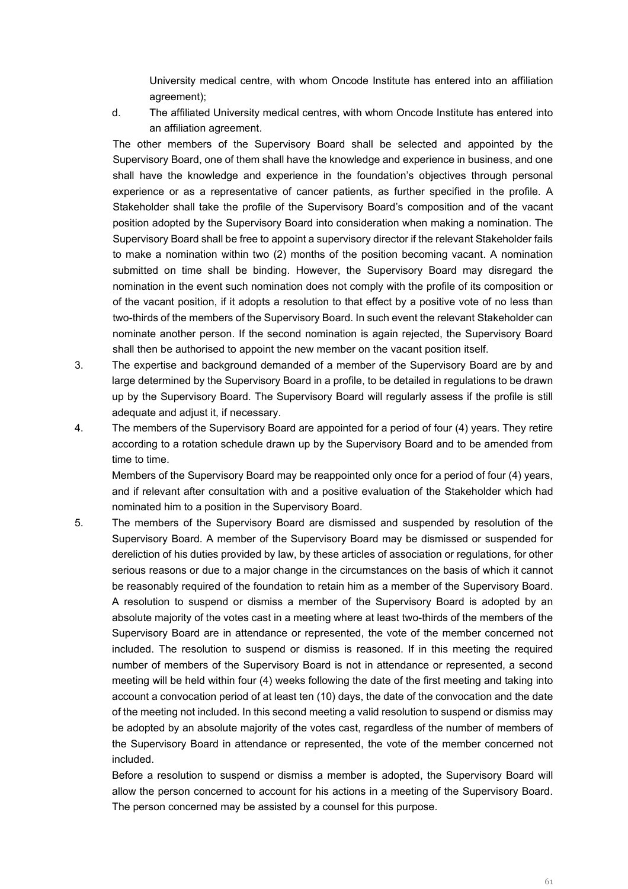University medical centre, with whom Oncode Institute has entered into an affiliation agreement);

d. The affiliated University medical centres, with whom Oncode Institute has entered into an affiliation agreement.

The other members of the Supervisory Board shall be selected and appointed by the Supervisory Board, one of them shall have the knowledge and experience in business, and one shall have the knowledge and experience in the foundation's objectives through personal experience or as a representative of cancer patients, as further specified in the profile. A Stakeholder shall take the profile of the Supervisory Board's composition and of the vacant position adopted by the Supervisory Board into consideration when making a nomination. The Supervisory Board shall be free to appoint a supervisory director if the relevant Stakeholder fails to make a nomination within two (2) months of the position becoming vacant. A nomination submitted on time shall be binding. However, the Supervisory Board may disregard the nomination in the event such nomination does not comply with the profile of its composition or of the vacant position, if it adopts a resolution to that effect by a positive vote of no less than two-thirds of the members of the Supervisory Board. In such event the relevant Stakeholder can nominate another person. If the second nomination is again rejected, the Supervisory Board shall then be authorised to appoint the new member on the vacant position itself.

3. The expertise and background demanded of a member of the Supervisory Board are by and large determined by the Supervisory Board in a profile, to be detailed in regulations to be drawn up by the Supervisory Board. The Supervisory Board will regularly assess if the profile is still adequate and adjust it, if necessary.

4. The members of the Supervisory Board are appointed for a period of four (4) years. They retire according to a rotation schedule drawn up by the Supervisory Board and to be amended from time to time.

   Members of the Supervisory Board may be reappointed only once for a period of four (4) years, and if relevant after consultation with and a positive evaluation of the Stakeholder which had nominated him to a position in the Supervisory Board.

5. The members of the Supervisory Board are dismissed and suspended by resolution of the Supervisory Board. A member of the Supervisory Board may be dismissed or suspended for dereliction of his duties provided by law, by these articles of association or regulations, for other serious reasons or due to a major change in the circumstances on the basis of which it cannot be reasonably required of the foundation to retain him as a member of the Supervisory Board. A resolution to suspend or dismiss a member of the Supervisory Board is adopted by an absolute majority of the votes cast in a meeting where at least two-thirds of the members of the Supervisory Board are in attendance or represented, the vote of the member concerned not included. The resolution to suspend or dismiss is reasoned. If in this meeting the required number of members of the Supervisory Board is not in attendance or represented, a second meeting will be held within four (4) weeks following the date of the first meeting and taking into account a convocation period of at least ten (10) days, the date of the convocation and the date of the meeting not included. In this second meeting a valid resolution to suspend or dismiss may be adopted by an absolute majority of the votes cast, regardless of the number of members of the Supervisory Board in attendance or represented, the vote of the member concerned not included.

   Before a resolution to suspend or dismiss a member is adopted, the Supervisory Board will allow the person concerned to account for his actions in a meeting of the Supervisory Board. The person concerned may be assisted by a counsel for this purpose.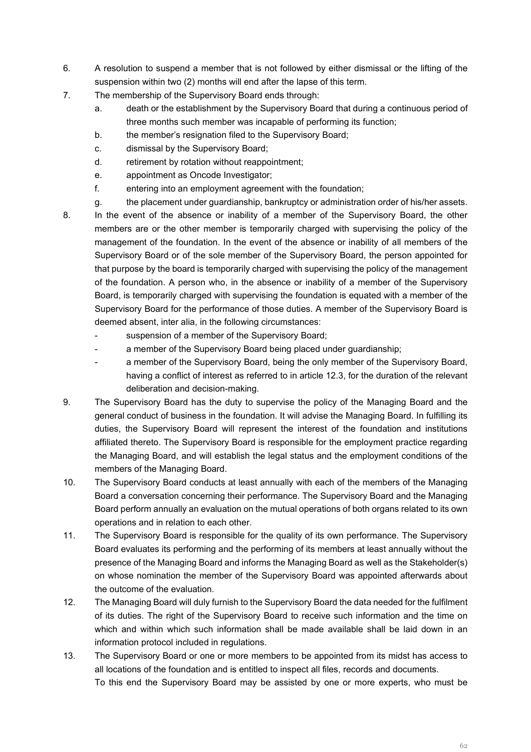6. A resolution to suspend a member that is not followed by either dismissal or the lifting of the suspension within two (2) months will end after the lapse of this term.
7. The membership of the Supervisory Board ends through:
   a. death or the establishment by the Supervisory Board that during a continuous period of three months such member was incapable of performing its function;
   b. the member's resignation filed to the Supervisory Board;
   c. dismissal by the Supervisory Board;
   d. retirement by rotation without reappointment;
   e. appointment as Oncode Investigator;
   f. entering into an employment agreement with the foundation;
   g. the placement under guardianship, bankruptcy or administration order of his/her assets.
8. In the event of the absence or inability of a member of the Supervisory Board, the other members are or the other member is temporarily charged with supervising the policy of the management of the foundation. In the event of the absence or inability of all members of the Supervisory Board or of the sole member of the Supervisory Board, the person appointed for that purpose by the board is temporarily charged with supervising the policy of the management of the foundation. A person who, in the absence or inability of a member of the Supervisory Board, is temporarily charged with supervising the foundation is equated with a member of the Supervisory Board for the performance of those duties. A member of the Supervisory Board is deemed absent, inter alia, in the following circumstances:
   - suspension of a member of the Supervisory Board;
   - a member of the Supervisory Board being placed under guardianship;
   - a member of the Supervisory Board, being the only member of the Supervisory Board, having a conflict of interest as referred to in article 12.3, for the duration of the relevant deliberation and decision-making.
9. The Supervisory Board has the duty to supervise the policy of the Managing Board and the general conduct of business in the foundation. It will advise the Managing Board. In fulfilling its duties, the Supervisory Board will represent the interest of the foundation and institutions affiliated thereto. The Supervisory Board is responsible for the employment practice regarding the Managing Board, and will establish the legal status and the employment conditions of the members of the Managing Board.
10. The Supervisory Board conducts at least annually with each of the members of the Managing Board a conversation concerning their performance. The Supervisory Board and the Managing Board perform annually an evaluation on the mutual operations of both organs related to its own operations and in relation to each other.
11. The Supervisory Board is responsible for the quality of its own performance. The Supervisory Board evaluates its performing and the performing of its members at least annually without the presence of the Managing Board and informs the Managing Board as well as the Stakeholder(s) on whose nomination the member of the Supervisory Board was appointed afterwards about the outcome of the evaluation.
12. The Managing Board will duly furnish to the Supervisory Board the data needed for the fulfilment of its duties. The right of the Supervisory Board to receive such information and the time on which and within which such information shall be made available shall be laid down in an information protocol included in regulations.
13. The Supervisory Board or one or more members to be appointed from its midst has access to all locations of the foundation and is entitled to inspect all files, records and documents.
   To this end the Supervisory Board may be assisted by one or more experts, who must be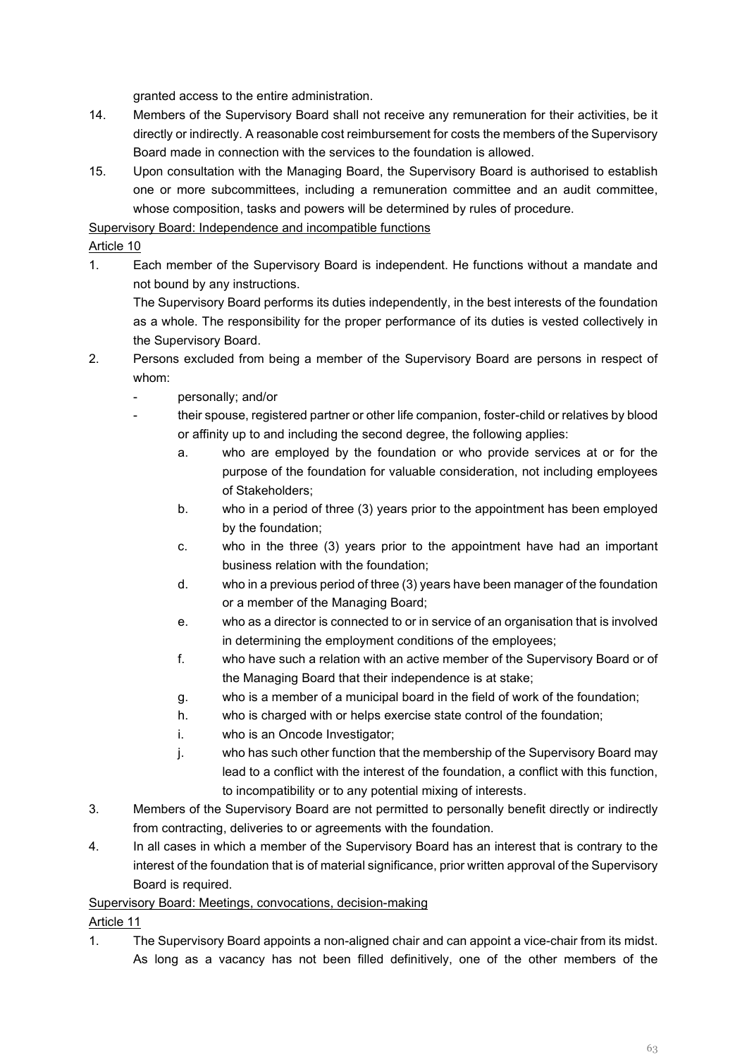granted access to the entire administration.

14. Members of the Supervisory Board shall not receive any remuneration for their activities, be it directly or indirectly. A reasonable cost reimbursement for costs the members of the Supervisory Board made in connection with the services to the foundation is allowed.
15. Upon consultation with the Managing Board, the Supervisory Board is authorised to establish one or more subcommittees, including a remuneration committee and an audit committee, whose composition, tasks and powers will be determined by rules of procedure.

Supervisory Board: Independence and incompatible functions

Article 10

1. Each member of the Supervisory Board is independent. He functions without a mandate and not bound by any instructions.
   The Supervisory Board performs its duties independently, in the best interests of the foundation as a whole. The responsibility for the proper performance of its duties is vested collectively in the Supervisory Board.
2. Persons excluded from being a member of the Supervisory Board are persons in respect of whom:
   - personally; and/or
   - their spouse, registered partner or other life companion, foster-child or relatives by blood or affinity up to and including the second degree, the following applies:
     a. who are employed by the foundation or who provide services at or for the purpose of the foundation for valuable consideration, not including employees of Stakeholders;
     b. who in a period of three (3) years prior to the appointment has been employed by the foundation;
     c. who in the three (3) years prior to the appointment have had an important business relation with the foundation;
     d. who in a previous period of three (3) years have been manager of the foundation or a member of the Managing Board;
     e. who as a director is connected to or in service of an organisation that is involved in determining the employment conditions of the employees;
     f. who have such a relation with an active member of the Supervisory Board or of the Managing Board that their independence is at stake;
     g. who is a member of a municipal board in the field of work of the foundation;
     h. who is charged with or helps exercise state control of the foundation;
     i. who is an Oncode Investigator;
     j. who has such other function that the membership of the Supervisory Board may lead to a conflict with the interest of the foundation, a conflict with this function, to incompatibility or to any potential mixing of interests.
3. Members of the Supervisory Board are not permitted to personally benefit directly or indirectly from contracting, deliveries to or agreements with the foundation.
4. In all cases in which a member of the Supervisory Board has an interest that is contrary to the interest of the foundation that is of material significance, prior written approval of the Supervisory Board is required.

Supervisory Board: Meetings, convocations, decision-making

Article 11

1. The Supervisory Board appoints a non-aligned chair and can appoint a vice-chair from its midst. As long as a vacancy has not been filled definitively, one of the other members of the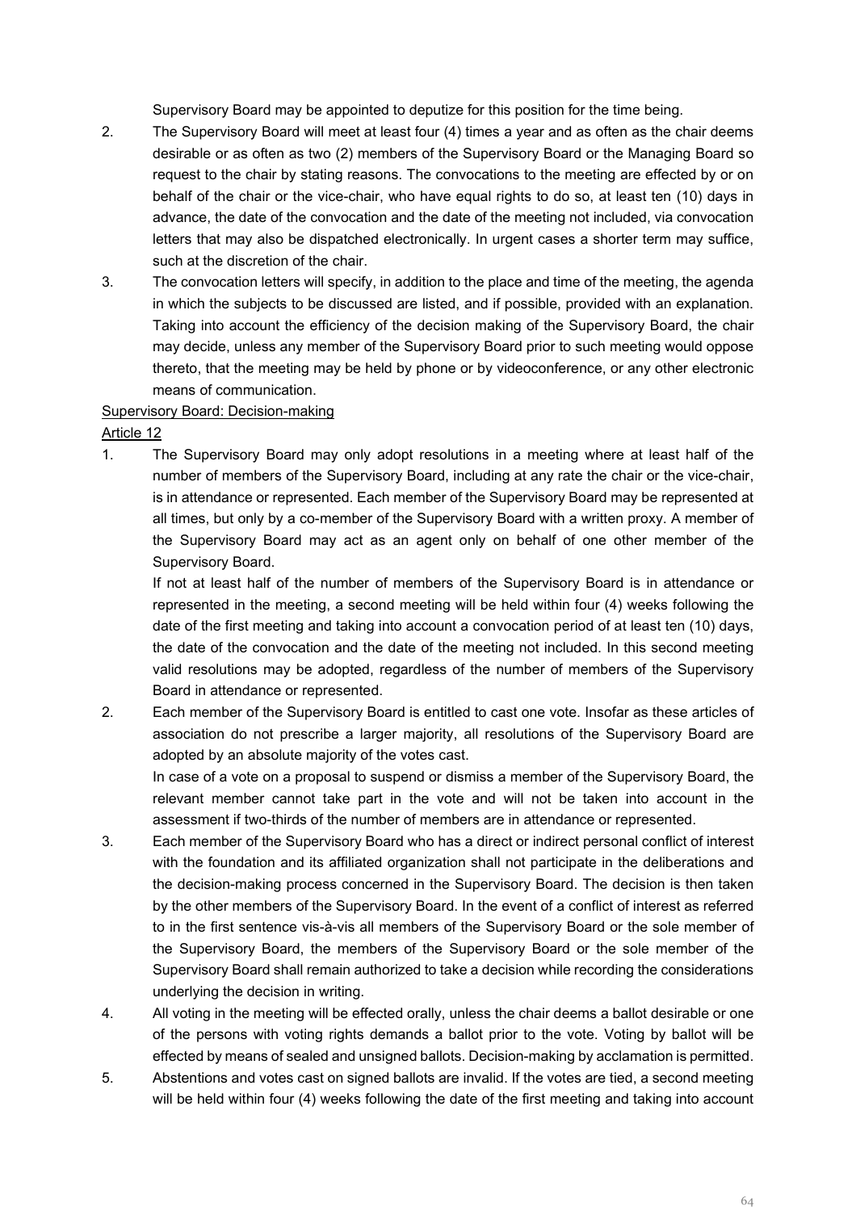Supervisory Board may be appointed to deputize for this position for the time being.

2. The Supervisory Board will meet at least four (4) times a year and as often as the chair deems desirable or as often as two (2) members of the Supervisory Board or the Managing Board so request to the chair by stating reasons. The convocations to the meeting are effected by or on behalf of the chair or the vice-chair, who have equal rights to do so, at least ten (10) days in advance, the date of the convocation and the date of the meeting not included, via convocation letters that may also be dispatched electronically. In urgent cases a shorter term may suffice, such at the discretion of the chair.

3. The convocation letters will specify, in addition to the place and time of the meeting, the agenda in which the subjects to be discussed are listed, and if possible, provided with an explanation. Taking into account the efficiency of the decision making of the Supervisory Board, the chair may decide, unless any member of the Supervisory Board prior to such meeting would oppose thereto, that the meeting may be held by phone or by videoconference, or any other electronic means of communication.

<u>Supervisory Board: Decision-making</u>

<u>Article 12</u>

1. The Supervisory Board may only adopt resolutions in a meeting where at least half of the number of members of the Supervisory Board, including at any rate the chair or the vice-chair, is in attendance or represented. Each member of the Supervisory Board may be represented at all times, but only by a co-member of the Supervisory Board with a written proxy. A member of the Supervisory Board may act as an agent only on behalf of one other member of the Supervisory Board.

   If not at least half of the number of members of the Supervisory Board is in attendance or represented in the meeting, a second meeting will be held within four (4) weeks following the date of the first meeting and taking into account a convocation period of at least ten (10) days, the date of the convocation and the date of the meeting not included. In this second meeting valid resolutions may be adopted, regardless of the number of members of the Supervisory Board in attendance or represented.

2. Each member of the Supervisory Board is entitled to cast one vote. Insofar as these articles of association do not prescribe a larger majority, all resolutions of the Supervisory Board are adopted by an absolute majority of the votes cast.

   In case of a vote on a proposal to suspend or dismiss a member of the Supervisory Board, the relevant member cannot take part in the vote and will not be taken into account in the assessment if two-thirds of the number of members are in attendance or represented.

3. Each member of the Supervisory Board who has a direct or indirect personal conflict of interest with the foundation and its affiliated organization shall not participate in the deliberations and the decision-making process concerned in the Supervisory Board. The decision is then taken by the other members of the Supervisory Board. In the event of a conflict of interest as referred to in the first sentence vis-à-vis all members of the Supervisory Board or the sole member of the Supervisory Board, the members of the Supervisory Board or the sole member of the Supervisory Board shall remain authorized to take a decision while recording the considerations underlying the decision in writing.

4. All voting in the meeting will be effected orally, unless the chair deems a ballot desirable or one of the persons with voting rights demands a ballot prior to the vote. Voting by ballot will be effected by means of sealed and unsigned ballots. Decision-making by acclamation is permitted.

5. Abstentions and votes cast on signed ballots are invalid. If the votes are tied, a second meeting will be held within four (4) weeks following the date of the first meeting and taking into account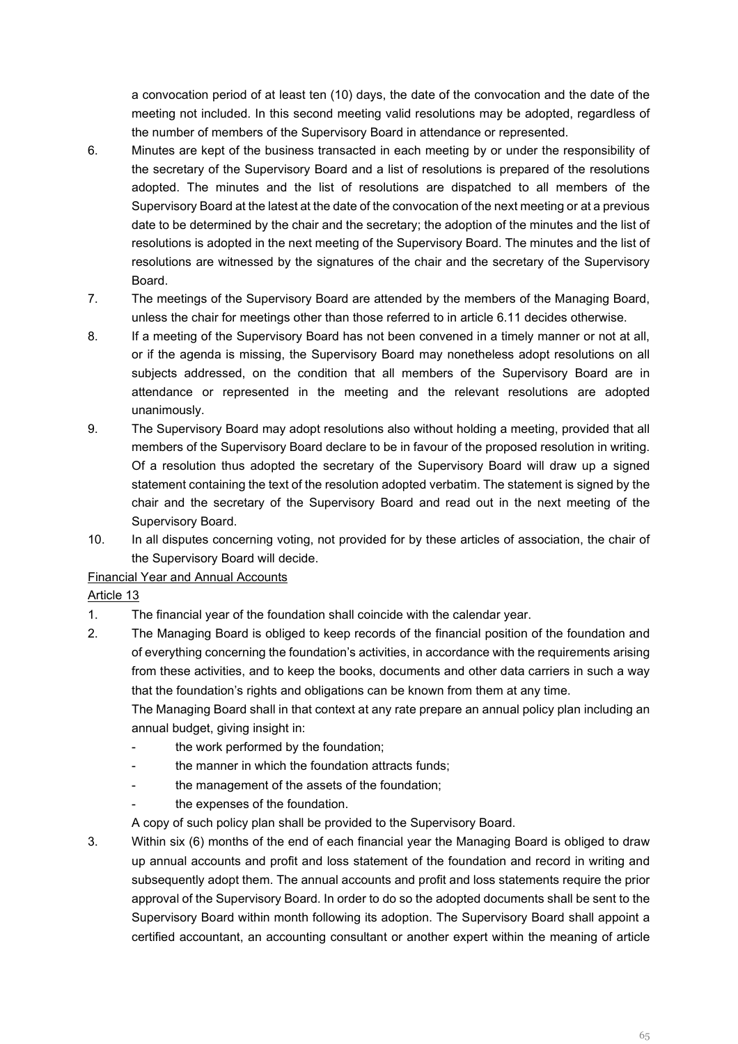a convocation period of at least ten (10) days, the date of the convocation and the date of the meeting not included. In this second meeting valid resolutions may be adopted, regardless of the number of members of the Supervisory Board in attendance or represented.

6. Minutes are kept of the business transacted in each meeting by or under the responsibility of the secretary of the Supervisory Board and a list of resolutions is prepared of the resolutions adopted. The minutes and the list of resolutions are dispatched to all members of the Supervisory Board at the latest at the date of the convocation of the next meeting or at a previous date to be determined by the chair and the secretary; the adoption of the minutes and the list of resolutions is adopted in the next meeting of the Supervisory Board. The minutes and the list of resolutions are witnessed by the signatures of the chair and the secretary of the Supervisory Board.
7. The meetings of the Supervisory Board are attended by the members of the Managing Board, unless the chair for meetings other than those referred to in article 6.11 decides otherwise.
8. If a meeting of the Supervisory Board has not been convened in a timely manner or not at all, or if the agenda is missing, the Supervisory Board may nonetheless adopt resolutions on all subjects addressed, on the condition that all members of the Supervisory Board are in attendance or represented in the meeting and the relevant resolutions are adopted unanimously.
9. The Supervisory Board may adopt resolutions also without holding a meeting, provided that all members of the Supervisory Board declare to be in favour of the proposed resolution in writing. Of a resolution thus adopted the secretary of the Supervisory Board will draw up a signed statement containing the text of the resolution adopted verbatim. The statement is signed by the chair and the secretary of the Supervisory Board and read out in the next meeting of the Supervisory Board.
10. In all disputes concerning voting, not provided for by these articles of association, the chair of the Supervisory Board will decide.

Financial Year and Annual Accounts

Article 13

1. The financial year of the foundation shall coincide with the calendar year.
2. The Managing Board is obliged to keep records of the financial position of the foundation and of everything concerning the foundation's activities, in accordance with the requirements arising from these activities, and to keep the books, documents and other data carriers in such a way that the foundation's rights and obligations can be known from them at any time.
   The Managing Board shall in that context at any rate prepare an annual policy plan including an annual budget, giving insight in:
   - the work performed by the foundation;
   - the manner in which the foundation attracts funds;
   - the management of the assets of the foundation;
   - the expenses of the foundation.

   A copy of such policy plan shall be provided to the Supervisory Board.
3. Within six (6) months of the end of each financial year the Managing Board is obliged to draw up annual accounts and profit and loss statement of the foundation and record in writing and subsequently adopt them. The annual accounts and profit and loss statements require the prior approval of the Supervisory Board. In order to do so the adopted documents shall be sent to the Supervisory Board within month following its adoption. The Supervisory Board shall appoint a certified accountant, an accounting consultant or another expert within the meaning of article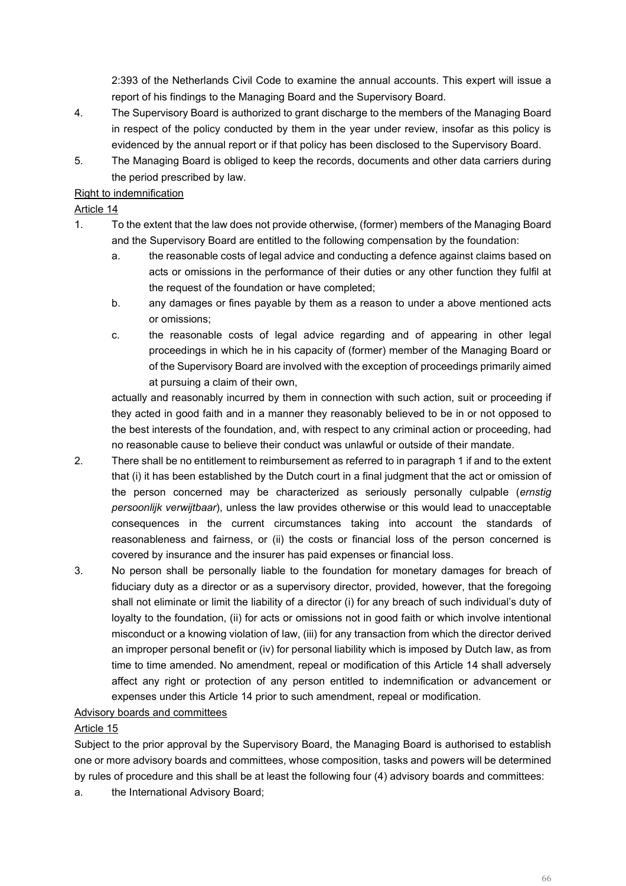2:393 of the Netherlands Civil Code to examine the annual accounts. This expert will issue a report of his findings to the Managing Board and the Supervisory Board.

4. The Supervisory Board is authorized to grant discharge to the members of the Managing Board in respect of the policy conducted by them in the year under review, insofar as this policy is evidenced by the annual report or if that policy has been disclosed to the Supervisory Board.
5. The Managing Board is obliged to keep the records, documents and other data carriers during the period prescribed by law.

Right to indemnification

Article 14

1. To the extent that the law does not provide otherwise, (former) members of the Managing Board and the Supervisory Board are entitled to the following compensation by the foundation:
   a. the reasonable costs of legal advice and conducting a defence against claims based on acts or omissions in the performance of their duties or any other function they fulfil at the request of the foundation or have completed;
   b. any damages or fines payable by them as a reason to under a above mentioned acts or omissions;
   c. the reasonable costs of legal advice regarding and of appearing in other legal proceedings in which he in his capacity of (former) member of the Managing Board or of the Supervisory Board are involved with the exception of proceedings primarily aimed at pursuing a claim of their own,

   actually and reasonably incurred by them in connection with such action, suit or proceeding if they acted in good faith and in a manner they reasonably believed to be in or not opposed to the best interests of the foundation, and, with respect to any criminal action or proceeding, had no reasonable cause to believe their conduct was unlawful or outside of their mandate.
2. There shall be no entitlement to reimbursement as referred to in paragraph 1 if and to the extent that (i) it has been established by the Dutch court in a final judgment that the act or omission of the person concerned may be characterized as seriously personally culpable (*ernstig persoonlijk verwijtbaar*), unless the law provides otherwise or this would lead to unacceptable consequences in the current circumstances taking into account the standards of reasonableness and fairness, or (ii) the costs or financial loss of the person concerned is covered by insurance and the insurer has paid expenses or financial loss.
3. No person shall be personally liable to the foundation for monetary damages for breach of fiduciary duty as a director or as a supervisory director, provided, however, that the foregoing shall not eliminate or limit the liability of a director (i) for any breach of such individual's duty of loyalty to the foundation, (ii) for acts or omissions not in good faith or which involve intentional misconduct or a knowing violation of law, (iii) for any transaction from which the director derived an improper personal benefit or (iv) for personal liability which is imposed by Dutch law, as from time to time amended. No amendment, repeal or modification of this Article 14 shall adversely affect any right or protection of any person entitled to indemnification or advancement or expenses under this Article 14 prior to such amendment, repeal or modification.

Advisory boards and committees

Article 15

Subject to the prior approval by the Supervisory Board, the Managing Board is authorised to establish one or more advisory boards and committees, whose composition, tasks and powers will be determined by rules of procedure and this shall be at least the following four (4) advisory boards and committees:

a. the International Advisory Board;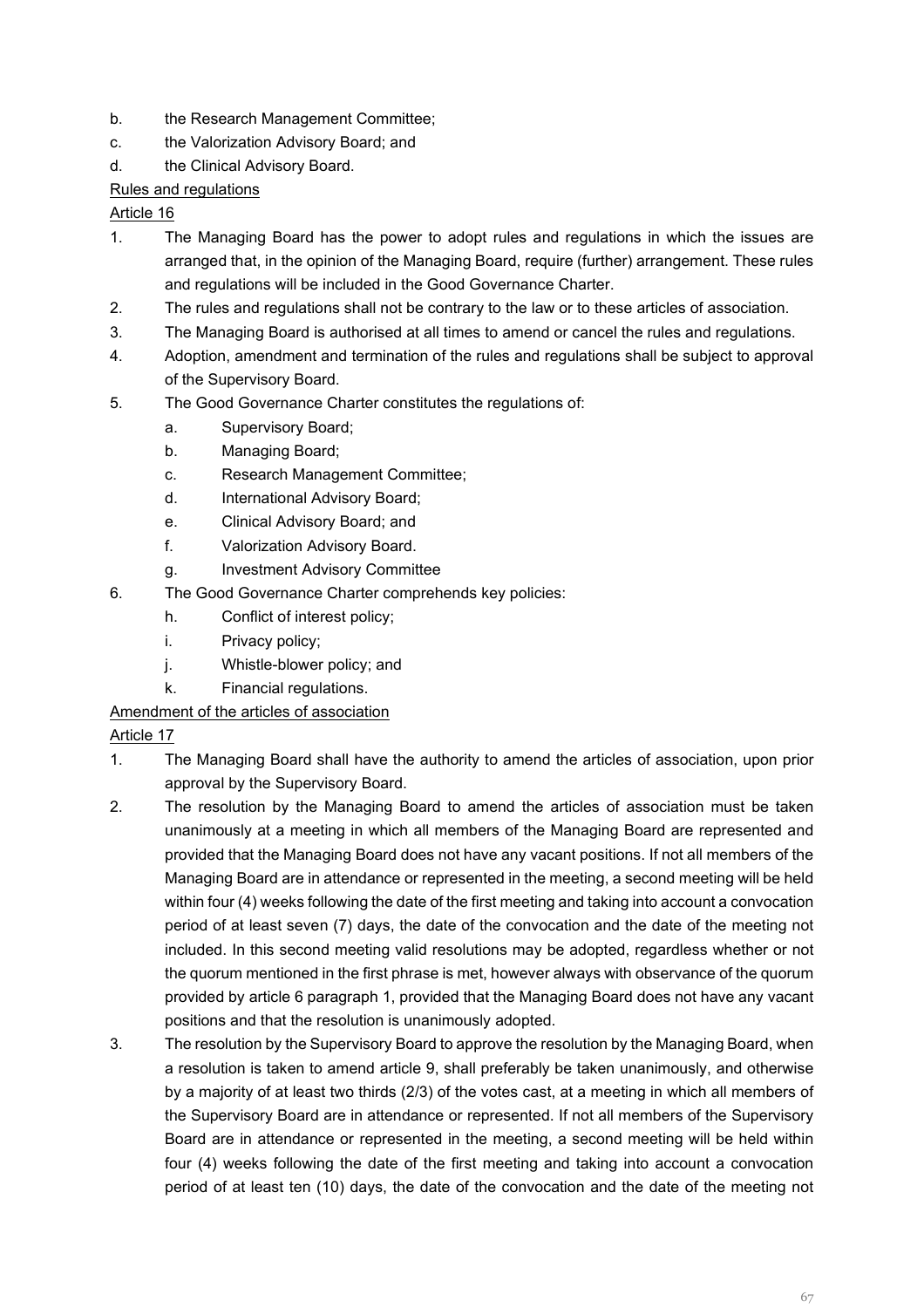b. the Research Management Committee;

c. the Valorization Advisory Board; and

d. the Clinical Advisory Board.

Rules and regulations

Article 16

1. The Managing Board has the power to adopt rules and regulations in which the issues are arranged that, in the opinion of the Managing Board, require (further) arrangement. These rules and regulations will be included in the Good Governance Charter.
2. The rules and regulations shall not be contrary to the law or to these articles of association.
3. The Managing Board is authorised at all times to amend or cancel the rules and regulations.
4. Adoption, amendment and termination of the rules and regulations shall be subject to approval of the Supervisory Board.
5. The Good Governance Charter constitutes the regulations of:
   a. Supervisory Board;
   b. Managing Board;
   c. Research Management Committee;
   d. International Advisory Board;
   e. Clinical Advisory Board; and
   f. Valorization Advisory Board.
   g. Investment Advisory Committee
6. The Good Governance Charter comprehends key policies:
   h. Conflict of interest policy;
   i. Privacy policy;
   j. Whistle-blower policy; and
   k. Financial regulations.

Amendment of the articles of association

Article 17

1. The Managing Board shall have the authority to amend the articles of association, upon prior approval by the Supervisory Board.
2. The resolution by the Managing Board to amend the articles of association must be taken unanimously at a meeting in which all members of the Managing Board are represented and provided that the Managing Board does not have any vacant positions. If not all members of the Managing Board are in attendance or represented in the meeting, a second meeting will be held within four (4) weeks following the date of the first meeting and taking into account a convocation period of at least seven (7) days, the date of the convocation and the date of the meeting not included. In this second meeting valid resolutions may be adopted, regardless whether or not the quorum mentioned in the first phrase is met, however always with observance of the quorum provided by article 6 paragraph 1, provided that the Managing Board does not have any vacant positions and that the resolution is unanimously adopted.
3. The resolution by the Supervisory Board to approve the resolution by the Managing Board, when a resolution is taken to amend article 9, shall preferably be taken unanimously, and otherwise by a majority of at least two thirds (2/3) of the votes cast, at a meeting in which all members of the Supervisory Board are in attendance or represented. If not all members of the Supervisory Board are in attendance or represented in the meeting, a second meeting will be held within four (4) weeks following the date of the first meeting and taking into account a convocation period of at least ten (10) days, the date of the convocation and the date of the meeting not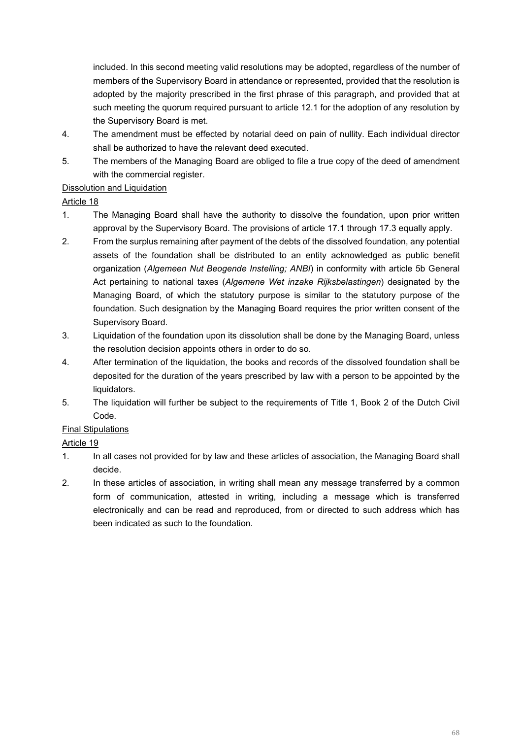included. In this second meeting valid resolutions may be adopted, regardless of the number of members of the Supervisory Board in attendance or represented, provided that the resolution is adopted by the majority prescribed in the first phrase of this paragraph, and provided that at such meeting the quorum required pursuant to article 12.1 for the adoption of any resolution by the Supervisory Board is met.

4. The amendment must be effected by notarial deed on pain of nullity. Each individual director shall be authorized to have the relevant deed executed.
5. The members of the Managing Board are obliged to file a true copy of the deed of amendment with the commercial register.

<u>Dissolution and Liquidation</u>

<u>Article 18</u>

1. The Managing Board shall have the authority to dissolve the foundation, upon prior written approval by the Supervisory Board. The provisions of article 17.1 through 17.3 equally apply.
2. From the surplus remaining after payment of the debts of the dissolved foundation, any potential assets of the foundation shall be distributed to an entity acknowledged as public benefit organization (*Algemeen Nut Beogende Instelling; ANBI*) in conformity with article 5b General Act pertaining to national taxes (*Algemene Wet inzake Rijksbelastingen*) designated by the Managing Board, of which the statutory purpose is similar to the statutory purpose of the foundation. Such designation by the Managing Board requires the prior written consent of the Supervisory Board.
3. Liquidation of the foundation upon its dissolution shall be done by the Managing Board, unless the resolution decision appoints others in order to do so.
4. After termination of the liquidation, the books and records of the dissolved foundation shall be deposited for the duration of the years prescribed by law with a person to be appointed by the liquidators.
5. The liquidation will further be subject to the requirements of Title 1, Book 2 of the Dutch Civil Code.

<u>Final Stipulations</u>

<u>Article 19</u>

1. In all cases not provided for by law and these articles of association, the Managing Board shall decide.
2. In these articles of association, in writing shall mean any message transferred by a common form of communication, attested in writing, including a message which is transferred electronically and can be read and reproduced, from or directed to such address which has been indicated as such to the foundation.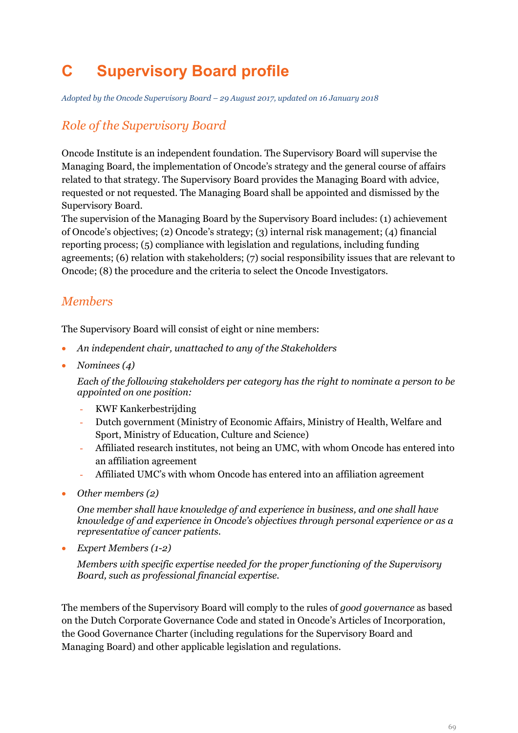# C Supervisory Board profile

*Adopted by the Oncode Supervisory Board – 29 August 2017, updated on 16 January 2018*

## *Role of the Supervisory Board*

Oncode Institute is an independent foundation. The Supervisory Board will supervise the Managing Board, the implementation of Oncode's strategy and the general course of affairs related to that strategy. The Supervisory Board provides the Managing Board with advice, requested or not requested. The Managing Board shall be appointed and dismissed by the Supervisory Board.
The supervision of the Managing Board by the Supervisory Board includes: (1) achievement of Oncode's objectives; (2) Oncode's strategy; (3) internal risk management; (4) financial reporting process; (5) compliance with legislation and regulations, including funding agreements; (6) relation with stakeholders; (7) social responsibility issues that are relevant to Oncode; (8) the procedure and the criteria to select the Oncode Investigators.

## *Members*

The Supervisory Board will consist of eight or nine members:

- *An independent chair, unattached to any of the Stakeholders*
- *Nominees (4)*

  *Each of the following stakeholders per category has the right to nominate a person to be appointed on one position:*

  - KWF Kankerbestrijding
  - Dutch government (Ministry of Economic Affairs, Ministry of Health, Welfare and Sport, Ministry of Education, Culture and Science)
  - Affiliated research institutes, not being an UMC, with whom Oncode has entered into an affiliation agreement
  - Affiliated UMC's with whom Oncode has entered into an affiliation agreement
- *Other members (2)*

  *One member shall have knowledge of and experience in business, and one shall have knowledge of and experience in Oncode's objectives through personal experience or as a representative of cancer patients.*
- *Expert Members (1-2)*

  *Members with specific expertise needed for the proper functioning of the Supervisory Board, such as professional financial expertise.*

The members of the Supervisory Board will comply to the rules of *good governance* as based on the Dutch Corporate Governance Code and stated in Oncode's Articles of Incorporation, the Good Governance Charter (including regulations for the Supervisory Board and Managing Board) and other applicable legislation and regulations.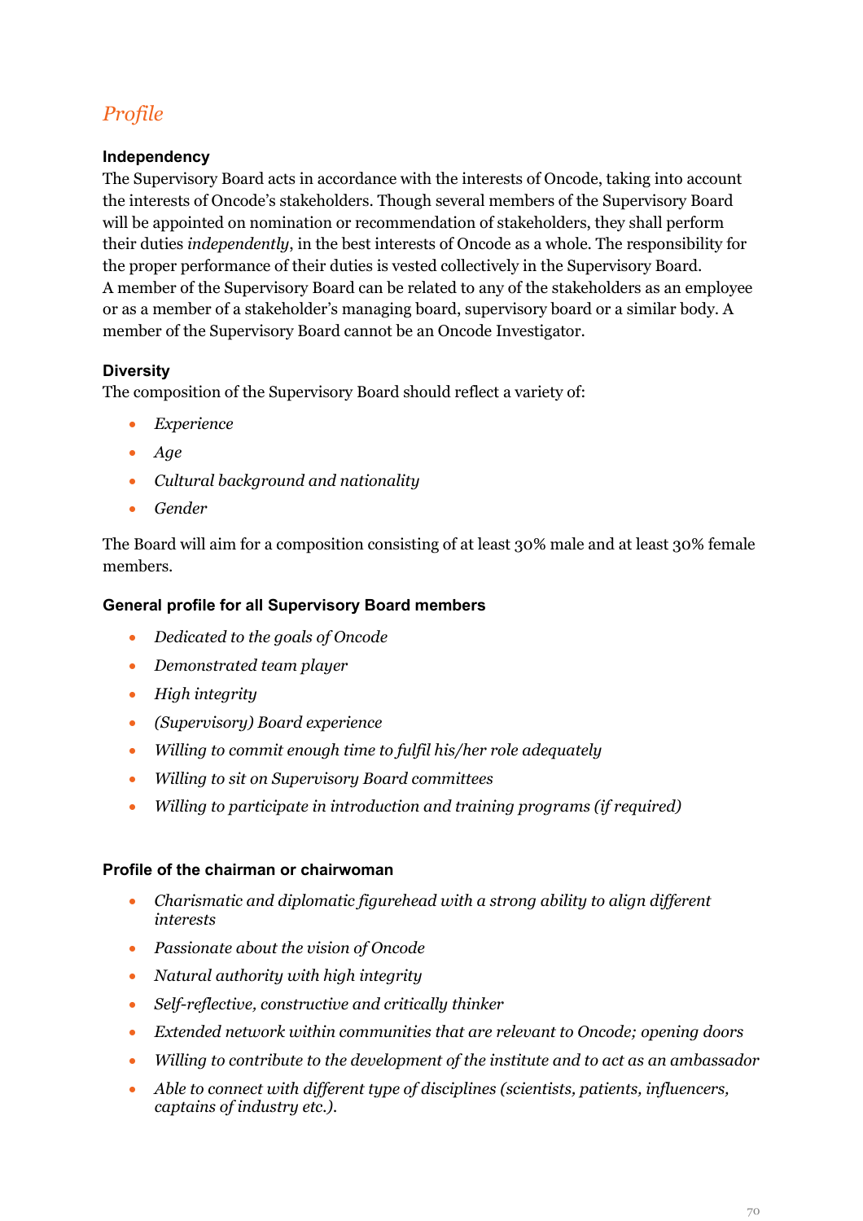## *Profile*

### Independency

The Supervisory Board acts in accordance with the interests of Oncode, taking into account the interests of Oncode's stakeholders. Though several members of the Supervisory Board will be appointed on nomination or recommendation of stakeholders, they shall perform their duties *independently*, in the best interests of Oncode as a whole. The responsibility for the proper performance of their duties is vested collectively in the Supervisory Board. A member of the Supervisory Board can be related to any of the stakeholders as an employee or as a member of a stakeholder's managing board, supervisory board or a similar body. A member of the Supervisory Board cannot be an Oncode Investigator.

### Diversity

The composition of the Supervisory Board should reflect a variety of:

- *Experience*
- *Age*
- *Cultural background and nationality*
- *Gender*

The Board will aim for a composition consisting of at least 30% male and at least 30% female members.

### General profile for all Supervisory Board members

- *Dedicated to the goals of Oncode*
- *Demonstrated team player*
- *High integrity*
- *(Supervisory) Board experience*
- *Willing to commit enough time to fulfil his/her role adequately*
- *Willing to sit on Supervisory Board committees*
- *Willing to participate in introduction and training programs (if required)*

### Profile of the chairman or chairwoman

- *Charismatic and diplomatic figurehead with a strong ability to align different interests*
- *Passionate about the vision of Oncode*
- *Natural authority with high integrity*
- *Self-reflective, constructive and critically thinker*
- *Extended network within communities that are relevant to Oncode; opening doors*
- *Willing to contribute to the development of the institute and to act as an ambassador*
- *Able to connect with different type of disciplines (scientists, patients, influencers, captains of industry etc.).*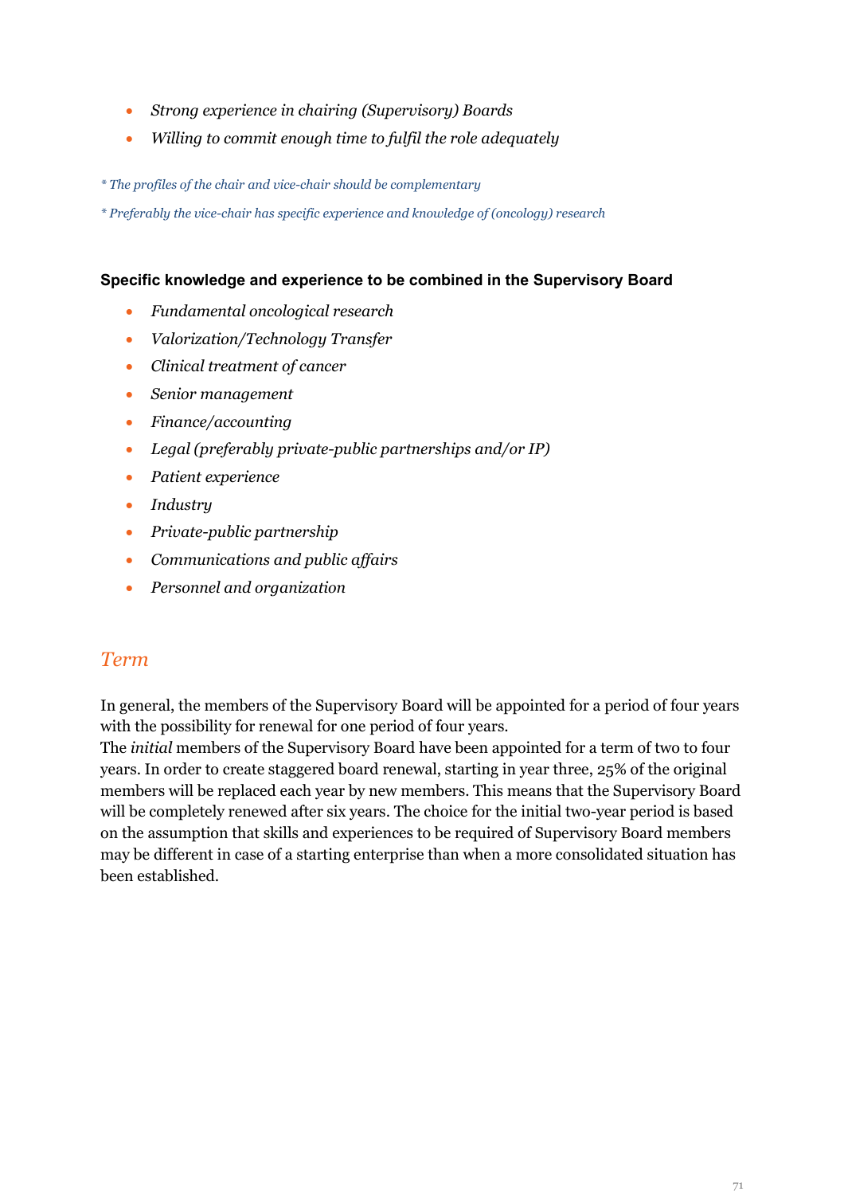- *Strong experience in chairing (Supervisory) Boards*
- *Willing to commit enough time to fulfil the role adequately*

*\* The profiles of the chair and vice-chair should be complementary*

*\* Preferably the vice-chair has specific experience and knowledge of (oncology) research*

**Specific knowledge and experience to be combined in the Supervisory Board**

- *Fundamental oncological research*
- *Valorization/Technology Transfer*
- *Clinical treatment of cancer*
- *Senior management*
- *Finance/accounting*
- *Legal (preferably private-public partnerships and/or IP)*
- *Patient experience*
- *Industry*
- *Private-public partnership*
- *Communications and public affairs*
- *Personnel and organization*

## *Term*

In general, the members of the Supervisory Board will be appointed for a period of four years with the possibility for renewal for one period of four years.
The *initial* members of the Supervisory Board have been appointed for a term of two to four years. In order to create staggered board renewal, starting in year three, 25% of the original members will be replaced each year by new members. This means that the Supervisory Board will be completely renewed after six years. The choice for the initial two-year period is based on the assumption that skills and experiences to be required of Supervisory Board members may be different in case of a starting enterprise than when a more consolidated situation has been established.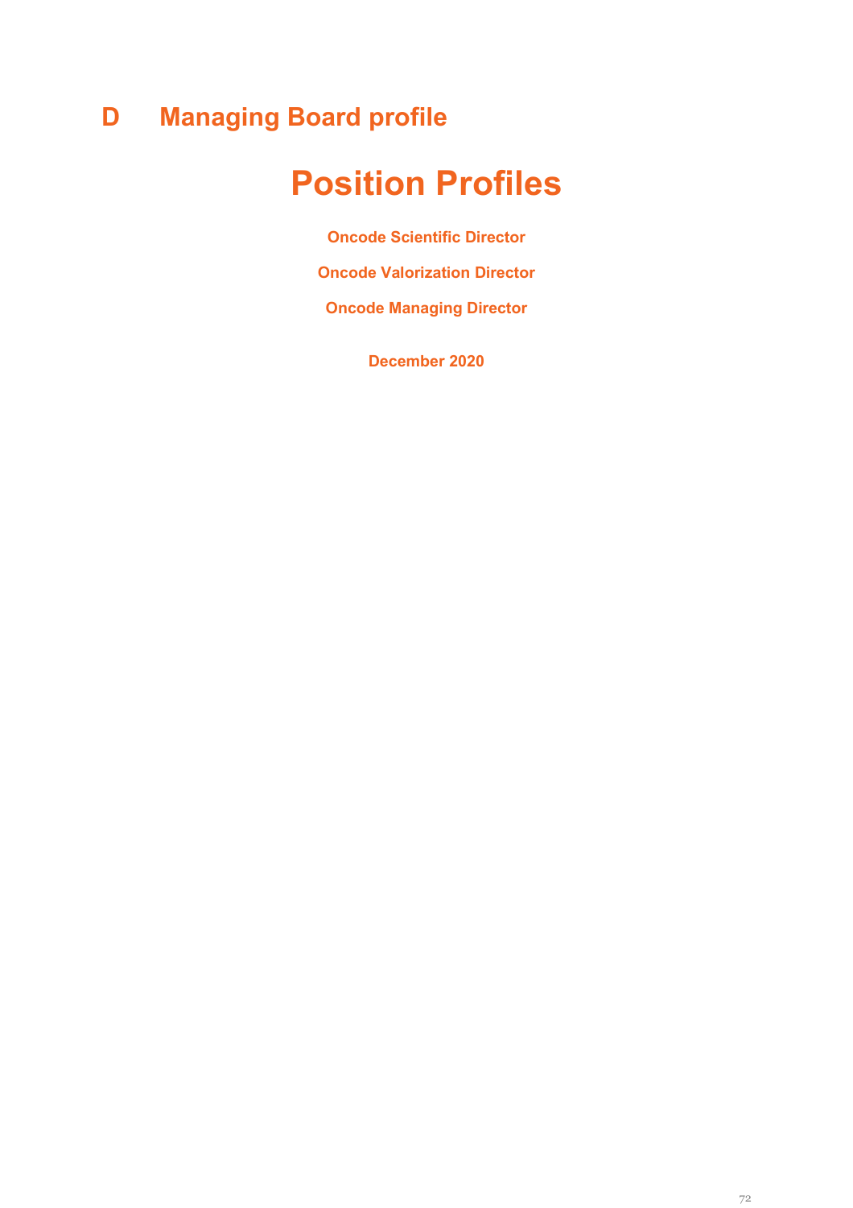# D Managing Board profile

# Position Profiles

**Oncode Scientific Director**

**Oncode Valorization Director**

**Oncode Managing Director**

**December 2020**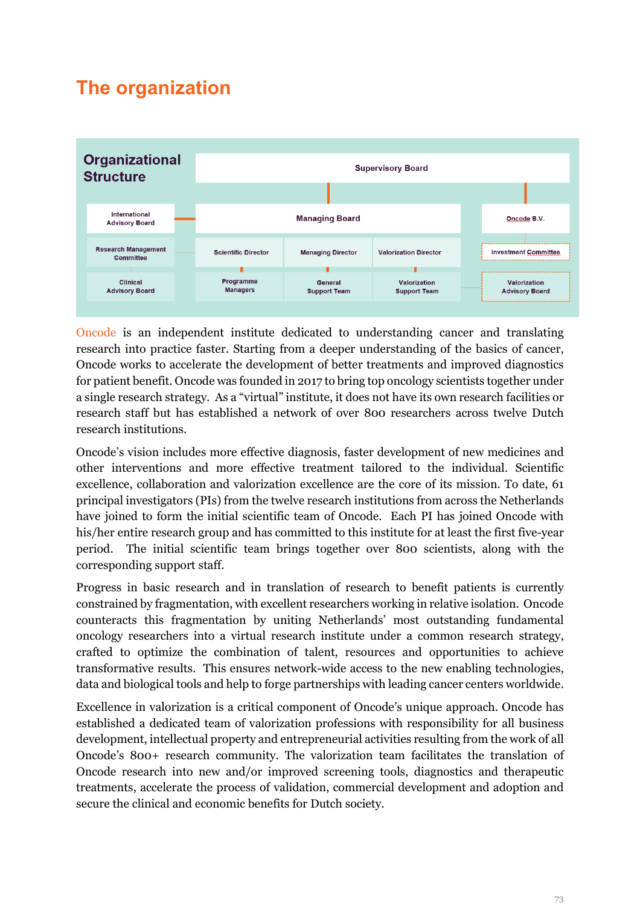# The organization

**Organizational Structure**

- Supervisory Board
- International Advisory Board
- Managing Board
- Oncode B.V.
- Research Management Committee
- Scientific Director
- Managing Director
- Valorization Director
- Investment Committee
- Clinical Advisory Board
- Programme Managers
- General Support Team
- Valorization Support Team
- Valorization Advisory Board

Oncode is an independent institute dedicated to understanding cancer and translating research into practice faster. Starting from a deeper understanding of the basics of cancer, Oncode works to accelerate the development of better treatments and improved diagnostics for patient benefit. Oncode was founded in 2017 to bring top oncology scientists together under a single research strategy. As a “virtual” institute, it does not have its own research facilities or research staff but has established a network of over 800 researchers across twelve Dutch research institutions.

Oncode’s vision includes more effective diagnosis, faster development of new medicines and other interventions and more effective treatment tailored to the individual. Scientific excellence, collaboration and valorization excellence are the core of its mission. To date, 61 principal investigators (PIs) from the twelve research institutions from across the Netherlands have joined to form the initial scientific team of Oncode. Each PI has joined Oncode with his/her entire research group and has committed to this institute for at least the first five-year period. The initial scientific team brings together over 800 scientists, along with the corresponding support staff.

Progress in basic research and in translation of research to benefit patients is currently constrained by fragmentation, with excellent researchers working in relative isolation. Oncode counteracts this fragmentation by uniting Netherlands’ most outstanding fundamental oncology researchers into a virtual research institute under a common research strategy, crafted to optimize the combination of talent, resources and opportunities to achieve transformative results. This ensures network-wide access to the new enabling technologies, data and biological tools and help to forge partnerships with leading cancer centers worldwide.

Excellence in valorization is a critical component of Oncode’s unique approach. Oncode has established a dedicated team of valorization professions with responsibility for all business development, intellectual property and entrepreneurial activities resulting from the work of all Oncode’s 800+ research community. The valorization team facilitates the translation of Oncode research into new and/or improved screening tools, diagnostics and therapeutic treatments, accelerate the process of validation, commercial development and adoption and secure the clinical and economic benefits for Dutch society.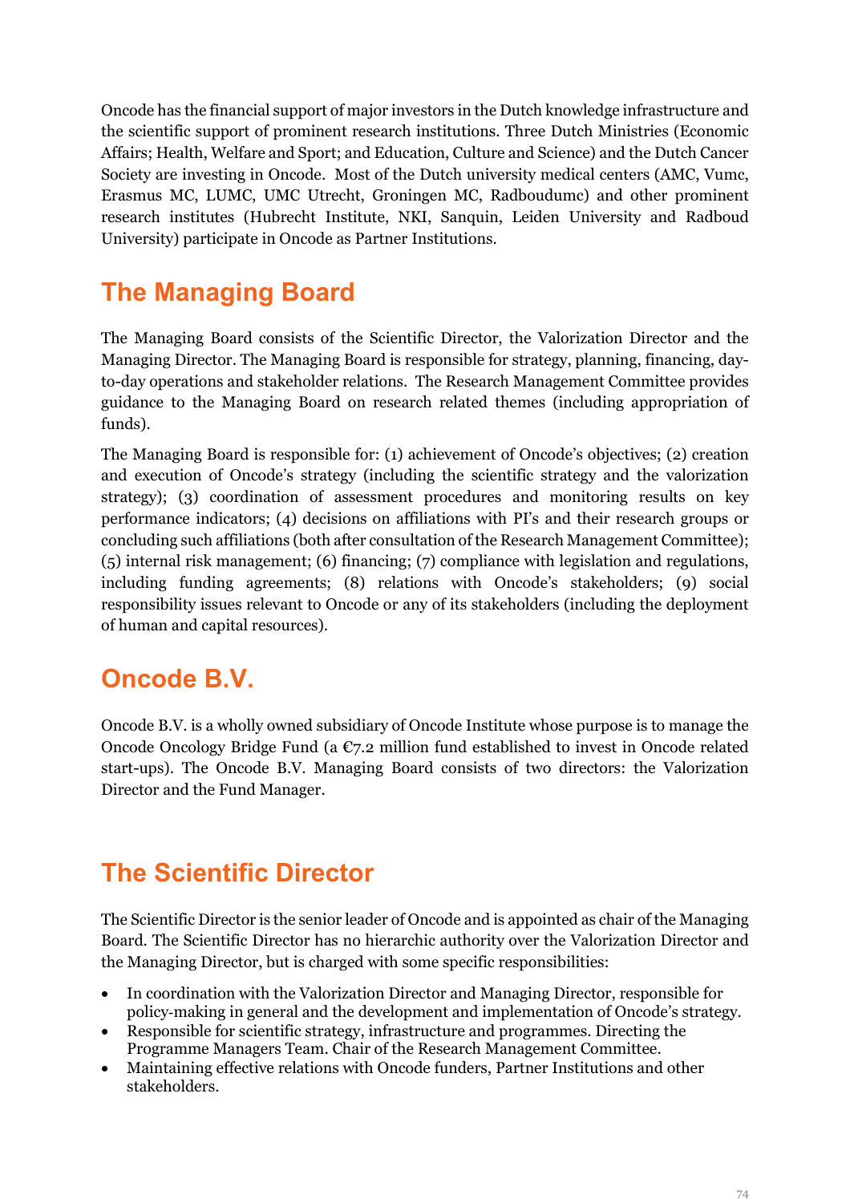Oncode has the financial support of major investors in the Dutch knowledge infrastructure and the scientific support of prominent research institutions. Three Dutch Ministries (Economic Affairs; Health, Welfare and Sport; and Education, Culture and Science) and the Dutch Cancer Society are investing in Oncode. Most of the Dutch university medical centers (AMC, Vumc, Erasmus MC, LUMC, UMC Utrecht, Groningen MC, Radboudumc) and other prominent research institutes (Hubrecht Institute, NKI, Sanquin, Leiden University and Radboud University) participate in Oncode as Partner Institutions.

## The Managing Board

The Managing Board consists of the Scientific Director, the Valorization Director and the Managing Director. The Managing Board is responsible for strategy, planning, financing, day-to-day operations and stakeholder relations. The Research Management Committee provides guidance to the Managing Board on research related themes (including appropriation of funds).

The Managing Board is responsible for: (1) achievement of Oncode's objectives; (2) creation and execution of Oncode's strategy (including the scientific strategy and the valorization strategy); (3) coordination of assessment procedures and monitoring results on key performance indicators; (4) decisions on affiliations with PI's and their research groups or concluding such affiliations (both after consultation of the Research Management Committee); (5) internal risk management; (6) financing; (7) compliance with legislation and regulations, including funding agreements; (8) relations with Oncode's stakeholders; (9) social responsibility issues relevant to Oncode or any of its stakeholders (including the deployment of human and capital resources).

## Oncode B.V.

Oncode B.V. is a wholly owned subsidiary of Oncode Institute whose purpose is to manage the Oncode Oncology Bridge Fund (a €7.2 million fund established to invest in Oncode related start-ups). The Oncode B.V. Managing Board consists of two directors: the Valorization Director and the Fund Manager.

## The Scientific Director

The Scientific Director is the senior leader of Oncode and is appointed as chair of the Managing Board. The Scientific Director has no hierarchic authority over the Valorization Director and the Managing Director, but is charged with some specific responsibilities:

- In coordination with the Valorization Director and Managing Director, responsible for policy-making in general and the development and implementation of Oncode's strategy.
- Responsible for scientific strategy, infrastructure and programmes. Directing the Programme Managers Team. Chair of the Research Management Committee.
- Maintaining effective relations with Oncode funders, Partner Institutions and other stakeholders.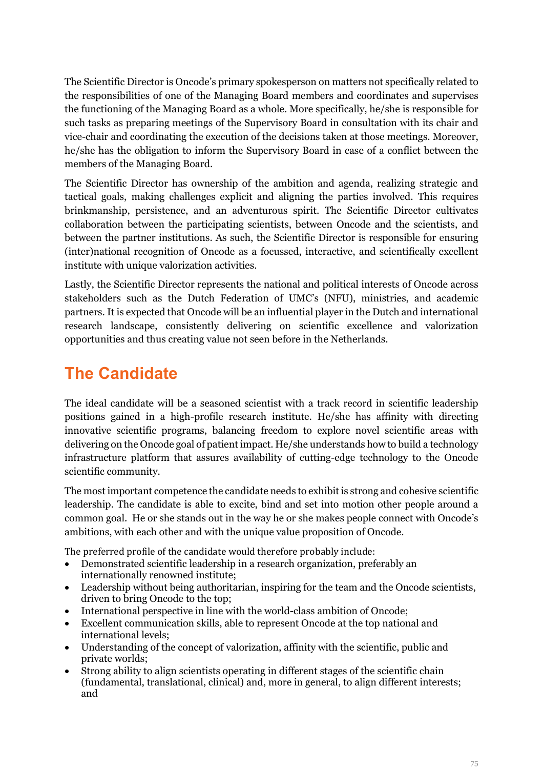The Scientific Director is Oncode's primary spokesperson on matters not specifically related to the responsibilities of one of the Managing Board members and coordinates and supervises the functioning of the Managing Board as a whole. More specifically, he/she is responsible for such tasks as preparing meetings of the Supervisory Board in consultation with its chair and vice-chair and coordinating the execution of the decisions taken at those meetings. Moreover, he/she has the obligation to inform the Supervisory Board in case of a conflict between the members of the Managing Board.

The Scientific Director has ownership of the ambition and agenda, realizing strategic and tactical goals, making challenges explicit and aligning the parties involved. This requires brinkmanship, persistence, and an adventurous spirit. The Scientific Director cultivates collaboration between the participating scientists, between Oncode and the scientists, and between the partner institutions. As such, the Scientific Director is responsible for ensuring (inter)national recognition of Oncode as a focussed, interactive, and scientifically excellent institute with unique valorization activities.

Lastly, the Scientific Director represents the national and political interests of Oncode across stakeholders such as the Dutch Federation of UMC's (NFU), ministries, and academic partners. It is expected that Oncode will be an influential player in the Dutch and international research landscape, consistently delivering on scientific excellence and valorization opportunities and thus creating value not seen before in the Netherlands.

## The Candidate

The ideal candidate will be a seasoned scientist with a track record in scientific leadership positions gained in a high-profile research institute. He/she has affinity with directing innovative scientific programs, balancing freedom to explore novel scientific areas with delivering on the Oncode goal of patient impact. He/she understands how to build a technology infrastructure platform that assures availability of cutting-edge technology to the Oncode scientific community.

The most important competence the candidate needs to exhibit is strong and cohesive scientific leadership. The candidate is able to excite, bind and set into motion other people around a common goal. He or she stands out in the way he or she makes people connect with Oncode's ambitions, with each other and with the unique value proposition of Oncode.

The preferred profile of the candidate would therefore probably include:

- Demonstrated scientific leadership in a research organization, preferably an internationally renowned institute;
- Leadership without being authoritarian, inspiring for the team and the Oncode scientists, driven to bring Oncode to the top;
- International perspective in line with the world-class ambition of Oncode;
- Excellent communication skills, able to represent Oncode at the top national and international levels;
- Understanding of the concept of valorization, affinity with the scientific, public and private worlds;
- Strong ability to align scientists operating in different stages of the scientific chain (fundamental, translational, clinical) and, more in general, to align different interests; and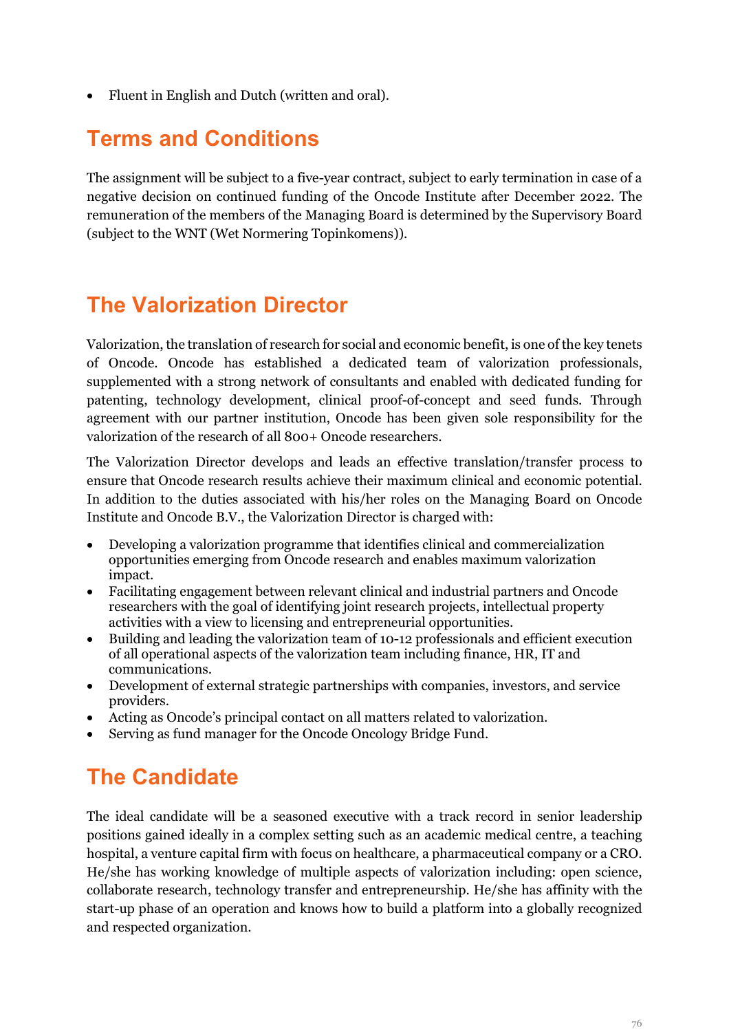- Fluent in English and Dutch (written and oral).

## Terms and Conditions

The assignment will be subject to a five-year contract, subject to early termination in case of a negative decision on continued funding of the Oncode Institute after December 2022. The remuneration of the members of the Managing Board is determined by the Supervisory Board (subject to the WNT (Wet Normering Topinkomens)).

## The Valorization Director

Valorization, the translation of research for social and economic benefit, is one of the key tenets of Oncode. Oncode has established a dedicated team of valorization professionals, supplemented with a strong network of consultants and enabled with dedicated funding for patenting, technology development, clinical proof-of-concept and seed funds. Through agreement with our partner institution, Oncode has been given sole responsibility for the valorization of the research of all 800+ Oncode researchers.

The Valorization Director develops and leads an effective translation/transfer process to ensure that Oncode research results achieve their maximum clinical and economic potential. In addition to the duties associated with his/her roles on the Managing Board on Oncode Institute and Oncode B.V., the Valorization Director is charged with:

- Developing a valorization programme that identifies clinical and commercialization opportunities emerging from Oncode research and enables maximum valorization impact.
- Facilitating engagement between relevant clinical and industrial partners and Oncode researchers with the goal of identifying joint research projects, intellectual property activities with a view to licensing and entrepreneurial opportunities.
- Building and leading the valorization team of 10-12 professionals and efficient execution of all operational aspects of the valorization team including finance, HR, IT and communications.
- Development of external strategic partnerships with companies, investors, and service providers.
- Acting as Oncode's principal contact on all matters related to valorization.
- Serving as fund manager for the Oncode Oncology Bridge Fund.

## The Candidate

The ideal candidate will be a seasoned executive with a track record in senior leadership positions gained ideally in a complex setting such as an academic medical centre, a teaching hospital, a venture capital firm with focus on healthcare, a pharmaceutical company or a CRO. He/she has working knowledge of multiple aspects of valorization including: open science, collaborate research, technology transfer and entrepreneurship. He/she has affinity with the start-up phase of an operation and knows how to build a platform into a globally recognized and respected organization.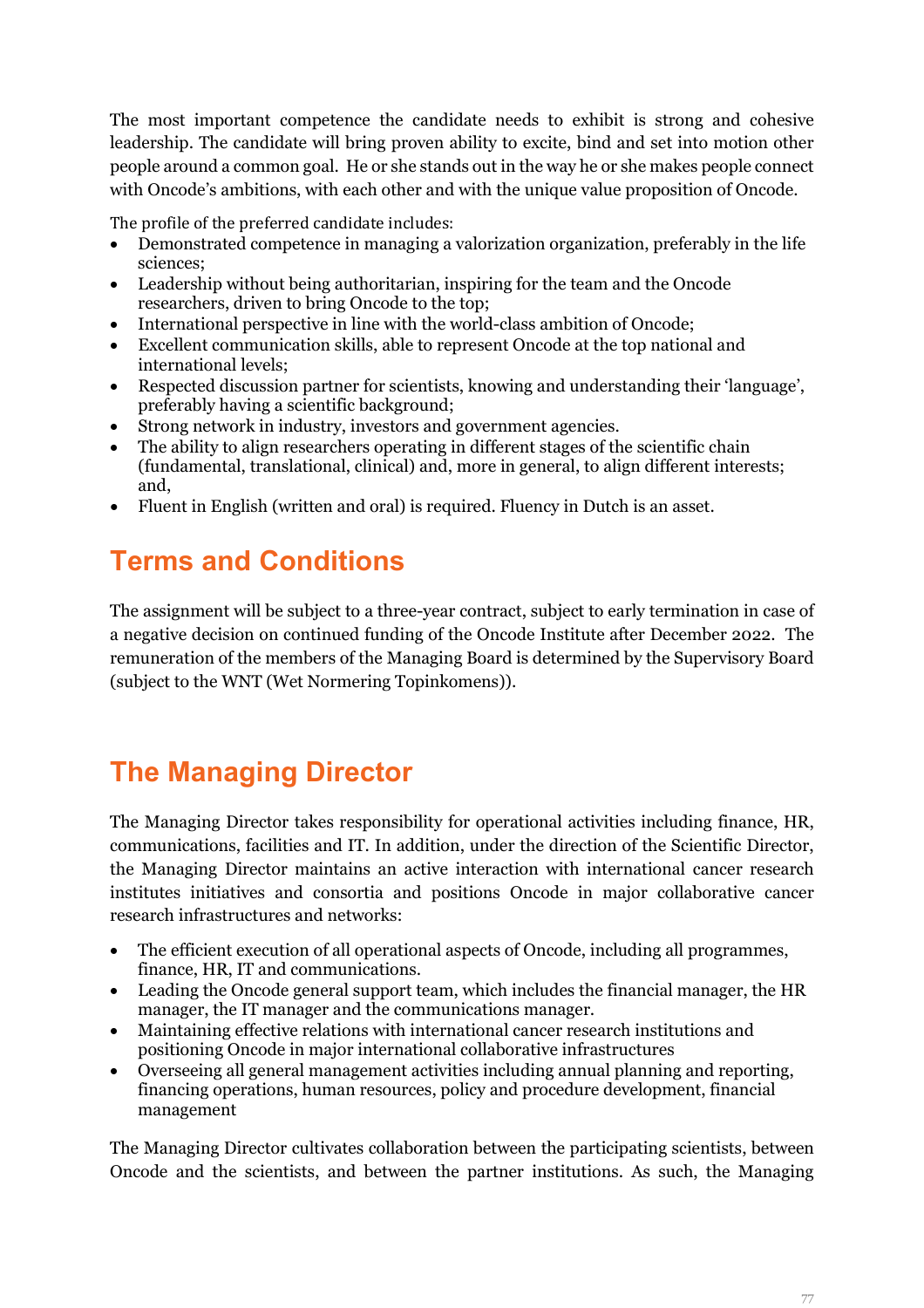The most important competence the candidate needs to exhibit is strong and cohesive leadership. The candidate will bring proven ability to excite, bind and set into motion other people around a common goal. He or she stands out in the way he or she makes people connect with Oncode's ambitions, with each other and with the unique value proposition of Oncode.

The profile of the preferred candidate includes:

- Demonstrated competence in managing a valorization organization, preferably in the life sciences;
- Leadership without being authoritarian, inspiring for the team and the Oncode researchers, driven to bring Oncode to the top;
- International perspective in line with the world-class ambition of Oncode;
- Excellent communication skills, able to represent Oncode at the top national and international levels;
- Respected discussion partner for scientists, knowing and understanding their 'language', preferably having a scientific background;
- Strong network in industry, investors and government agencies.
- The ability to align researchers operating in different stages of the scientific chain (fundamental, translational, clinical) and, more in general, to align different interests; and,
- Fluent in English (written and oral) is required. Fluency in Dutch is an asset.

## Terms and Conditions

The assignment will be subject to a three-year contract, subject to early termination in case of a negative decision on continued funding of the Oncode Institute after December 2022. The remuneration of the members of the Managing Board is determined by the Supervisory Board (subject to the WNT (Wet Normering Topinkomens)).

## The Managing Director

The Managing Director takes responsibility for operational activities including finance, HR, communications, facilities and IT. In addition, under the direction of the Scientific Director, the Managing Director maintains an active interaction with international cancer research institutes initiatives and consortia and positions Oncode in major collaborative cancer research infrastructures and networks:

- The efficient execution of all operational aspects of Oncode, including all programmes, finance, HR, IT and communications.
- Leading the Oncode general support team, which includes the financial manager, the HR manager, the IT manager and the communications manager.
- Maintaining effective relations with international cancer research institutions and positioning Oncode in major international collaborative infrastructures
- Overseeing all general management activities including annual planning and reporting, financing operations, human resources, policy and procedure development, financial management

The Managing Director cultivates collaboration between the participating scientists, between Oncode and the scientists, and between the partner institutions. As such, the Managing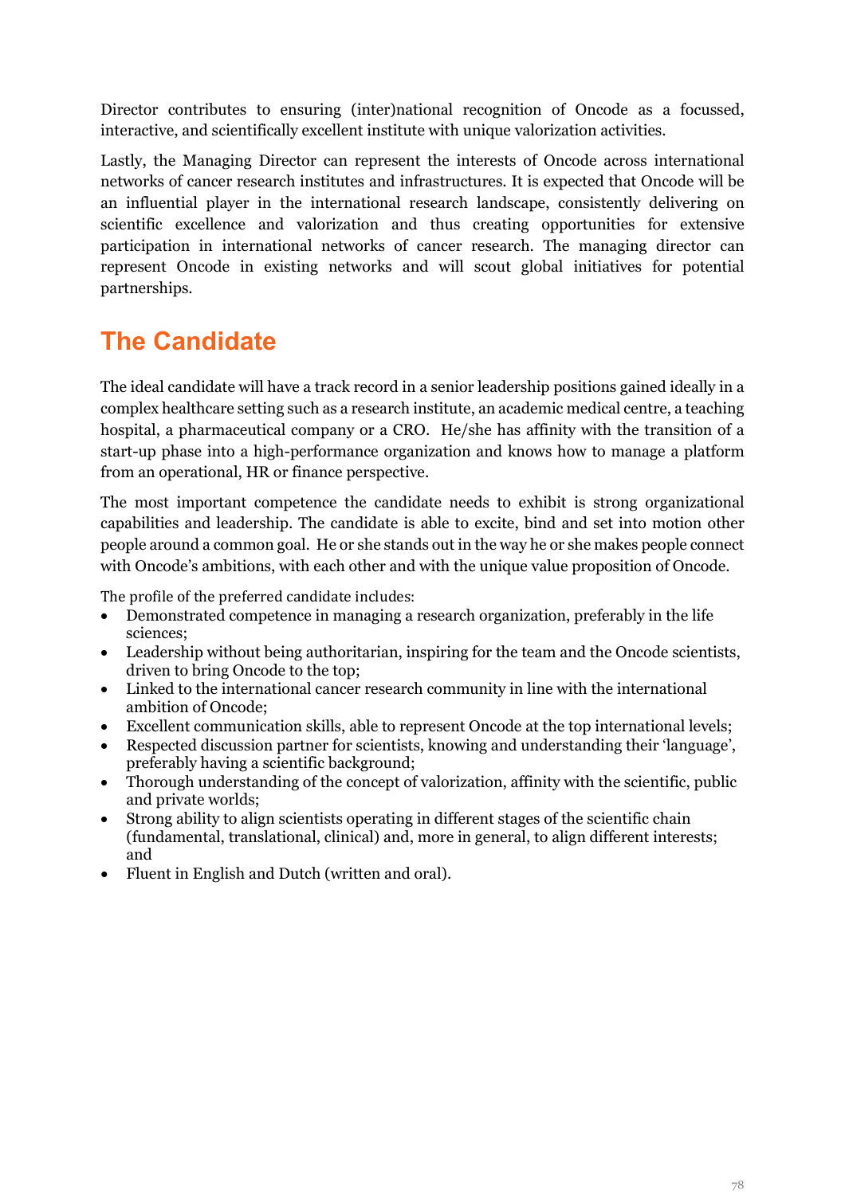Director contributes to ensuring (inter)national recognition of Oncode as a focussed, interactive, and scientifically excellent institute with unique valorization activities.

Lastly, the Managing Director can represent the interests of Oncode across international networks of cancer research institutes and infrastructures. It is expected that Oncode will be an influential player in the international research landscape, consistently delivering on scientific excellence and valorization and thus creating opportunities for extensive participation in international networks of cancer research. The managing director can represent Oncode in existing networks and will scout global initiatives for potential partnerships.

## The Candidate

The ideal candidate will have a track record in a senior leadership positions gained ideally in a complex healthcare setting such as a research institute, an academic medical centre, a teaching hospital, a pharmaceutical company or a CRO. He/she has affinity with the transition of a start-up phase into a high-performance organization and knows how to manage a platform from an operational, HR or finance perspective.

The most important competence the candidate needs to exhibit is strong organizational capabilities and leadership. The candidate is able to excite, bind and set into motion other people around a common goal. He or she stands out in the way he or she makes people connect with Oncode's ambitions, with each other and with the unique value proposition of Oncode.

The profile of the preferred candidate includes:

- Demonstrated competence in managing a research organization, preferably in the life sciences;
- Leadership without being authoritarian, inspiring for the team and the Oncode scientists, driven to bring Oncode to the top;
- Linked to the international cancer research community in line with the international ambition of Oncode;
- Excellent communication skills, able to represent Oncode at the top international levels;
- Respected discussion partner for scientists, knowing and understanding their 'language', preferably having a scientific background;
- Thorough understanding of the concept of valorization, affinity with the scientific, public and private worlds;
- Strong ability to align scientists operating in different stages of the scientific chain (fundamental, translational, clinical) and, more in general, to align different interests; and
- Fluent in English and Dutch (written and oral).